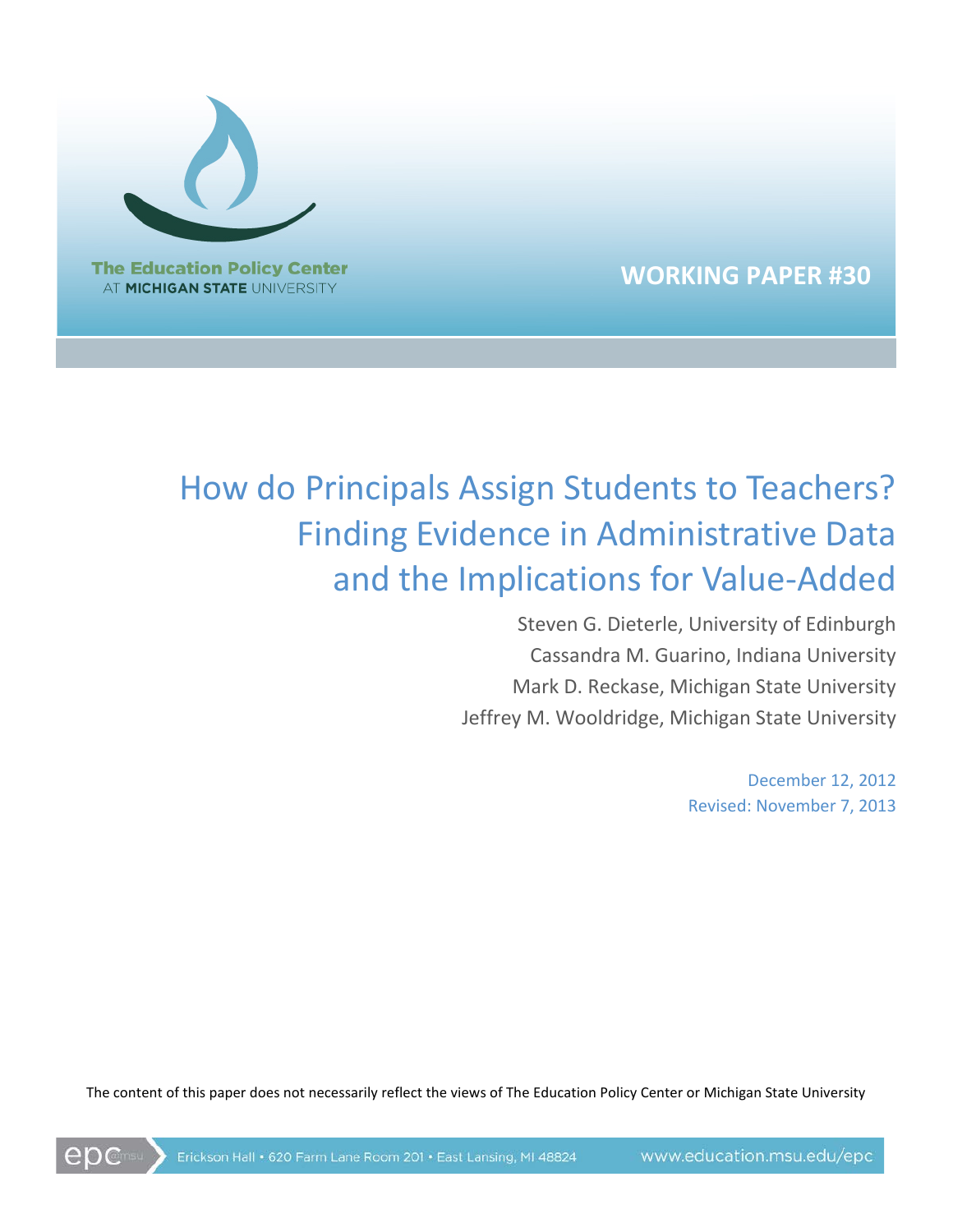The Education Policy Center
AT MICHIGAN STATE UNIVERSITY

**WORKING PAPER #30**

# How do Principals Assign Students to Teachers? Finding Evidence in Administrative Data and the Implications for Value-Added

Steven G. Dieterle, University of Edinburgh
Cassandra M. Guarino, Indiana University
Mark D. Reckase, Michigan State University
Jeffrey M. Wooldridge, Michigan State University

December 12, 2012
Revised: November 7, 2013

The content of this paper does not necessarily reflect the views of The Education Policy Center or Michigan State University

epc@msu Erickson Hall • 620 Farm Lane Room 201 • East Lansing, MI 48824 www.education.msu.edu/epc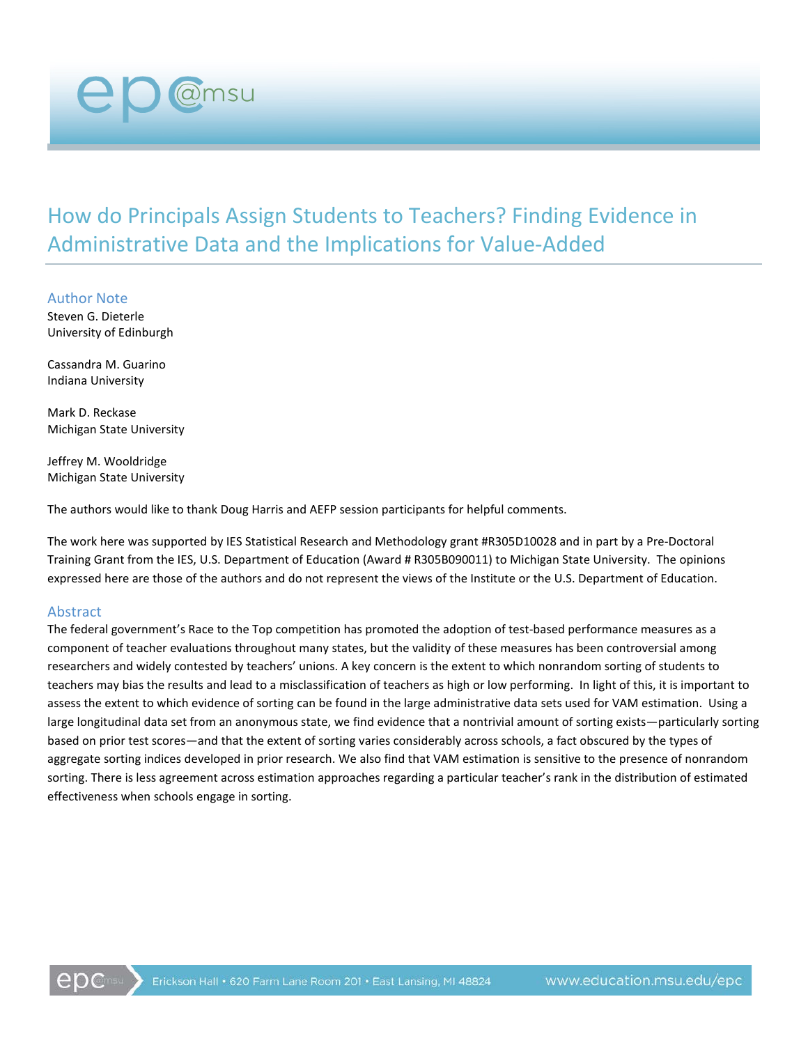# How do Principals Assign Students to Teachers? Finding Evidence in Administrative Data and the Implications for Value-Added

## Author Note

Steven G. Dieterle
University of Edinburgh

Cassandra M. Guarino
Indiana University

Mark D. Reckase
Michigan State University

Jeffrey M. Wooldridge
Michigan State University

The authors would like to thank Doug Harris and AEFP session participants for helpful comments.

The work here was supported by IES Statistical Research and Methodology grant #R305D10028 and in part by a Pre-Doctoral Training Grant from the IES, U.S. Department of Education (Award # R305B090011) to Michigan State University. The opinions expressed here are those of the authors and do not represent the views of the Institute or the U.S. Department of Education.

## Abstract

The federal government's Race to the Top competition has promoted the adoption of test-based performance measures as a component of teacher evaluations throughout many states, but the validity of these measures has been controversial among researchers and widely contested by teachers' unions. A key concern is the extent to which nonrandom sorting of students to teachers may bias the results and lead to a misclassification of teachers as high or low performing. In light of this, it is important to assess the extent to which evidence of sorting can be found in the large administrative data sets used for VAM estimation. Using a large longitudinal data set from an anonymous state, we find evidence that a nontrivial amount of sorting exists—particularly sorting based on prior test scores—and that the extent of sorting varies considerably across schools, a fact obscured by the types of aggregate sorting indices developed in prior research. We also find that VAM estimation is sensitive to the presence of nonrandom sorting. There is less agreement across estimation approaches regarding a particular teacher's rank in the distribution of estimated effectiveness when schools engage in sorting.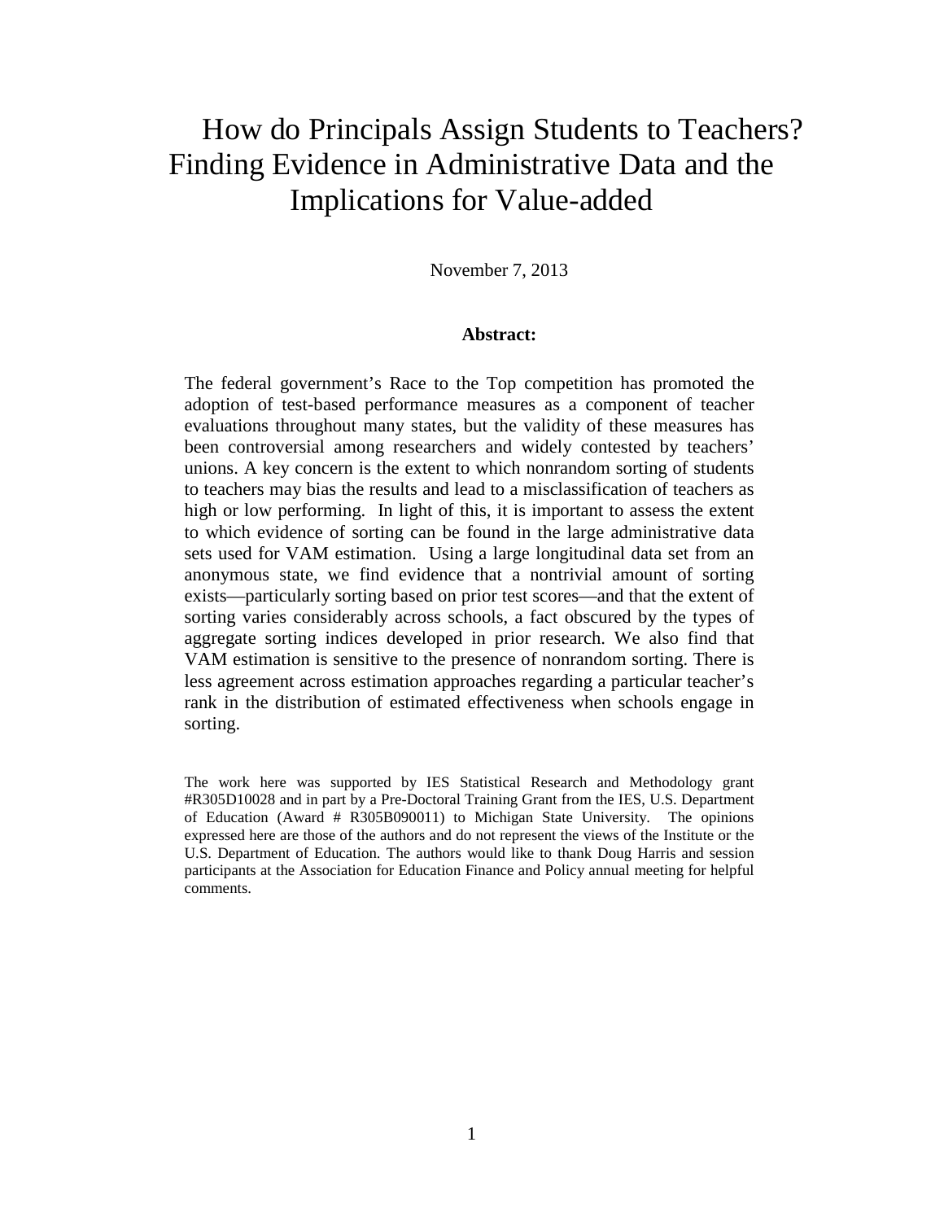# How do Principals Assign Students to Teachers? Finding Evidence in Administrative Data and the Implications for Value-added

November 7, 2013

**Abstract:**

The federal government's Race to the Top competition has promoted the adoption of test-based performance measures as a component of teacher evaluations throughout many states, but the validity of these measures has been controversial among researchers and widely contested by teachers' unions. A key concern is the extent to which nonrandom sorting of students to teachers may bias the results and lead to a misclassification of teachers as high or low performing. In light of this, it is important to assess the extent to which evidence of sorting can be found in the large administrative data sets used for VAM estimation. Using a large longitudinal data set from an anonymous state, we find evidence that a nontrivial amount of sorting exists—particularly sorting based on prior test scores—and that the extent of sorting varies considerably across schools, a fact obscured by the types of aggregate sorting indices developed in prior research. We also find that VAM estimation is sensitive to the presence of nonrandom sorting. There is less agreement across estimation approaches regarding a particular teacher's rank in the distribution of estimated effectiveness when schools engage in sorting.

The work here was supported by IES Statistical Research and Methodology grant #R305D10028 and in part by a Pre-Doctoral Training Grant from the IES, U.S. Department of Education (Award # R305B090011) to Michigan State University. The opinions expressed here are those of the authors and do not represent the views of the Institute or the U.S. Department of Education. The authors would like to thank Doug Harris and session participants at the Association for Education Finance and Policy annual meeting for helpful comments.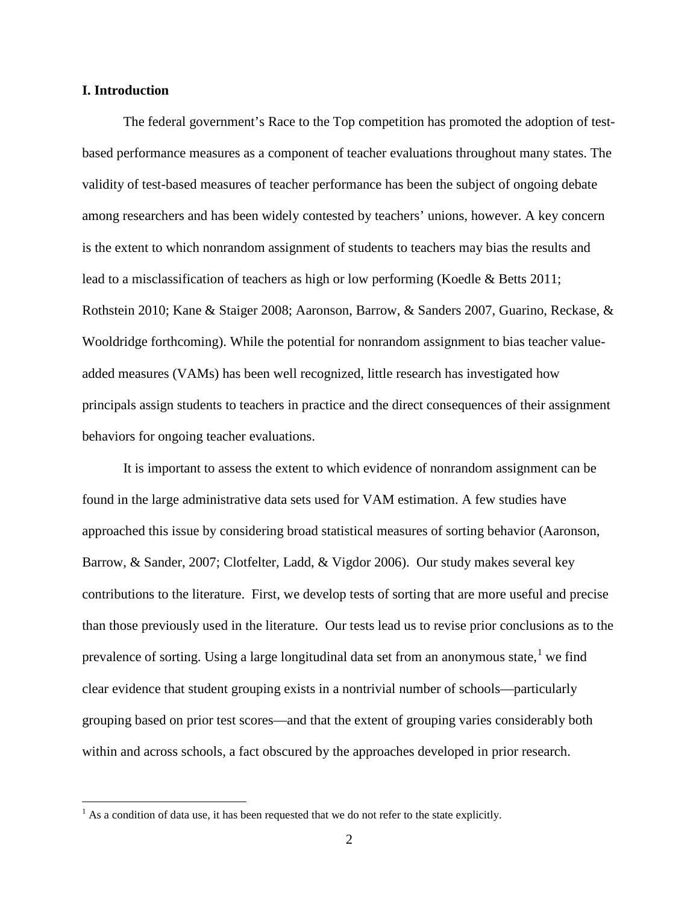## I. Introduction

The federal government's Race to the Top competition has promoted the adoption of test-based performance measures as a component of teacher evaluations throughout many states. The validity of test-based measures of teacher performance has been the subject of ongoing debate among researchers and has been widely contested by teachers' unions, however. A key concern is the extent to which nonrandom assignment of students to teachers may bias the results and lead to a misclassification of teachers as high or low performing (Koedle & Betts 2011; Rothstein 2010; Kane & Staiger 2008; Aaronson, Barrow, & Sanders 2007, Guarino, Reckase, & Wooldridge forthcoming). While the potential for nonrandom assignment to bias teacher value-added measures (VAMs) has been well recognized, little research has investigated how principals assign students to teachers in practice and the direct consequences of their assignment behaviors for ongoing teacher evaluations.

It is important to assess the extent to which evidence of nonrandom assignment can be found in the large administrative data sets used for VAM estimation. A few studies have approached this issue by considering broad statistical measures of sorting behavior (Aaronson, Barrow, & Sander, 2007; Clotfelter, Ladd, & Vigdor 2006). Our study makes several key contributions to the literature. First, we develop tests of sorting that are more useful and precise than those previously used in the literature. Our tests lead us to revise prior conclusions as to the prevalence of sorting. Using a large longitudinal data set from an anonymous state,[1] we find clear evidence that student grouping exists in a nontrivial number of schools—particularly grouping based on prior test scores—and that the extent of grouping varies considerably both within and across schools, a fact obscured by the approaches developed in prior research.

[1] As a condition of data use, it has been requested that we do not refer to the state explicitly.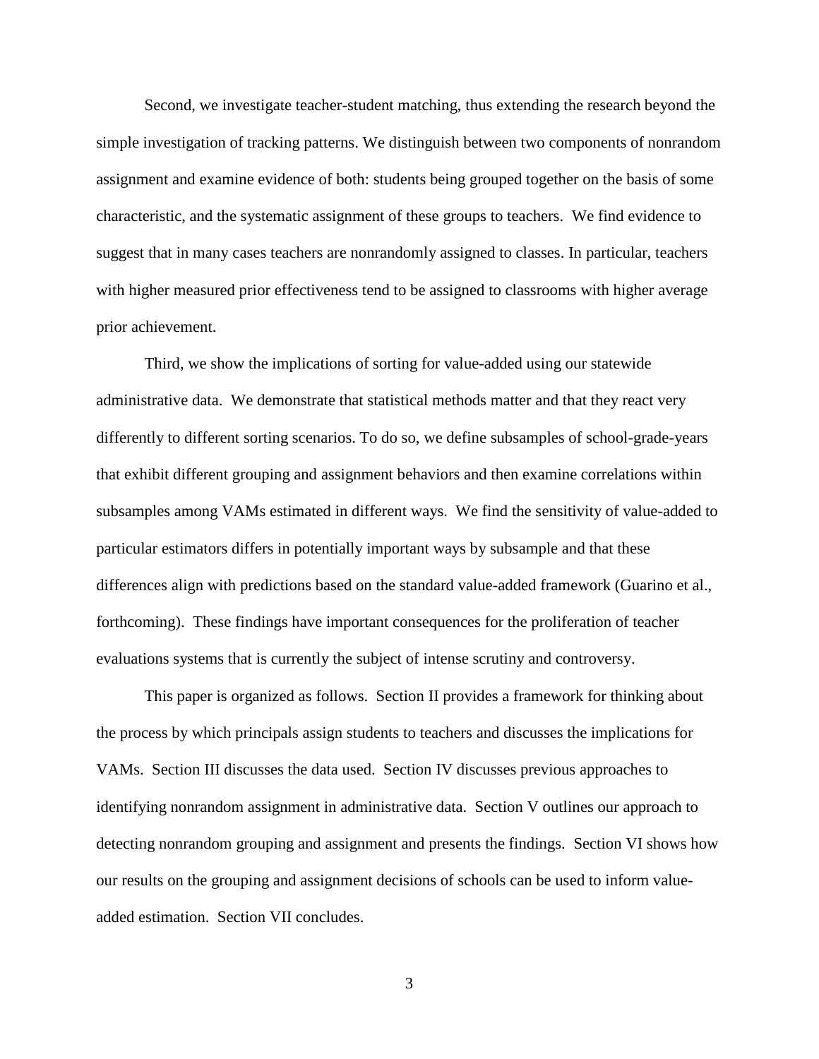Second, we investigate teacher-student matching, thus extending the research beyond the simple investigation of tracking patterns. We distinguish between two components of nonrandom assignment and examine evidence of both: students being grouped together on the basis of some characteristic, and the systematic assignment of these groups to teachers. We find evidence to suggest that in many cases teachers are nonrandomly assigned to classes. In particular, teachers with higher measured prior effectiveness tend to be assigned to classrooms with higher average prior achievement.

Third, we show the implications of sorting for value-added using our statewide administrative data. We demonstrate that statistical methods matter and that they react very differently to different sorting scenarios. To do so, we define subsamples of school-grade-years that exhibit different grouping and assignment behaviors and then examine correlations within subsamples among VAMs estimated in different ways. We find the sensitivity of value-added to particular estimators differs in potentially important ways by subsample and that these differences align with predictions based on the standard value-added framework (Guarino et al., forthcoming). These findings have important consequences for the proliferation of teacher evaluations systems that is currently the subject of intense scrutiny and controversy.

This paper is organized as follows. Section II provides a framework for thinking about the process by which principals assign students to teachers and discusses the implications for VAMs. Section III discusses the data used. Section IV discusses previous approaches to identifying nonrandom assignment in administrative data. Section V outlines our approach to detecting nonrandom grouping and assignment and presents the findings. Section VI shows how our results on the grouping and assignment decisions of schools can be used to inform value-added estimation. Section VII concludes.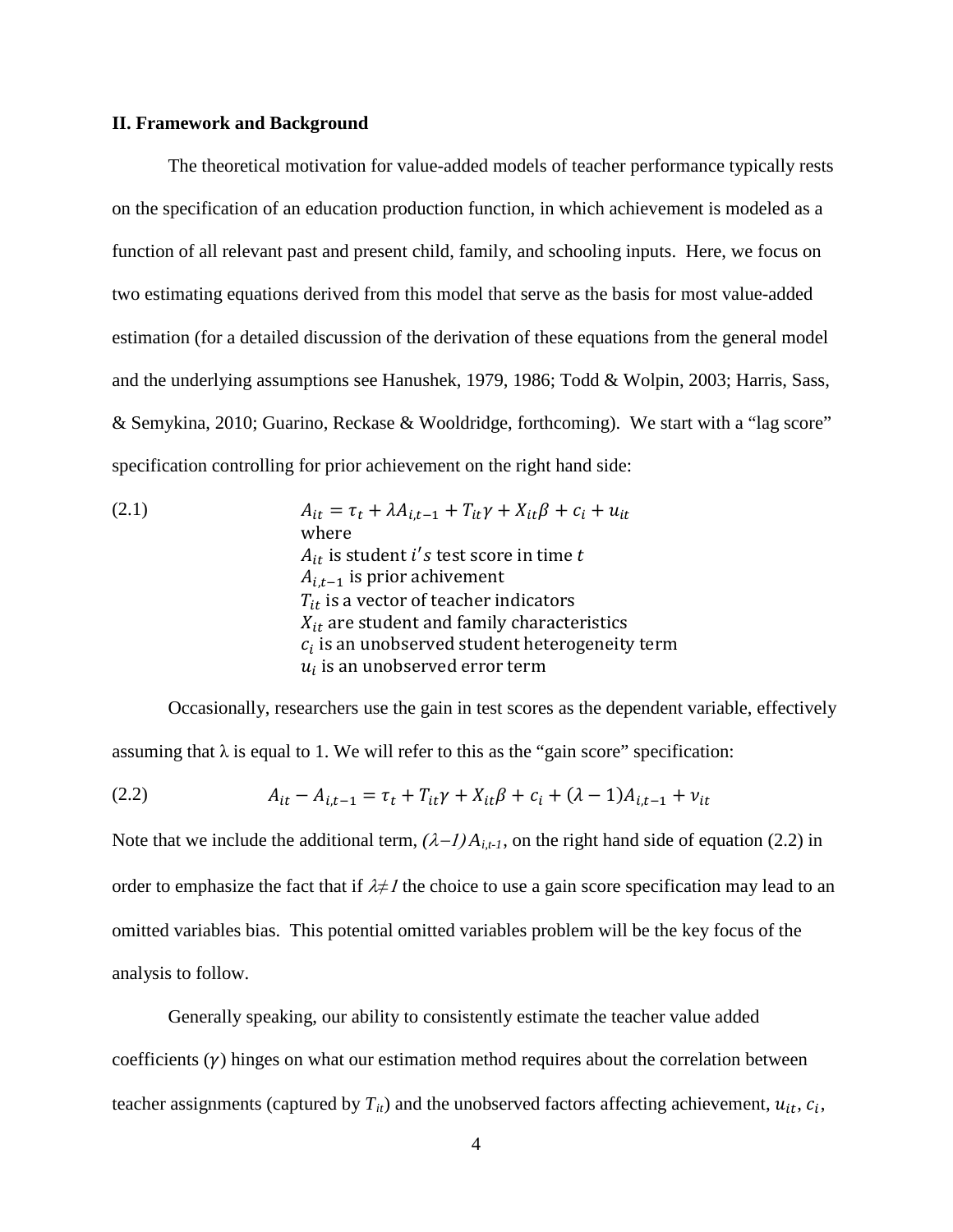### II. Framework and Background

The theoretical motivation for value-added models of teacher performance typically rests on the specification of an education production function, in which achievement is modeled as a function of all relevant past and present child, family, and schooling inputs. Here, we focus on two estimating equations derived from this model that serve as the basis for most value-added estimation (for a detailed discussion of the derivation of these equations from the general model and the underlying assumptions see Hanushek, 1979, 1986; Todd & Wolpin, 2003; Harris, Sass, & Semykina, 2010; Guarino, Reckase & Wooldridge, forthcoming). We start with a "lag score" specification controlling for prior achievement on the right hand side:

(2.1)
$$A_{it} = \tau_t + \lambda A_{i,t-1} + T_{it}\gamma + X_{it}\beta + c_i + u_{it}$$

where
$A_{it}$ is student $i's$ test score in time $t$
$A_{i,t-1}$ is prior achivement
$T_{it}$ is a vector of teacher indicators
$X_{it}$ are student and family characteristics
$c_i$ is an unobserved student heterogeneity term
$u_i$ is an unobserved error term

Occasionally, researchers use the gain in test scores as the dependent variable, effectively assuming that $\lambda$ is equal to 1. We will refer to this as the "gain score" specification:

(2.2)
$$A_{it} - A_{i,t-1} = \tau_t + T_{it}\gamma + X_{it}\beta + c_i + (\lambda - 1)A_{i,t-1} + \nu_{it}$$

Note that we include the additional term, $(\lambda-1)A_{i,t-1}$, on the right hand side of equation (2.2) in order to emphasize the fact that if $\lambda \neq 1$ the choice to use a gain score specification may lead to an omitted variables bias. This potential omitted variables problem will be the key focus of the analysis to follow.

Generally speaking, our ability to consistently estimate the teacher value added coefficients ($\gamma$) hinges on what our estimation method requires about the correlation between teacher assignments (captured by $T_{it}$) and the unobserved factors affecting achievement, $u_{it}$, $c_i$,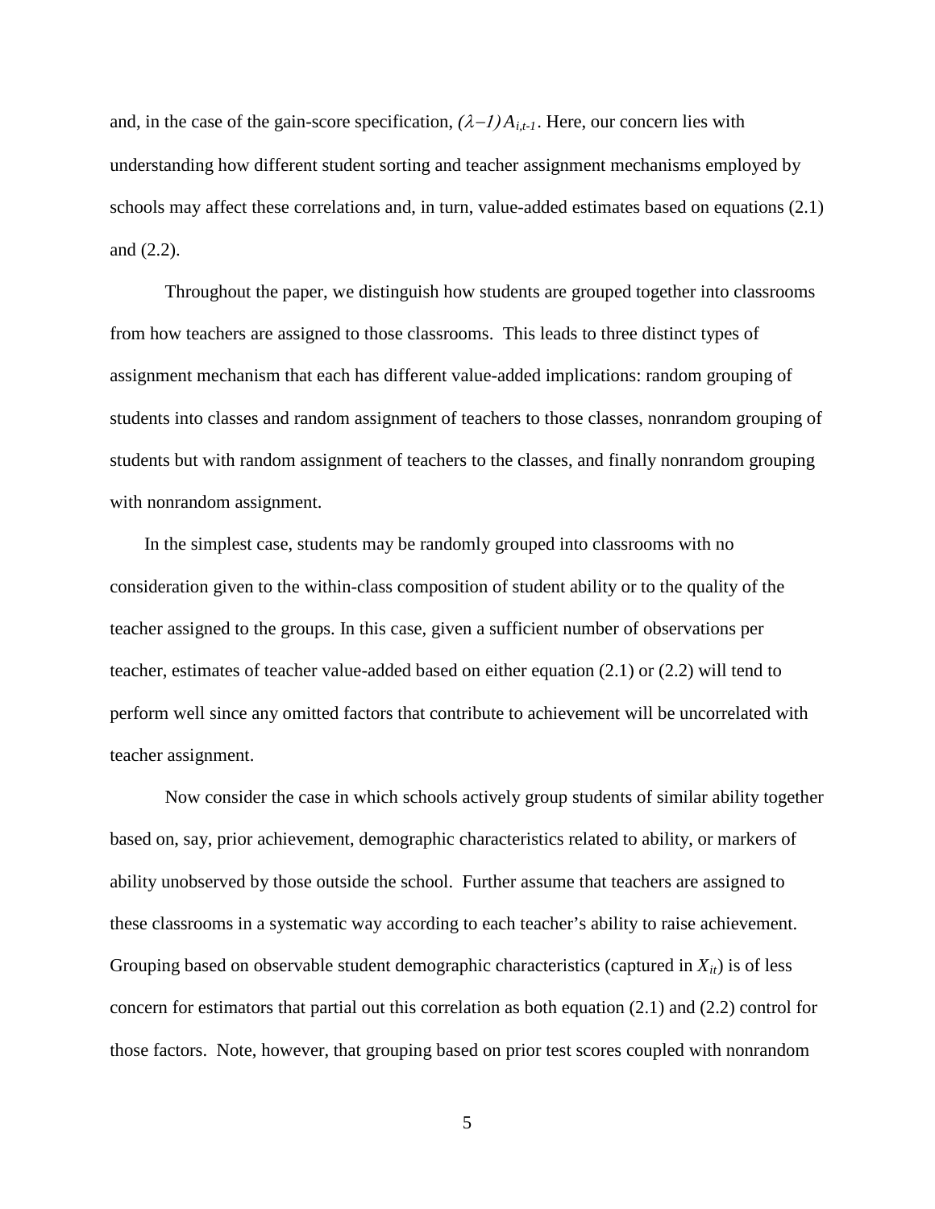and, in the case of the gain-score specification, $(\lambda - 1) A_{i,t-1}$. Here, our concern lies with understanding how different student sorting and teacher assignment mechanisms employed by schools may affect these correlations and, in turn, value-added estimates based on equations (2.1) and (2.2).

Throughout the paper, we distinguish how students are grouped together into classrooms from how teachers are assigned to those classrooms. This leads to three distinct types of assignment mechanism that each has different value-added implications: random grouping of students into classes and random assignment of teachers to those classes, nonrandom grouping of students but with random assignment of teachers to the classes, and finally nonrandom grouping with nonrandom assignment.

In the simplest case, students may be randomly grouped into classrooms with no consideration given to the within-class composition of student ability or to the quality of the teacher assigned to the groups. In this case, given a sufficient number of observations per teacher, estimates of teacher value-added based on either equation (2.1) or (2.2) will tend to perform well since any omitted factors that contribute to achievement will be uncorrelated with teacher assignment.

Now consider the case in which schools actively group students of similar ability together based on, say, prior achievement, demographic characteristics related to ability, or markers of ability unobserved by those outside the school. Further assume that teachers are assigned to these classrooms in a systematic way according to each teacher's ability to raise achievement. Grouping based on observable student demographic characteristics (captured in $X_{it}$) is of less concern for estimators that partial out this correlation as both equation (2.1) and (2.2) control for those factors. Note, however, that grouping based on prior test scores coupled with nonrandom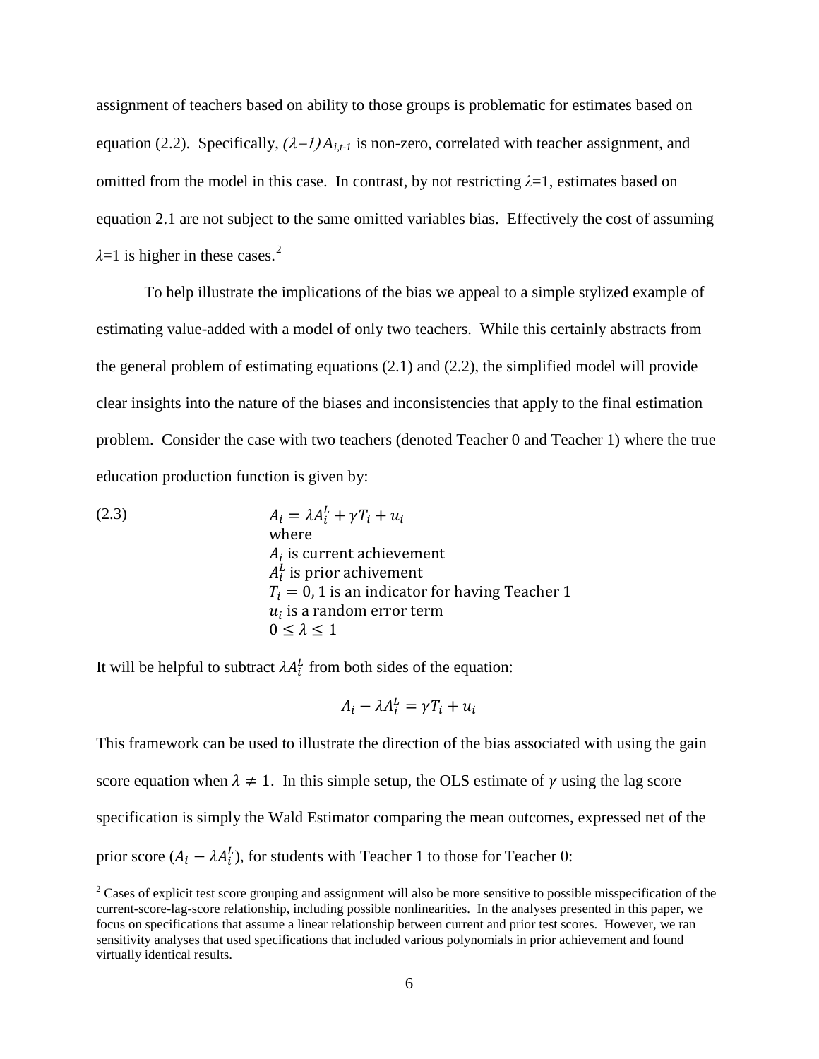assignment of teachers based on ability to those groups is problematic for estimates based on equation (2.2). Specifically, $(\lambda - 1)A_{i,t-1}$ is non-zero, correlated with teacher assignment, and omitted from the model in this case. In contrast, by not restricting $\lambda$=1, estimates based on equation 2.1 are not subject to the same omitted variables bias. Effectively the cost of assuming $\lambda$=1 is higher in these cases.[2]

To help illustrate the implications of the bias we appeal to a simple stylized example of estimating value-added with a model of only two teachers. While this certainly abstracts from the general problem of estimating equations (2.1) and (2.2), the simplified model will provide clear insights into the nature of the biases and inconsistencies that apply to the final estimation problem. Consider the case with two teachers (denoted Teacher 0 and Teacher 1) where the true education production function is given by:

$$A_i = \lambda A_i^L + \gamma T_i + u_i \tag{2.3}$$

where
$A_i$ is current achievement
$A_i^L$ is prior achivement
$T_i = 0, 1$ is an indicator for having Teacher 1
$u_i$ is a random error term
$0 \leq \lambda \leq 1$

It will be helpful to subtract $\lambda A_i^L$ from both sides of the equation:

$$A_i - \lambda A_i^L = \gamma T_i + u_i$$

This framework can be used to illustrate the direction of the bias associated with using the gain score equation when $\lambda \neq 1$. In this simple setup, the OLS estimate of $\gamma$ using the lag score specification is simply the Wald Estimator comparing the mean outcomes, expressed net of the prior score ($A_i - \lambda A_i^L$), for students with Teacher 1 to those for Teacher 0:

[2] Cases of explicit test score grouping and assignment will also be more sensitive to possible misspecification of the current-score-lag-score relationship, including possible nonlinearities. In the analyses presented in this paper, we focus on specifications that assume a linear relationship between current and prior test scores. However, we ran sensitivity analyses that used specifications that included various polynomials in prior achievement and found virtually identical results.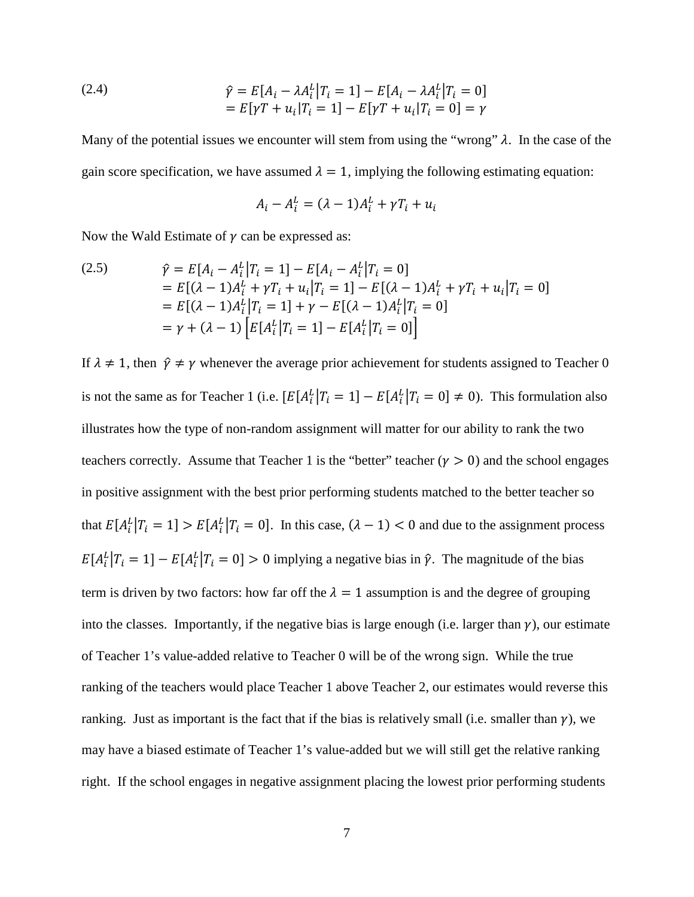$$
\begin{aligned}
\text{(2.4)} \qquad \hat{\gamma} &= E[A_i - \lambda A_i^L | T_i = 1] - E[A_i - \lambda A_i^L | T_i = 0] \\
&= E[\gamma T + u_i | T_i = 1] - E[\gamma T + u_i | T_i = 0] = \gamma
\end{aligned}
$$

Many of the potential issues we encounter will stem from using the "wrong" $\lambda$. In the case of the gain score specification, we have assumed $\lambda = 1$, implying the following estimating equation:

$$
A_i - A_i^L = (\lambda - 1)A_i^L + \gamma T_i + u_i
$$

Now the Wald Estimate of $\gamma$ can be expressed as:

$$
\begin{aligned}
\text{(2.5)} \qquad \hat{\gamma} &= E[A_i - A_i^L | T_i = 1] - E[A_i - A_i^L | T_i = 0] \\
&= E[(\lambda - 1)A_i^L + \gamma T_i + u_i | T_i = 1] - E[(\lambda - 1)A_i^L + \gamma T_i + u_i | T_i = 0] \\
&= E[(\lambda - 1)A_i^L | T_i = 1] + \gamma - E[(\lambda - 1)A_i^L | T_i = 0] \\
&= \gamma + (\lambda - 1)\left[E[A_i^L | T_i = 1] - E[A_i^L | T_i = 0]\right]
\end{aligned}
$$

If $\lambda \neq 1$, then $\hat{\gamma} \neq \gamma$ whenever the average prior achievement for students assigned to Teacher 0 is not the same as for Teacher 1 (i.e. $[E[A_i^L | T_i = 1] - E[A_i^L | T_i = 0] \neq 0$). This formulation also illustrates how the type of non-random assignment will matter for our ability to rank the two teachers correctly. Assume that Teacher 1 is the "better" teacher ($\gamma > 0$) and the school engages in positive assignment with the best prior performing students matched to the better teacher so that $E[A_i^L | T_i = 1] > E[A_i^L | T_i = 0]$. In this case, $(\lambda - 1) < 0$ and due to the assignment process $E[A_i^L | T_i = 1] - E[A_i^L | T_i = 0] > 0$ implying a negative bias in $\hat{\gamma}$. The magnitude of the bias term is driven by two factors: how far off the $\lambda = 1$ assumption is and the degree of grouping into the classes. Importantly, if the negative bias is large enough (i.e. larger than $\gamma$), our estimate of Teacher 1's value-added relative to Teacher 0 will be of the wrong sign. While the true ranking of the teachers would place Teacher 1 above Teacher 2, our estimates would reverse this ranking. Just as important is the fact that if the bias is relatively small (i.e. smaller than $\gamma$), we may have a biased estimate of Teacher 1's value-added but we will still get the relative ranking right. If the school engages in negative assignment placing the lowest prior performing students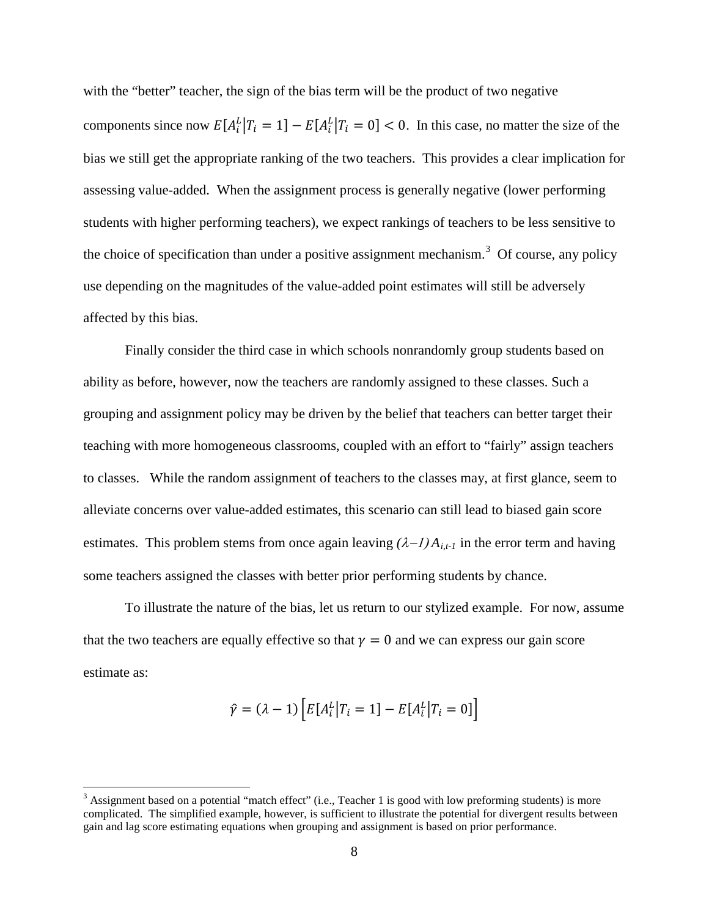with the "better" teacher, the sign of the bias term will be the product of two negative components since now $E[A_i^L|T_i = 1] - E[A_i^L|T_i = 0] < 0$. In this case, no matter the size of the bias we still get the appropriate ranking of the two teachers. This provides a clear implication for assessing value-added. When the assignment process is generally negative (lower performing students with higher performing teachers), we expect rankings of teachers to be less sensitive to the choice of specification than under a positive assignment mechanism.[3] Of course, any policy use depending on the magnitudes of the value-added point estimates will still be adversely affected by this bias.

Finally consider the third case in which schools nonrandomly group students based on ability as before, however, now the teachers are randomly assigned to these classes. Such a grouping and assignment policy may be driven by the belief that teachers can better target their teaching with more homogeneous classrooms, coupled with an effort to "fairly" assign teachers to classes. While the random assignment of teachers to the classes may, at first glance, seem to alleviate concerns over value-added estimates, this scenario can still lead to biased gain score estimates. This problem stems from once again leaving $(\lambda - 1) A_{i,t-1}$ in the error term and having some teachers assigned the classes with better prior performing students by chance.

To illustrate the nature of the bias, let us return to our stylized example. For now, assume that the two teachers are equally effective so that $\gamma = 0$ and we can express our gain score estimate as:

$$\hat{\gamma} = (\lambda - 1)\left[E[A_i^L|T_i = 1] - E[A_i^L|T_i = 0]\right]$$

[3] Assignment based on a potential "match effect" (i.e., Teacher 1 is good with low preforming students) is more complicated. The simplified example, however, is sufficient to illustrate the potential for divergent results between gain and lag score estimating equations when grouping and assignment is based on prior performance.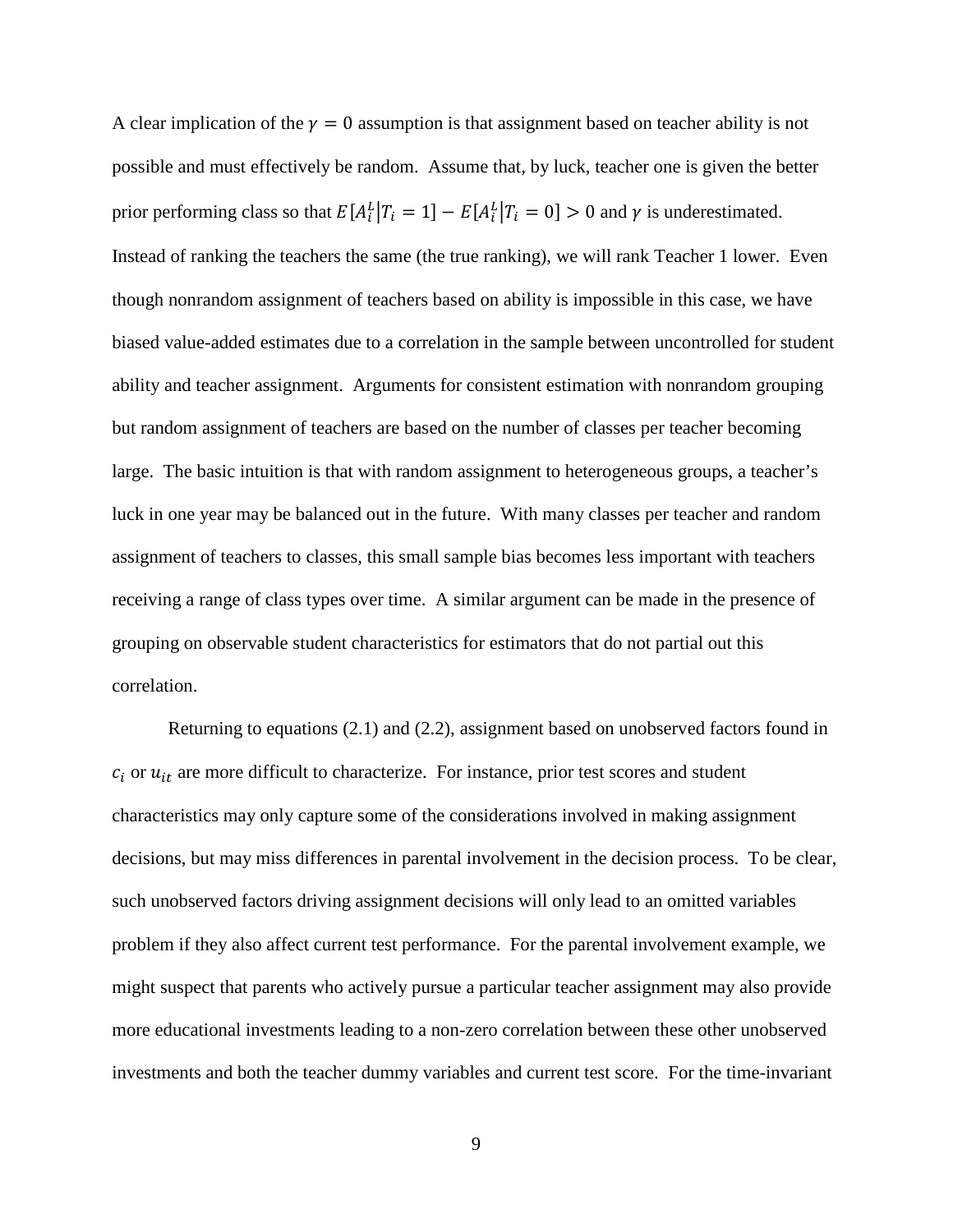A clear implication of the $\gamma = 0$ assumption is that assignment based on teacher ability is not possible and must effectively be random. Assume that, by luck, teacher one is given the better prior performing class so that $E[A_i^L|T_i = 1] - E[A_i^L|T_i = 0] > 0$ and $\gamma$ is underestimated. Instead of ranking the teachers the same (the true ranking), we will rank Teacher 1 lower. Even though nonrandom assignment of teachers based on ability is impossible in this case, we have biased value-added estimates due to a correlation in the sample between uncontrolled for student ability and teacher assignment. Arguments for consistent estimation with nonrandom grouping but random assignment of teachers are based on the number of classes per teacher becoming large. The basic intuition is that with random assignment to heterogeneous groups, a teacher's luck in one year may be balanced out in the future. With many classes per teacher and random assignment of teachers to classes, this small sample bias becomes less important with teachers receiving a range of class types over time. A similar argument can be made in the presence of grouping on observable student characteristics for estimators that do not partial out this correlation.

Returning to equations (2.1) and (2.2), assignment based on unobserved factors found in $c_i$ or $u_{it}$ are more difficult to characterize. For instance, prior test scores and student characteristics may only capture some of the considerations involved in making assignment decisions, but may miss differences in parental involvement in the decision process. To be clear, such unobserved factors driving assignment decisions will only lead to an omitted variables problem if they also affect current test performance. For the parental involvement example, we might suspect that parents who actively pursue a particular teacher assignment may also provide more educational investments leading to a non-zero correlation between these other unobserved investments and both the teacher dummy variables and current test score. For the time-invariant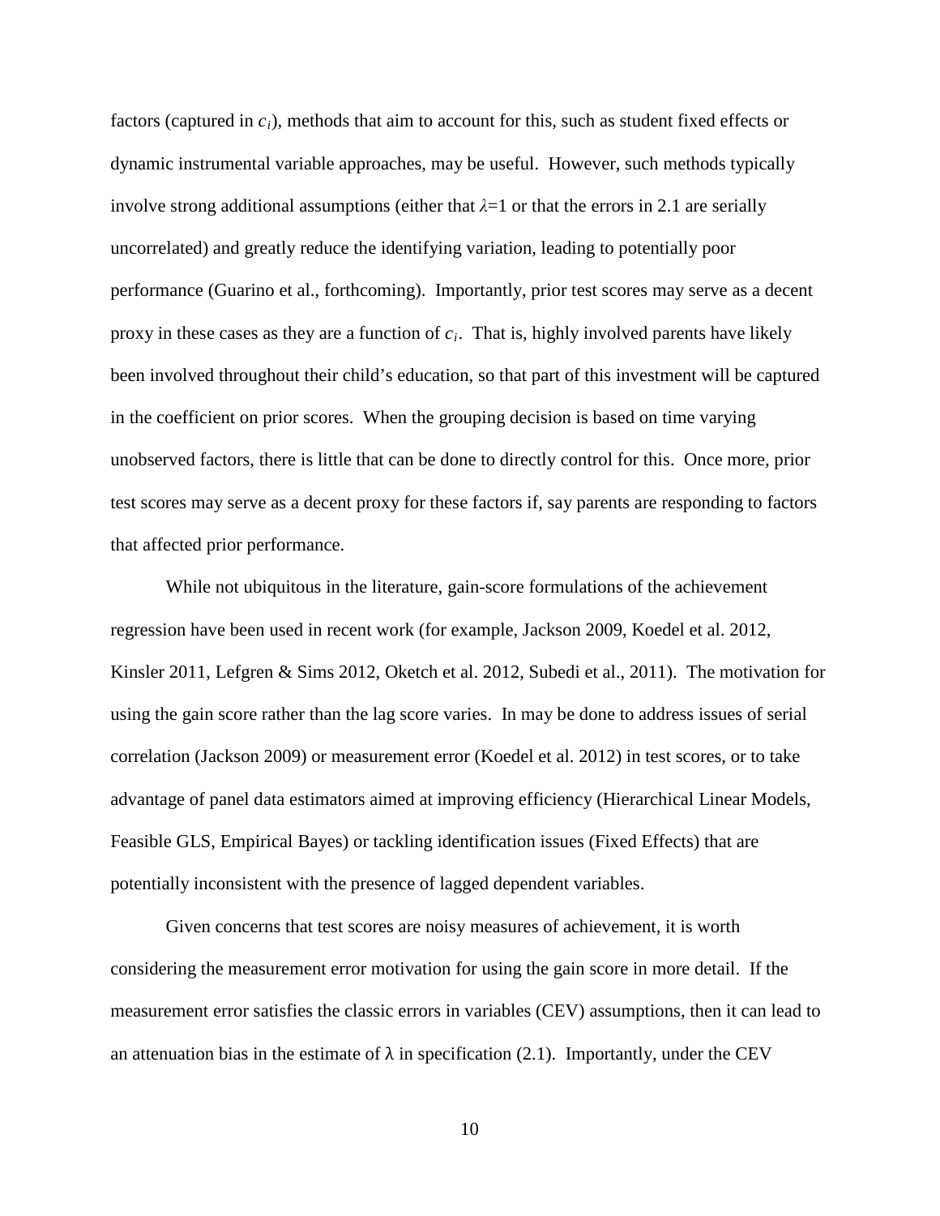factors (captured in $c_i$), methods that aim to account for this, such as student fixed effects or dynamic instrumental variable approaches, may be useful. However, such methods typically involve strong additional assumptions (either that $\lambda$=1 or that the errors in 2.1 are serially uncorrelated) and greatly reduce the identifying variation, leading to potentially poor performance (Guarino et al., forthcoming). Importantly, prior test scores may serve as a decent proxy in these cases as they are a function of $c_i$. That is, highly involved parents have likely been involved throughout their child's education, so that part of this investment will be captured in the coefficient on prior scores. When the grouping decision is based on time varying unobserved factors, there is little that can be done to directly control for this. Once more, prior test scores may serve as a decent proxy for these factors if, say parents are responding to factors that affected prior performance.

While not ubiquitous in the literature, gain-score formulations of the achievement regression have been used in recent work (for example, Jackson 2009, Koedel et al. 2012, Kinsler 2011, Lefgren & Sims 2012, Oketch et al. 2012, Subedi et al., 2011). The motivation for using the gain score rather than the lag score varies. In may be done to address issues of serial correlation (Jackson 2009) or measurement error (Koedel et al. 2012) in test scores, or to take advantage of panel data estimators aimed at improving efficiency (Hierarchical Linear Models, Feasible GLS, Empirical Bayes) or tackling identification issues (Fixed Effects) that are potentially inconsistent with the presence of lagged dependent variables.

Given concerns that test scores are noisy measures of achievement, it is worth considering the measurement error motivation for using the gain score in more detail. If the measurement error satisfies the classic errors in variables (CEV) assumptions, then it can lead to an attenuation bias in the estimate of $\lambda$ in specification (2.1). Importantly, under the CEV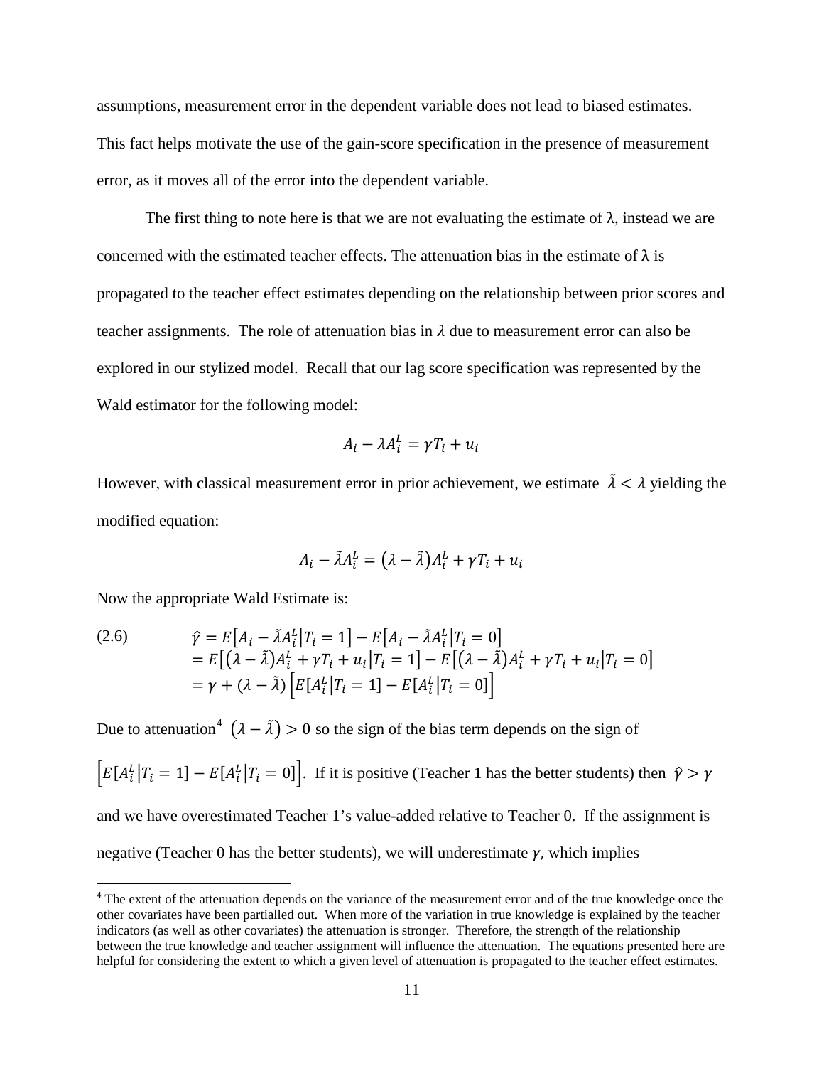assumptions, measurement error in the dependent variable does not lead to biased estimates. This fact helps motivate the use of the gain-score specification in the presence of measurement error, as it moves all of the error into the dependent variable.

The first thing to note here is that we are not evaluating the estimate of λ, instead we are concerned with the estimated teacher effects. The attenuation bias in the estimate of λ is propagated to the teacher effect estimates depending on the relationship between prior scores and teacher assignments. The role of attenuation bias in $\lambda$ due to measurement error can also be explored in our stylized model. Recall that our lag score specification was represented by the Wald estimator for the following model:

$$A_i - \lambda A_i^L = \gamma T_i + u_i$$

However, with classical measurement error in prior achievement, we estimate $\tilde{\lambda} < \lambda$ yielding the modified equation:

$$A_i - \tilde{\lambda} A_i^L = (\lambda - \tilde{\lambda}) A_i^L + \gamma T_i + u_i$$

Now the appropriate Wald Estimate is:

$$\begin{aligned}
\text{(2.6)} \qquad \hat{\gamma} &= E\left[A_i - \tilde{\lambda} A_i^L \middle| T_i = 1\right] - E\left[A_i - \tilde{\lambda} A_i^L \middle| T_i = 0\right] \\
&= E\left[(\lambda - \tilde{\lambda}) A_i^L + \gamma T_i + u_i \middle| T_i = 1\right] - E\left[(\lambda - \tilde{\lambda}) A_i^L + \gamma T_i + u_i \middle| T_i = 0\right] \\
&= \gamma + (\lambda - \tilde{\lambda}) \left[E[A_i^L | T_i = 1] - E[A_i^L | T_i = 0]\right]
\end{aligned}$$

Due to attenuation[4] $(\lambda - \tilde{\lambda}) > 0$ so the sign of the bias term depends on the sign of $\left[E[A_i^L | T_i = 1] - E[A_i^L | T_i = 0]\right]$. If it is positive (Teacher 1 has the better students) then $\hat{\gamma} > \gamma$ and we have overestimated Teacher 1's value-added relative to Teacher 0. If the assignment is negative (Teacher 0 has the better students), we will underestimate $\gamma$, which implies

[4] The extent of the attenuation depends on the variance of the measurement error and of the true knowledge once the other covariates have been partialled out. When more of the variation in true knowledge is explained by the teacher indicators (as well as other covariates) the attenuation is stronger. Therefore, the strength of the relationship between the true knowledge and teacher assignment will influence the attenuation. The equations presented here are helpful for considering the extent to which a given level of attenuation is propagated to the teacher effect estimates.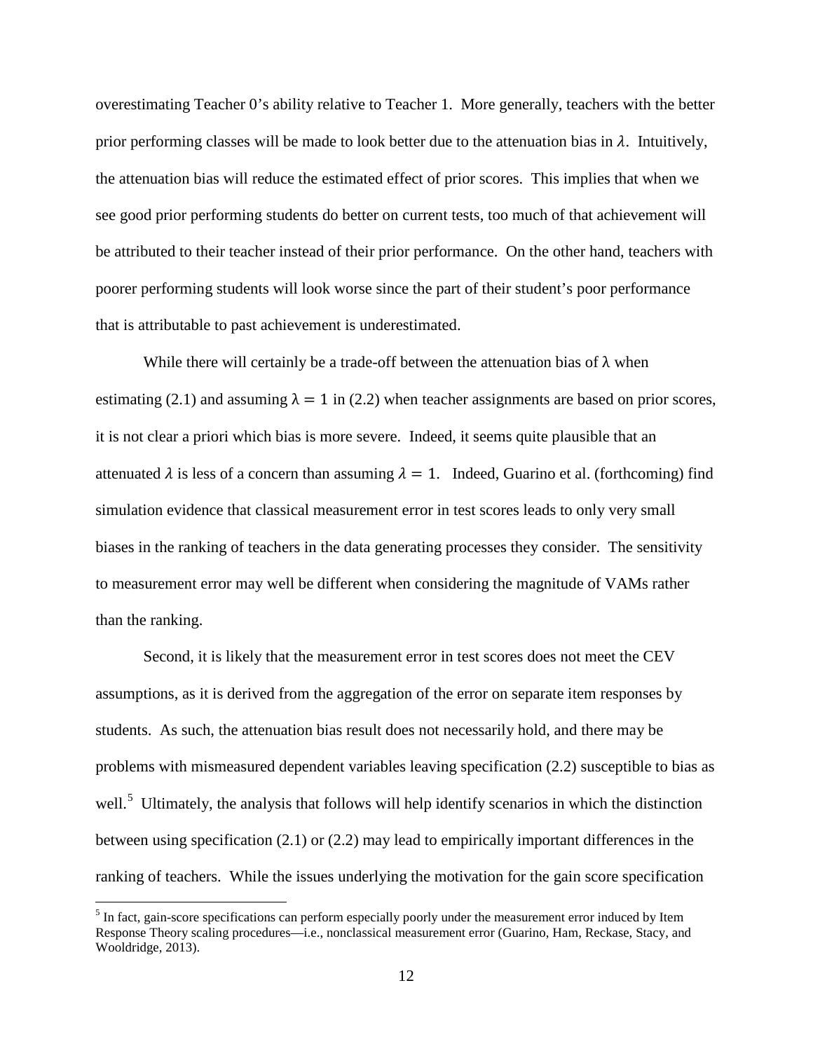overestimating Teacher 0's ability relative to Teacher 1. More generally, teachers with the better prior performing classes will be made to look better due to the attenuation bias in $\lambda$. Intuitively, the attenuation bias will reduce the estimated effect of prior scores. This implies that when we see good prior performing students do better on current tests, too much of that achievement will be attributed to their teacher instead of their prior performance. On the other hand, teachers with poorer performing students will look worse since the part of their student's poor performance that is attributable to past achievement is underestimated.

While there will certainly be a trade-off between the attenuation bias of $\lambda$ when estimating (2.1) and assuming $\lambda = 1$ in (2.2) when teacher assignments are based on prior scores, it is not clear a priori which bias is more severe. Indeed, it seems quite plausible that an attenuated $\lambda$ is less of a concern than assuming $\lambda = 1$. Indeed, Guarino et al. (forthcoming) find simulation evidence that classical measurement error in test scores leads to only very small biases in the ranking of teachers in the data generating processes they consider. The sensitivity to measurement error may well be different when considering the magnitude of VAMs rather than the ranking.

Second, it is likely that the measurement error in test scores does not meet the CEV assumptions, as it is derived from the aggregation of the error on separate item responses by students. As such, the attenuation bias result does not necessarily hold, and there may be problems with mismeasured dependent variables leaving specification (2.2) susceptible to bias as well.[5] Ultimately, the analysis that follows will help identify scenarios in which the distinction between using specification (2.1) or (2.2) may lead to empirically important differences in the ranking of teachers. While the issues underlying the motivation for the gain score specification

[5] In fact, gain-score specifications can perform especially poorly under the measurement error induced by Item Response Theory scaling procedures—i.e., nonclassical measurement error (Guarino, Ham, Reckase, Stacy, and Wooldridge, 2013).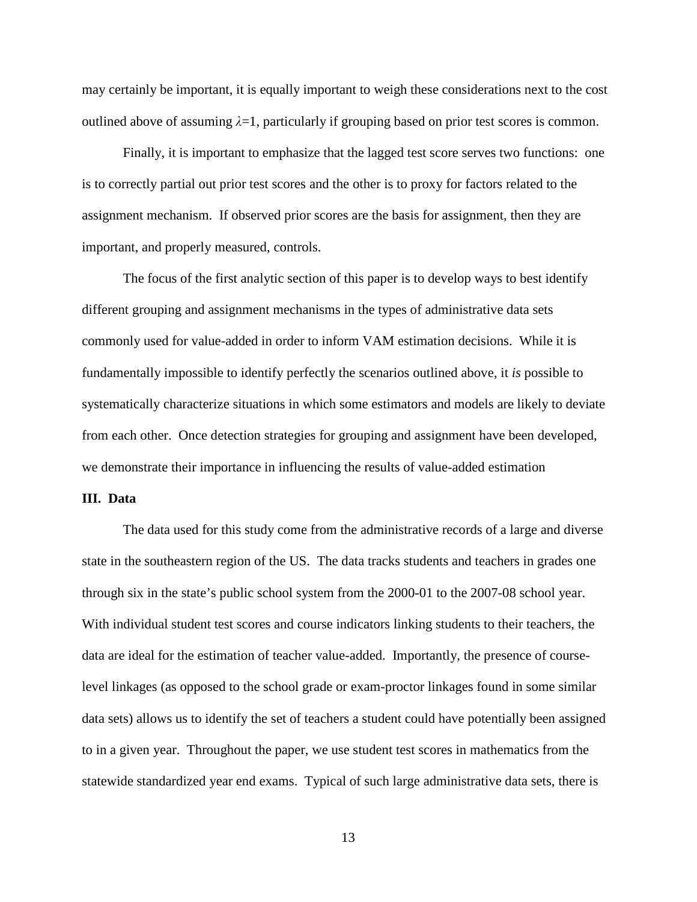may certainly be important, it is equally important to weigh these considerations next to the cost outlined above of assuming $\lambda$=1, particularly if grouping based on prior test scores is common.

Finally, it is important to emphasize that the lagged test score serves two functions: one is to correctly partial out prior test scores and the other is to proxy for factors related to the assignment mechanism. If observed prior scores are the basis for assignment, then they are important, and properly measured, controls.

The focus of the first analytic section of this paper is to develop ways to best identify different grouping and assignment mechanisms in the types of administrative data sets commonly used for value-added in order to inform VAM estimation decisions. While it is fundamentally impossible to identify perfectly the scenarios outlined above, it *is* possible to systematically characterize situations in which some estimators and models are likely to deviate from each other. Once detection strategies for grouping and assignment have been developed, we demonstrate their importance in influencing the results of value-added estimation

## III. Data

The data used for this study come from the administrative records of a large and diverse state in the southeastern region of the US. The data tracks students and teachers in grades one through six in the state's public school system from the 2000-01 to the 2007-08 school year. With individual student test scores and course indicators linking students to their teachers, the data are ideal for the estimation of teacher value-added. Importantly, the presence of course-level linkages (as opposed to the school grade or exam-proctor linkages found in some similar data sets) allows us to identify the set of teachers a student could have potentially been assigned to in a given year. Throughout the paper, we use student test scores in mathematics from the statewide standardized year end exams. Typical of such large administrative data sets, there is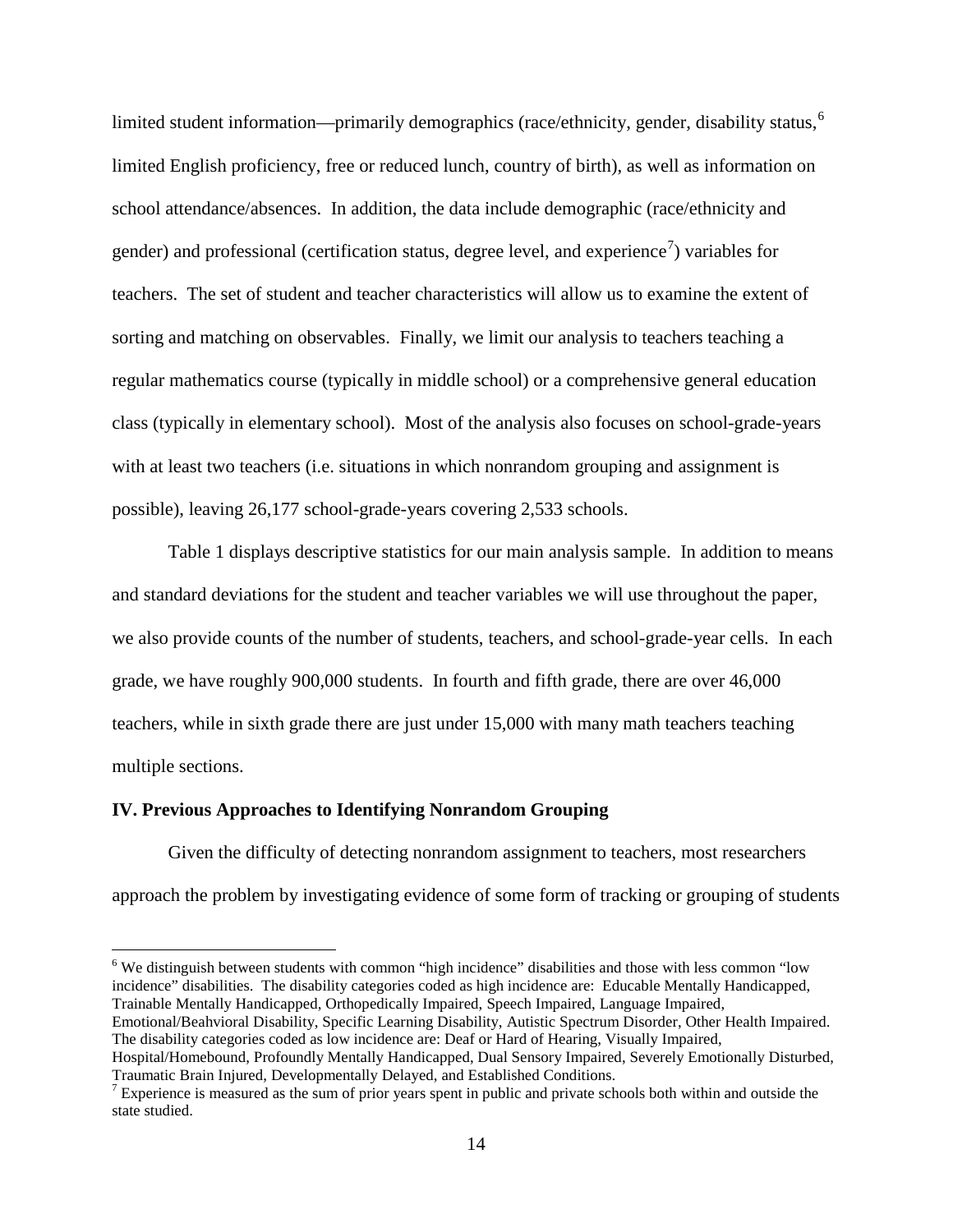limited student information—primarily demographics (race/ethnicity, gender, disability status,[6] limited English proficiency, free or reduced lunch, country of birth), as well as information on school attendance/absences. In addition, the data include demographic (race/ethnicity and gender) and professional (certification status, degree level, and experience[7]) variables for teachers. The set of student and teacher characteristics will allow us to examine the extent of sorting and matching on observables. Finally, we limit our analysis to teachers teaching a regular mathematics course (typically in middle school) or a comprehensive general education class (typically in elementary school). Most of the analysis also focuses on school-grade-years with at least two teachers (i.e. situations in which nonrandom grouping and assignment is possible), leaving 26,177 school-grade-years covering 2,533 schools.

Table 1 displays descriptive statistics for our main analysis sample. In addition to means and standard deviations for the student and teacher variables we will use throughout the paper, we also provide counts of the number of students, teachers, and school-grade-year cells. In each grade, we have roughly 900,000 students. In fourth and fifth grade, there are over 46,000 teachers, while in sixth grade there are just under 15,000 with many math teachers teaching multiple sections.

## IV. Previous Approaches to Identifying Nonrandom Grouping

Given the difficulty of detecting nonrandom assignment to teachers, most researchers approach the problem by investigating evidence of some form of tracking or grouping of students

---

[6] We distinguish between students with common "high incidence" disabilities and those with less common "low incidence" disabilities. The disability categories coded as high incidence are: Educable Mentally Handicapped, Trainable Mentally Handicapped, Orthopedically Impaired, Speech Impaired, Language Impaired, Emotional/Beahvioral Disability, Specific Learning Disability, Autistic Spectrum Disorder, Other Health Impaired. The disability categories coded as low incidence are: Deaf or Hard of Hearing, Visually Impaired, Hospital/Homebound, Profoundly Mentally Handicapped, Dual Sensory Impaired, Severely Emotionally Disturbed, Traumatic Brain Injured, Developmentally Delayed, and Established Conditions.

[7] Experience is measured as the sum of prior years spent in public and private schools both within and outside the state studied.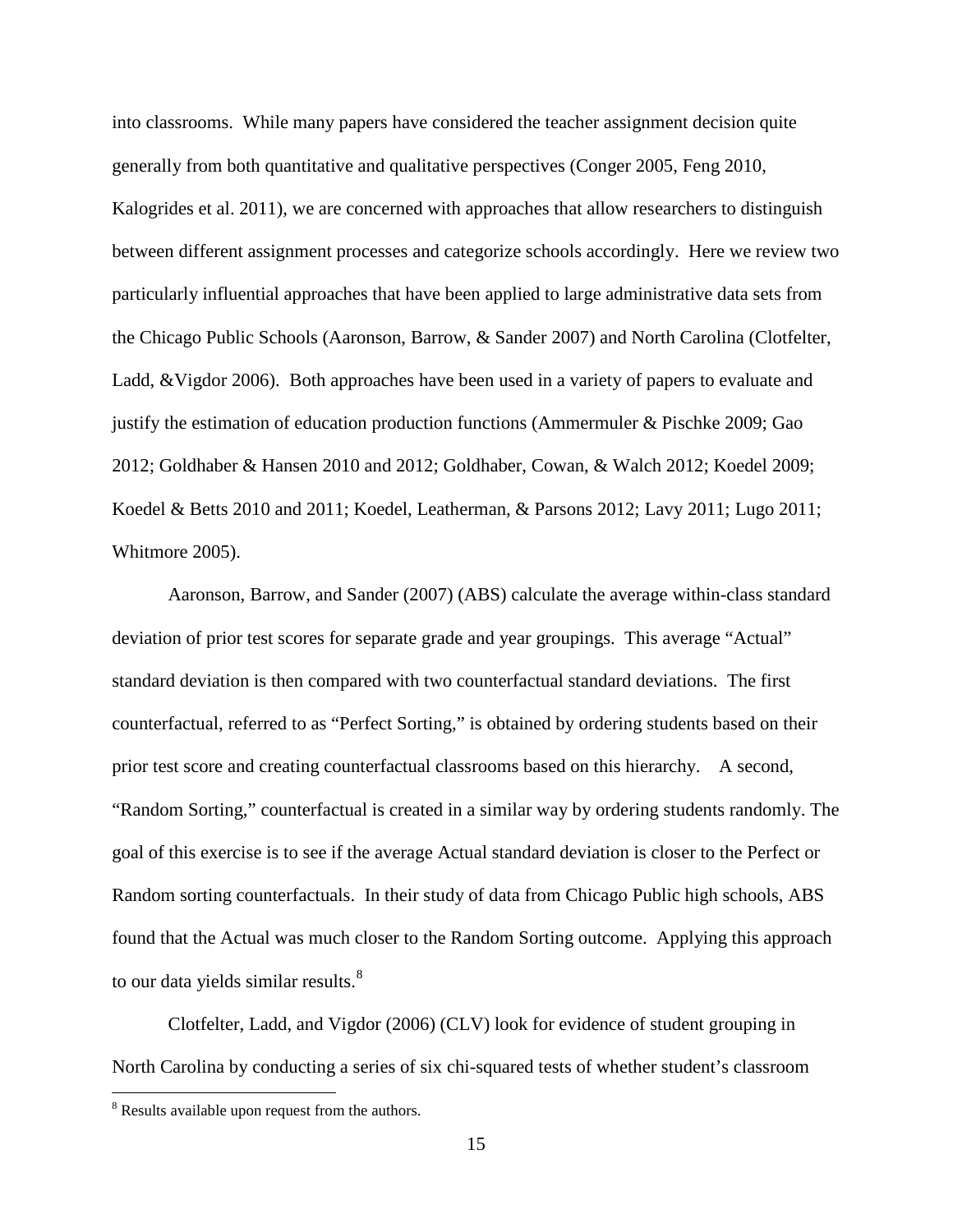into classrooms. While many papers have considered the teacher assignment decision quite generally from both quantitative and qualitative perspectives (Conger 2005, Feng 2010, Kalogrides et al. 2011), we are concerned with approaches that allow researchers to distinguish between different assignment processes and categorize schools accordingly. Here we review two particularly influential approaches that have been applied to large administrative data sets from the Chicago Public Schools (Aaronson, Barrow, & Sander 2007) and North Carolina (Clotfelter, Ladd, &Vigdor 2006). Both approaches have been used in a variety of papers to evaluate and justify the estimation of education production functions (Ammermuler & Pischke 2009; Gao 2012; Goldhaber & Hansen 2010 and 2012; Goldhaber, Cowan, & Walch 2012; Koedel 2009; Koedel & Betts 2010 and 2011; Koedel, Leatherman, & Parsons 2012; Lavy 2011; Lugo 2011; Whitmore 2005).

Aaronson, Barrow, and Sander (2007) (ABS) calculate the average within-class standard deviation of prior test scores for separate grade and year groupings. This average "Actual" standard deviation is then compared with two counterfactual standard deviations. The first counterfactual, referred to as "Perfect Sorting," is obtained by ordering students based on their prior test score and creating counterfactual classrooms based on this hierarchy. A second, "Random Sorting," counterfactual is created in a similar way by ordering students randomly. The goal of this exercise is to see if the average Actual standard deviation is closer to the Perfect or Random sorting counterfactuals. In their study of data from Chicago Public high schools, ABS found that the Actual was much closer to the Random Sorting outcome. Applying this approach to our data yields similar results.[8]

Clotfelter, Ladd, and Vigdor (2006) (CLV) look for evidence of student grouping in North Carolina by conducting a series of six chi-squared tests of whether student's classroom

[8] Results available upon request from the authors.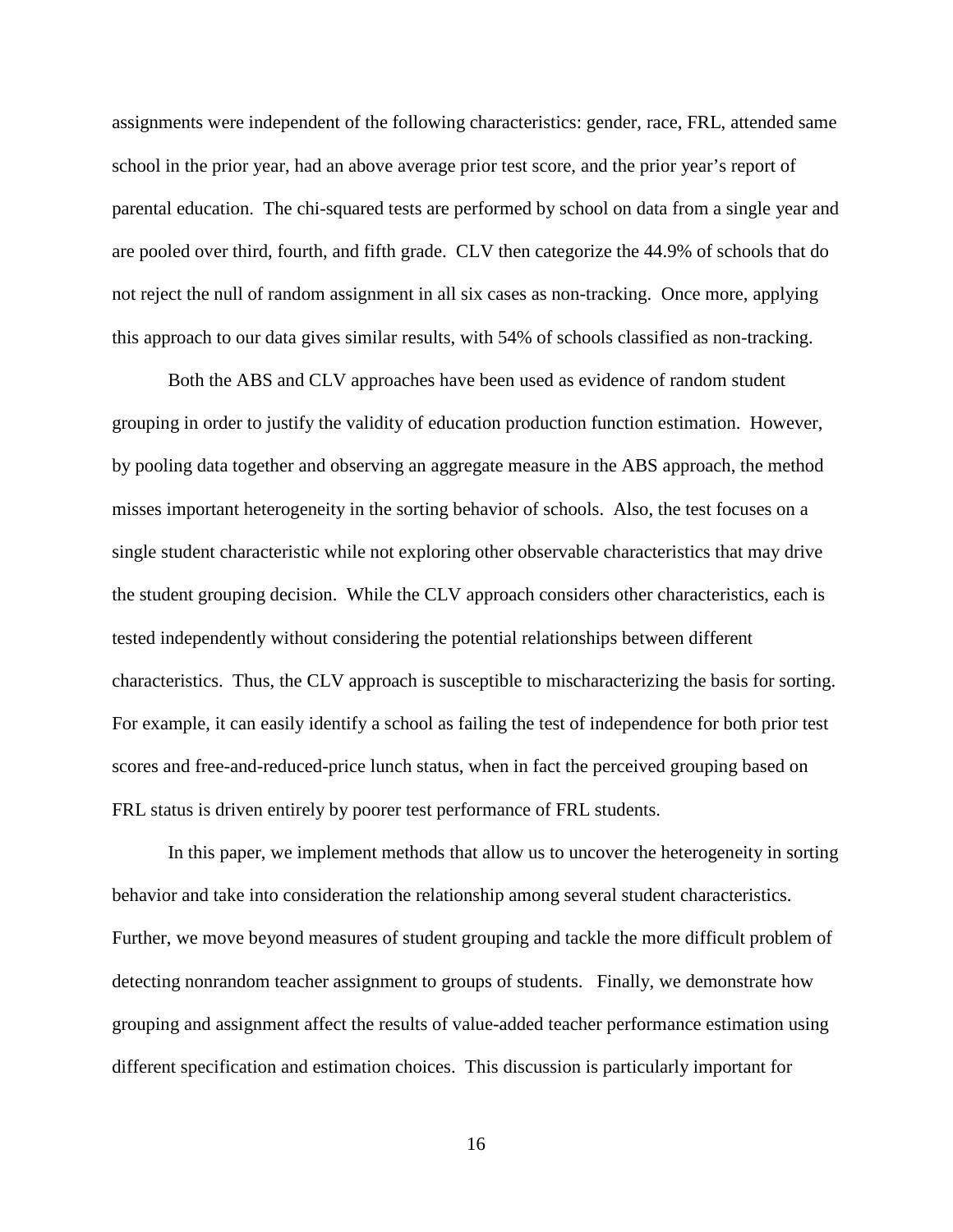assignments were independent of the following characteristics: gender, race, FRL, attended same school in the prior year, had an above average prior test score, and the prior year's report of parental education. The chi-squared tests are performed by school on data from a single year and are pooled over third, fourth, and fifth grade. CLV then categorize the 44.9% of schools that do not reject the null of random assignment in all six cases as non-tracking. Once more, applying this approach to our data gives similar results, with 54% of schools classified as non-tracking.

Both the ABS and CLV approaches have been used as evidence of random student grouping in order to justify the validity of education production function estimation. However, by pooling data together and observing an aggregate measure in the ABS approach, the method misses important heterogeneity in the sorting behavior of schools. Also, the test focuses on a single student characteristic while not exploring other observable characteristics that may drive the student grouping decision. While the CLV approach considers other characteristics, each is tested independently without considering the potential relationships between different characteristics. Thus, the CLV approach is susceptible to mischaracterizing the basis for sorting. For example, it can easily identify a school as failing the test of independence for both prior test scores and free-and-reduced-price lunch status, when in fact the perceived grouping based on FRL status is driven entirely by poorer test performance of FRL students.

In this paper, we implement methods that allow us to uncover the heterogeneity in sorting behavior and take into consideration the relationship among several student characteristics. Further, we move beyond measures of student grouping and tackle the more difficult problem of detecting nonrandom teacher assignment to groups of students. Finally, we demonstrate how grouping and assignment affect the results of value-added teacher performance estimation using different specification and estimation choices. This discussion is particularly important for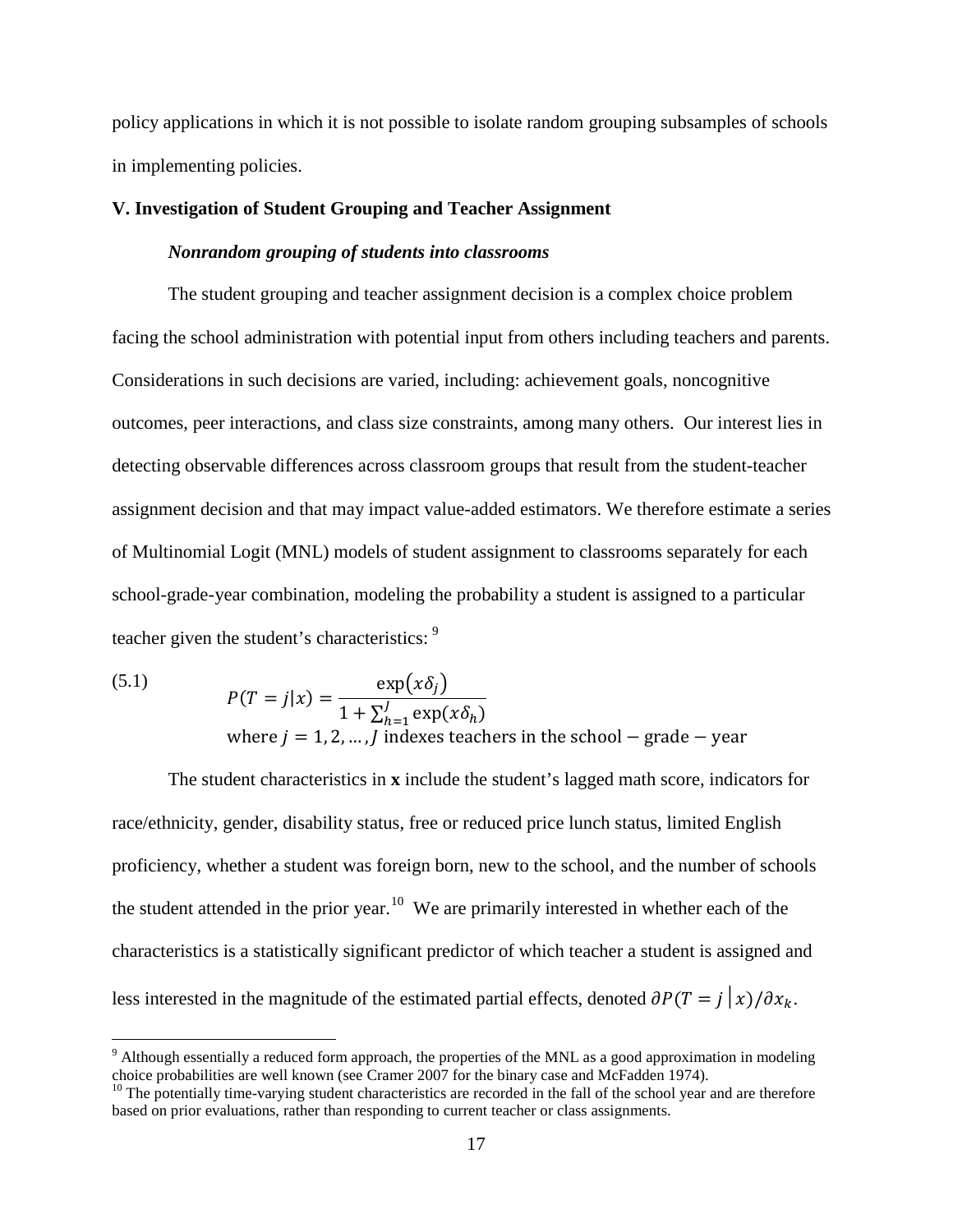policy applications in which it is not possible to isolate random grouping subsamples of schools in implementing policies.

## V. Investigation of Student Grouping and Teacher Assignment

### *Nonrandom grouping of students into classrooms*

The student grouping and teacher assignment decision is a complex choice problem facing the school administration with potential input from others including teachers and parents. Considerations in such decisions are varied, including: achievement goals, noncognitive outcomes, peer interactions, and class size constraints, among many others. Our interest lies in detecting observable differences across classroom groups that result from the student-teacher assignment decision and that may impact value-added estimators. We therefore estimate a series of Multinomial Logit (MNL) models of student assignment to classrooms separately for each school-grade-year combination, modeling the probability a student is assigned to a particular teacher given the student's characteristics: [9]

(5.1)
$$P(T = j|x) = \frac{\exp(x\delta_j)}{1 + \sum_{h=1}^{J} \exp(x\delta_h)}$$
$$\text{where } j = 1, 2, \ldots, J \text{ indexes teachers in the school} - \text{grade} - \text{year}$$

The student characteristics in **x** include the student's lagged math score, indicators for race/ethnicity, gender, disability status, free or reduced price lunch status, limited English proficiency, whether a student was foreign born, new to the school, and the number of schools the student attended in the prior year.[10] We are primarily interested in whether each of the characteristics is a statistically significant predictor of which teacher a student is assigned and less interested in the magnitude of the estimated partial effects, denoted $\partial P(T = j\,|\,x)/\partial x_k$.

[9] Although essentially a reduced form approach, the properties of the MNL as a good approximation in modeling choice probabilities are well known (see Cramer 2007 for the binary case and McFadden 1974).

[10] The potentially time-varying student characteristics are recorded in the fall of the school year and are therefore based on prior evaluations, rather than responding to current teacher or class assignments.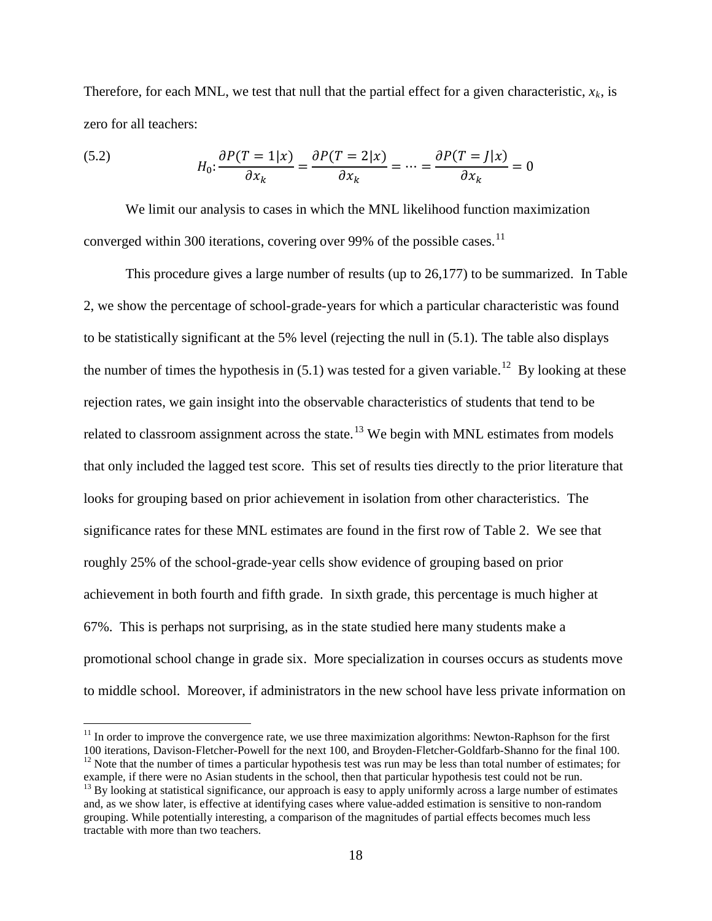Therefore, for each MNL, we test that null that the partial effect for a given characteristic, $x_k$, is zero for all teachers:

$$H_0: \frac{\partial P(T=1|x)}{\partial x_k} = \frac{\partial P(T=2|x)}{\partial x_k} = \cdots = \frac{\partial P(T=J|x)}{\partial x_k} = 0 \tag{5.2}$$

We limit our analysis to cases in which the MNL likelihood function maximization converged within 300 iterations, covering over 99% of the possible cases.[11]

This procedure gives a large number of results (up to 26,177) to be summarized. In Table 2, we show the percentage of school-grade-years for which a particular characteristic was found to be statistically significant at the 5% level (rejecting the null in (5.1). The table also displays the number of times the hypothesis in (5.1) was tested for a given variable.[12] By looking at these rejection rates, we gain insight into the observable characteristics of students that tend to be related to classroom assignment across the state.[13] We begin with MNL estimates from models that only included the lagged test score. This set of results ties directly to the prior literature that looks for grouping based on prior achievement in isolation from other characteristics. The significance rates for these MNL estimates are found in the first row of Table 2. We see that roughly 25% of the school-grade-year cells show evidence of grouping based on prior achievement in both fourth and fifth grade. In sixth grade, this percentage is much higher at 67%. This is perhaps not surprising, as in the state studied here many students make a promotional school change in grade six. More specialization in courses occurs as students move to middle school. Moreover, if administrators in the new school have less private information on

[11] In order to improve the convergence rate, we use three maximization algorithms: Newton-Raphson for the first 100 iterations, Davison-Fletcher-Powell for the next 100, and Broyden-Fletcher-Goldfarb-Shanno for the final 100.

[12] Note that the number of times a particular hypothesis test was run may be less than total number of estimates; for example, if there were no Asian students in the school, then that particular hypothesis test could not be run.

[13] By looking at statistical significance, our approach is easy to apply uniformly across a large number of estimates and, as we show later, is effective at identifying cases where value-added estimation is sensitive to non-random grouping. While potentially interesting, a comparison of the magnitudes of partial effects becomes much less tractable with more than two teachers.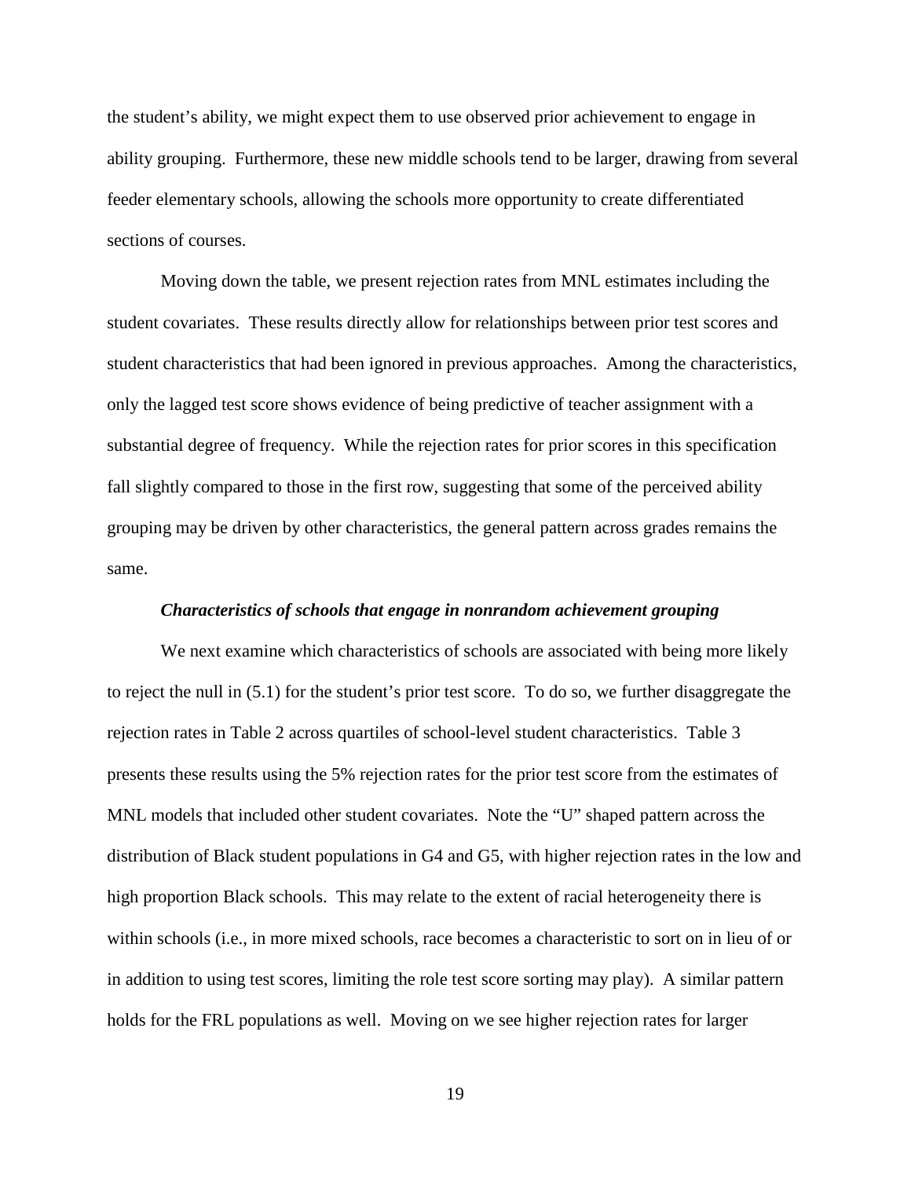the student's ability, we might expect them to use observed prior achievement to engage in ability grouping. Furthermore, these new middle schools tend to be larger, drawing from several feeder elementary schools, allowing the schools more opportunity to create differentiated sections of courses.

Moving down the table, we present rejection rates from MNL estimates including the student covariates. These results directly allow for relationships between prior test scores and student characteristics that had been ignored in previous approaches. Among the characteristics, only the lagged test score shows evidence of being predictive of teacher assignment with a substantial degree of frequency. While the rejection rates for prior scores in this specification fall slightly compared to those in the first row, suggesting that some of the perceived ability grouping may be driven by other characteristics, the general pattern across grades remains the same.

***Characteristics of schools that engage in nonrandom achievement grouping***

We next examine which characteristics of schools are associated with being more likely to reject the null in (5.1) for the student's prior test score. To do so, we further disaggregate the rejection rates in Table 2 across quartiles of school-level student characteristics. Table 3 presents these results using the 5% rejection rates for the prior test score from the estimates of MNL models that included other student covariates. Note the "U" shaped pattern across the distribution of Black student populations in G4 and G5, with higher rejection rates in the low and high proportion Black schools. This may relate to the extent of racial heterogeneity there is within schools (i.e., in more mixed schools, race becomes a characteristic to sort on in lieu of or in addition to using test scores, limiting the role test score sorting may play). A similar pattern holds for the FRL populations as well. Moving on we see higher rejection rates for larger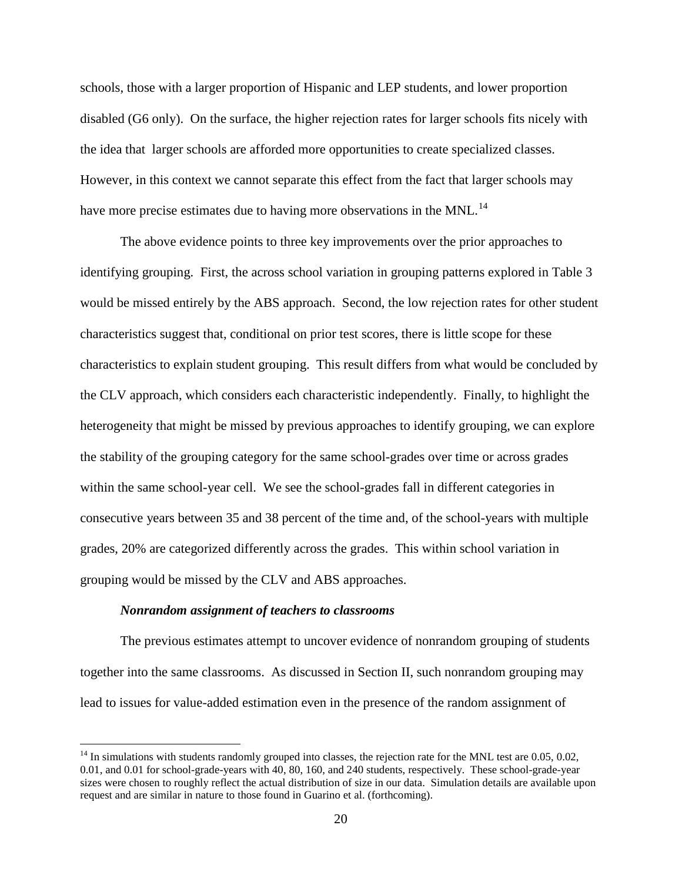schools, those with a larger proportion of Hispanic and LEP students, and lower proportion disabled (G6 only). On the surface, the higher rejection rates for larger schools fits nicely with the idea that larger schools are afforded more opportunities to create specialized classes. However, in this context we cannot separate this effect from the fact that larger schools may have more precise estimates due to having more observations in the MNL.[14]

The above evidence points to three key improvements over the prior approaches to identifying grouping. First, the across school variation in grouping patterns explored in Table 3 would be missed entirely by the ABS approach. Second, the low rejection rates for other student characteristics suggest that, conditional on prior test scores, there is little scope for these characteristics to explain student grouping. This result differs from what would be concluded by the CLV approach, which considers each characteristic independently. Finally, to highlight the heterogeneity that might be missed by previous approaches to identify grouping, we can explore the stability of the grouping category for the same school-grades over time or across grades within the same school-year cell. We see the school-grades fall in different categories in consecutive years between 35 and 38 percent of the time and, of the school-years with multiple grades, 20% are categorized differently across the grades. This within school variation in grouping would be missed by the CLV and ABS approaches.

***Nonrandom assignment of teachers to classrooms***

The previous estimates attempt to uncover evidence of nonrandom grouping of students together into the same classrooms. As discussed in Section II, such nonrandom grouping may lead to issues for value-added estimation even in the presence of the random assignment of

[14] In simulations with students randomly grouped into classes, the rejection rate for the MNL test are 0.05, 0.02, 0.01, and 0.01 for school-grade-years with 40, 80, 160, and 240 students, respectively. These school-grade-year sizes were chosen to roughly reflect the actual distribution of size in our data. Simulation details are available upon request and are similar in nature to those found in Guarino et al. (forthcoming).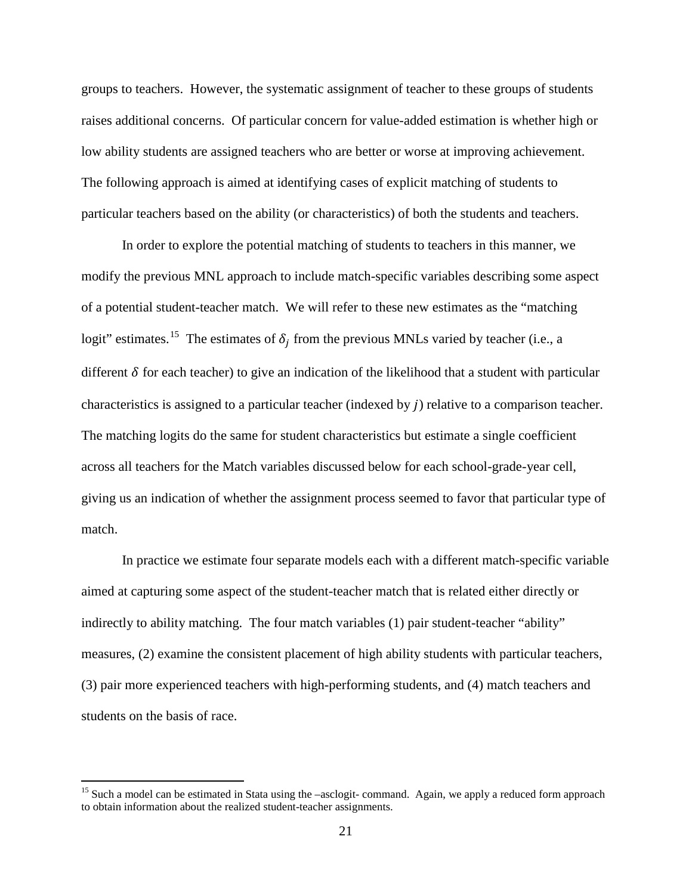groups to teachers. However, the systematic assignment of teacher to these groups of students raises additional concerns. Of particular concern for value-added estimation is whether high or low ability students are assigned teachers who are better or worse at improving achievement. The following approach is aimed at identifying cases of explicit matching of students to particular teachers based on the ability (or characteristics) of both the students and teachers.

In order to explore the potential matching of students to teachers in this manner, we modify the previous MNL approach to include match-specific variables describing some aspect of a potential student-teacher match. We will refer to these new estimates as the "matching logit" estimates.[15] The estimates of $\delta_j$ from the previous MNLs varied by teacher (i.e., a different $\delta$ for each teacher) to give an indication of the likelihood that a student with particular characteristics is assigned to a particular teacher (indexed by $j$) relative to a comparison teacher. The matching logits do the same for student characteristics but estimate a single coefficient across all teachers for the Match variables discussed below for each school-grade-year cell, giving us an indication of whether the assignment process seemed to favor that particular type of match.

In practice we estimate four separate models each with a different match-specific variable aimed at capturing some aspect of the student-teacher match that is related either directly or indirectly to ability matching. The four match variables (1) pair student-teacher "ability" measures, (2) examine the consistent placement of high ability students with particular teachers, (3) pair more experienced teachers with high-performing students, and (4) match teachers and students on the basis of race.

---

[15] Such a model can be estimated in Stata using the –asclogit- command. Again, we apply a reduced form approach to obtain information about the realized student-teacher assignments.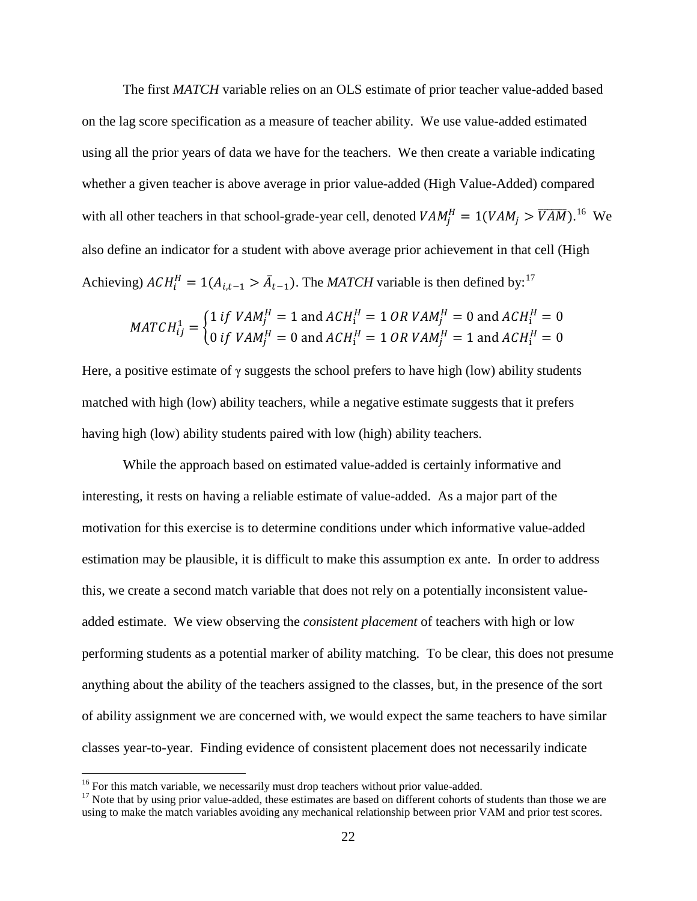The first *MATCH* variable relies on an OLS estimate of prior teacher value-added based on the lag score specification as a measure of teacher ability. We use value-added estimated using all the prior years of data we have for the teachers. We then create a variable indicating whether a given teacher is above average in prior value-added (High Value-Added) compared with all other teachers in that school-grade-year cell, denoted $VAM_j^H = 1(VAM_j > \overline{VAM})$.[16] We also define an indicator for a student with above average prior achievement in that cell (High Achieving) $ACH_i^H = 1(A_{i,t-1} > \bar{A}_{t-1})$. The *MATCH* variable is then defined by:[17]

$$MATCH_{ij}^1 = \begin{cases} 1 \; if \; VAM_j^H = 1 \text{ and } ACH_i^H = 1 \; OR \; VAM_j^H = 0 \text{ and } ACH_i^H = 0 \\ 0 \; if \; VAM_j^H = 0 \text{ and } ACH_i^H = 1 \; OR \; VAM_j^H = 1 \text{ and } ACH_i^H = 0 \end{cases}$$

Here, a positive estimate of $\gamma$ suggests the school prefers to have high (low) ability students matched with high (low) ability teachers, while a negative estimate suggests that it prefers having high (low) ability students paired with low (high) ability teachers.

While the approach based on estimated value-added is certainly informative and interesting, it rests on having a reliable estimate of value-added. As a major part of the motivation for this exercise is to determine conditions under which informative value-added estimation may be plausible, it is difficult to make this assumption ex ante. In order to address this, we create a second match variable that does not rely on a potentially inconsistent value-added estimate. We view observing the *consistent placement* of teachers with high or low performing students as a potential marker of ability matching. To be clear, this does not presume anything about the ability of the teachers assigned to the classes, but, in the presence of the sort of ability assignment we are concerned with, we would expect the same teachers to have similar classes year-to-year. Finding evidence of consistent placement does not necessarily indicate

[16] For this match variable, we necessarily must drop teachers without prior value-added.

[17] Note that by using prior value-added, these estimates are based on different cohorts of students than those we are using to make the match variables avoiding any mechanical relationship between prior VAM and prior test scores.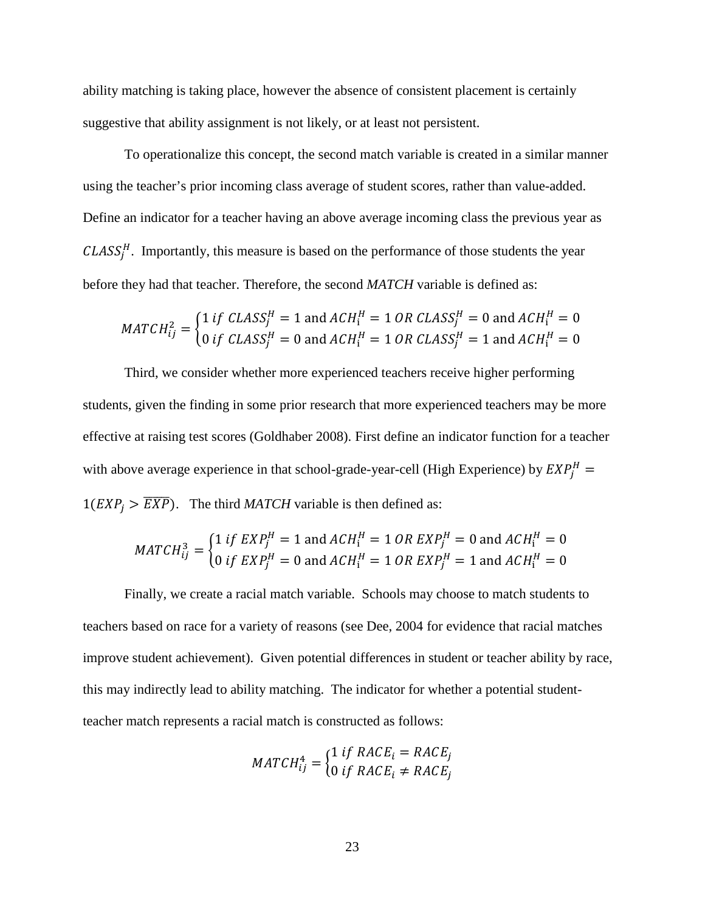ability matching is taking place, however the absence of consistent placement is certainly suggestive that ability assignment is not likely, or at least not persistent.

To operationalize this concept, the second match variable is created in a similar manner using the teacher's prior incoming class average of student scores, rather than value-added. Define an indicator for a teacher having an above average incoming class the previous year as $CLASS_j^H$. Importantly, this measure is based on the performance of those students the year before they had that teacher. Therefore, the second *MATCH* variable is defined as:

$$MATCH_{ij}^2 = \begin{cases} 1 \text{ } if \text{ } CLASS_j^H = 1 \text{ and } ACH_i^H = 1 \text{ } OR \text{ } CLASS_j^H = 0 \text{ and } ACH_i^H = 0 \\ 0 \text{ } if \text{ } CLASS_j^H = 0 \text{ and } ACH_i^H = 1 \text{ } OR \text{ } CLASS_j^H = 1 \text{ and } ACH_i^H = 0 \end{cases}$$

Third, we consider whether more experienced teachers receive higher performing students, given the finding in some prior research that more experienced teachers may be more effective at raising test scores (Goldhaber 2008). First define an indicator function for a teacher with above average experience in that school-grade-year-cell (High Experience) by $EXP_j^H = 1(EXP_j > \overline{EXP})$. The third *MATCH* variable is then defined as:

$$MATCH_{ij}^3 = \begin{cases} 1 \text{ } if \text{ } EXP_j^H = 1 \text{ and } ACH_i^H = 1 \text{ } OR \text{ } EXP_j^H = 0 \text{ and } ACH_i^H = 0 \\ 0 \text{ } if \text{ } EXP_j^H = 0 \text{ and } ACH_i^H = 1 \text{ } OR \text{ } EXP_j^H = 1 \text{ and } ACH_i^H = 0 \end{cases}$$

Finally, we create a racial match variable. Schools may choose to match students to teachers based on race for a variety of reasons (see Dee, 2004 for evidence that racial matches improve student achievement). Given potential differences in student or teacher ability by race, this may indirectly lead to ability matching. The indicator for whether a potential student-teacher match represents a racial match is constructed as follows:

$$MATCH_{ij}^4 = \begin{cases} 1 \text{ } if \text{ } RACE_i = RACE_j \\ 0 \text{ } if \text{ } RACE_i \neq RACE_j \end{cases}$$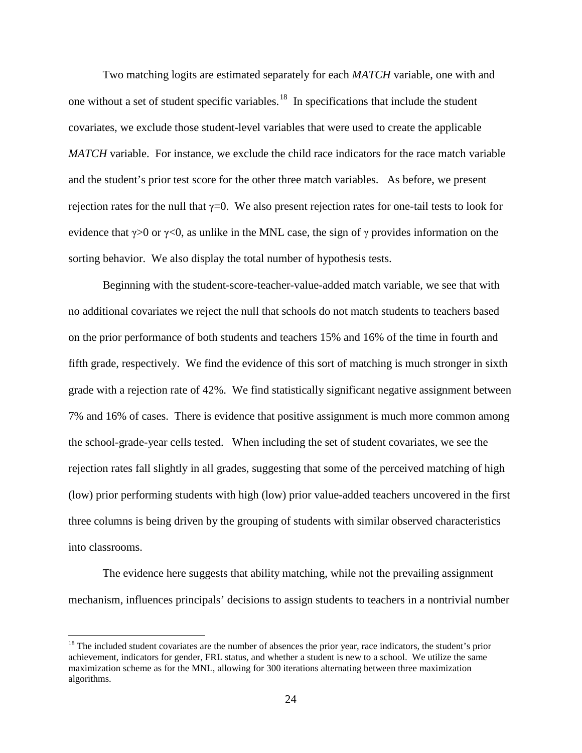Two matching logits are estimated separately for each *MATCH* variable, one with and one without a set of student specific variables.[18] In specifications that include the student covariates, we exclude those student-level variables that were used to create the applicable *MATCH* variable. For instance, we exclude the child race indicators for the race match variable and the student's prior test score for the other three match variables. As before, we present rejection rates for the null that $\gamma=0$. We also present rejection rates for one-tail tests to look for evidence that $\gamma>0$ or $\gamma<0$, as unlike in the MNL case, the sign of $\gamma$ provides information on the sorting behavior. We also display the total number of hypothesis tests.

Beginning with the student-score-teacher-value-added match variable, we see that with no additional covariates we reject the null that schools do not match students to teachers based on the prior performance of both students and teachers 15% and 16% of the time in fourth and fifth grade, respectively. We find the evidence of this sort of matching is much stronger in sixth grade with a rejection rate of 42%. We find statistically significant negative assignment between 7% and 16% of cases. There is evidence that positive assignment is much more common among the school-grade-year cells tested. When including the set of student covariates, we see the rejection rates fall slightly in all grades, suggesting that some of the perceived matching of high (low) prior performing students with high (low) prior value-added teachers uncovered in the first three columns is being driven by the grouping of students with similar observed characteristics into classrooms.

The evidence here suggests that ability matching, while not the prevailing assignment mechanism, influences principals' decisions to assign students to teachers in a nontrivial number

[18] The included student covariates are the number of absences the prior year, race indicators, the student's prior achievement, indicators for gender, FRL status, and whether a student is new to a school. We utilize the same maximization scheme as for the MNL, allowing for 300 iterations alternating between three maximization algorithms.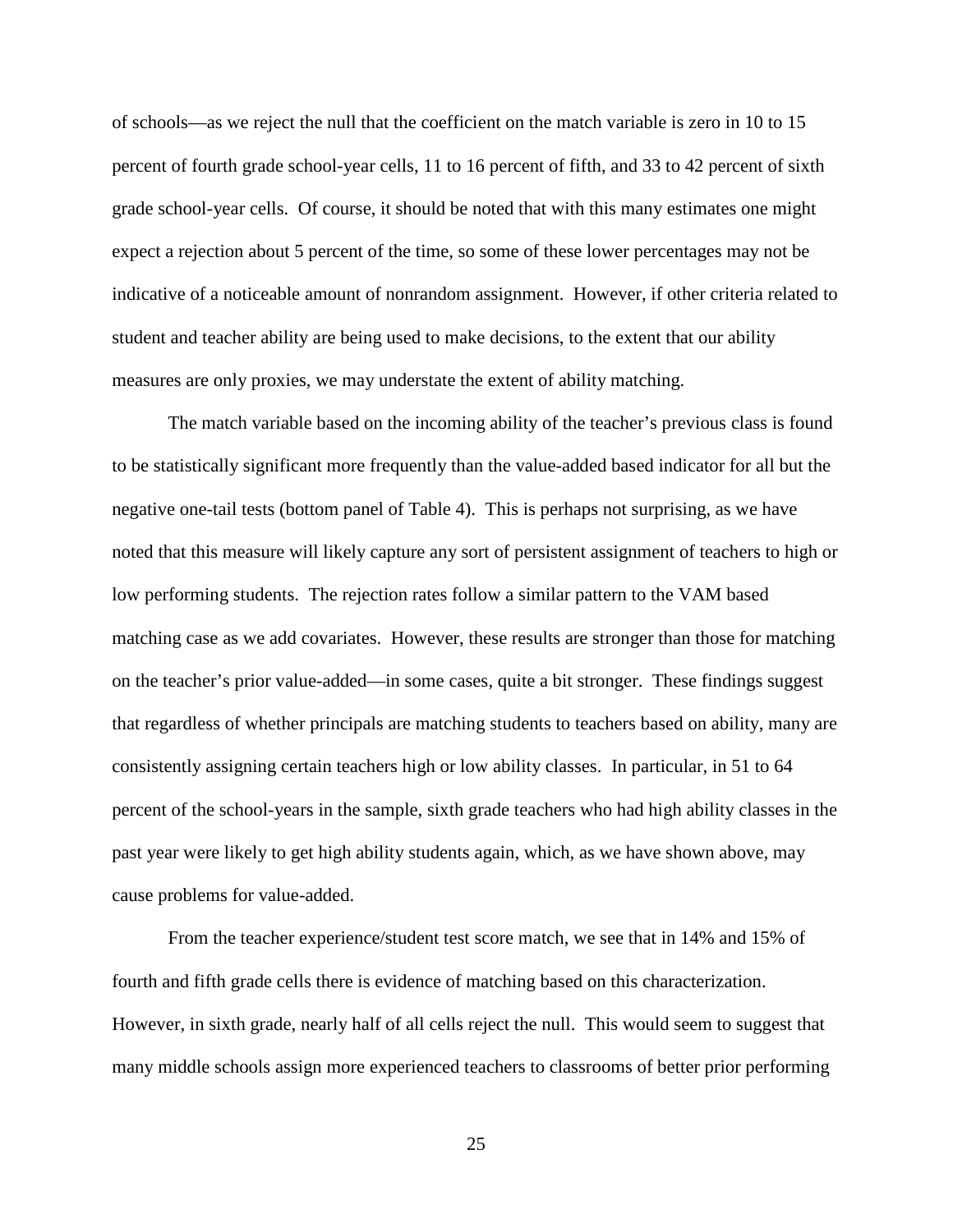of schools—as we reject the null that the coefficient on the match variable is zero in 10 to 15 percent of fourth grade school-year cells, 11 to 16 percent of fifth, and 33 to 42 percent of sixth grade school-year cells. Of course, it should be noted that with this many estimates one might expect a rejection about 5 percent of the time, so some of these lower percentages may not be indicative of a noticeable amount of nonrandom assignment. However, if other criteria related to student and teacher ability are being used to make decisions, to the extent that our ability measures are only proxies, we may understate the extent of ability matching.

The match variable based on the incoming ability of the teacher's previous class is found to be statistically significant more frequently than the value-added based indicator for all but the negative one-tail tests (bottom panel of Table 4). This is perhaps not surprising, as we have noted that this measure will likely capture any sort of persistent assignment of teachers to high or low performing students. The rejection rates follow a similar pattern to the VAM based matching case as we add covariates. However, these results are stronger than those for matching on the teacher's prior value-added—in some cases, quite a bit stronger. These findings suggest that regardless of whether principals are matching students to teachers based on ability, many are consistently assigning certain teachers high or low ability classes. In particular, in 51 to 64 percent of the school-years in the sample, sixth grade teachers who had high ability classes in the past year were likely to get high ability students again, which, as we have shown above, may cause problems for value-added.

From the teacher experience/student test score match, we see that in 14% and 15% of fourth and fifth grade cells there is evidence of matching based on this characterization. However, in sixth grade, nearly half of all cells reject the null. This would seem to suggest that many middle schools assign more experienced teachers to classrooms of better prior performing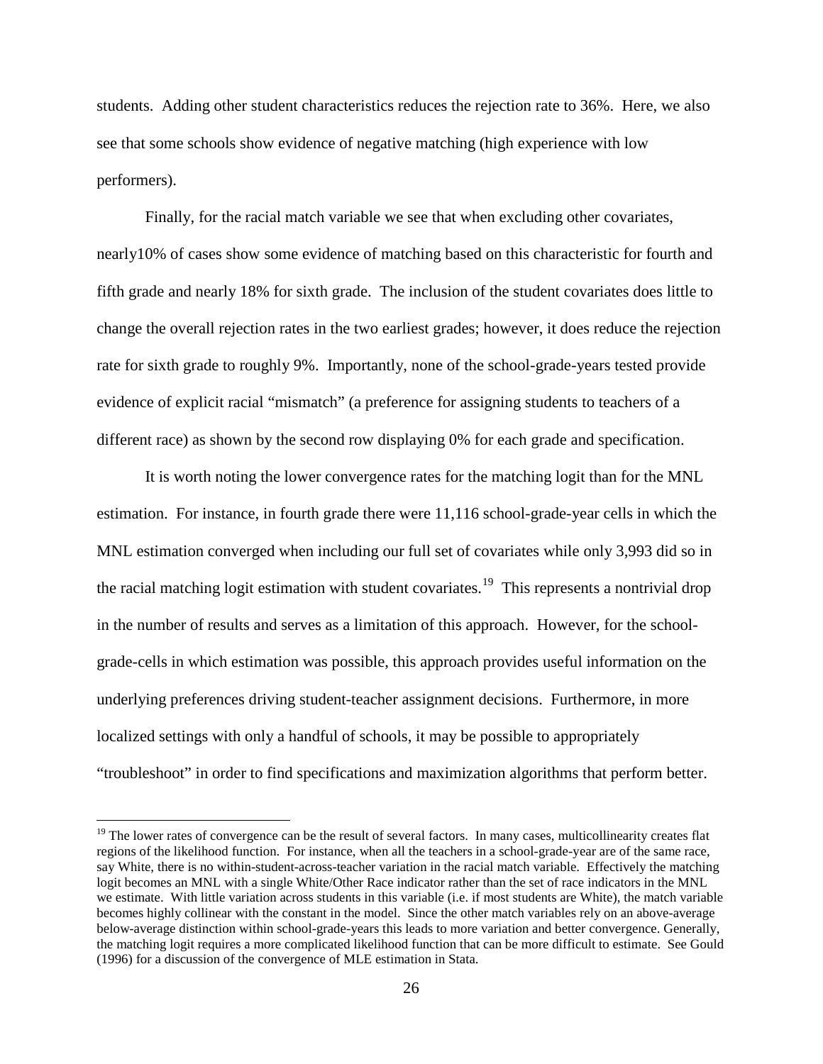students. Adding other student characteristics reduces the rejection rate to 36%. Here, we also see that some schools show evidence of negative matching (high experience with low performers).

Finally, for the racial match variable we see that when excluding other covariates, nearly10% of cases show some evidence of matching based on this characteristic for fourth and fifth grade and nearly 18% for sixth grade. The inclusion of the student covariates does little to change the overall rejection rates in the two earliest grades; however, it does reduce the rejection rate for sixth grade to roughly 9%. Importantly, none of the school-grade-years tested provide evidence of explicit racial "mismatch" (a preference for assigning students to teachers of a different race) as shown by the second row displaying 0% for each grade and specification.

It is worth noting the lower convergence rates for the matching logit than for the MNL estimation. For instance, in fourth grade there were 11,116 school-grade-year cells in which the MNL estimation converged when including our full set of covariates while only 3,993 did so in the racial matching logit estimation with student covariates.[19] This represents a nontrivial drop in the number of results and serves as a limitation of this approach. However, for the school-grade-cells in which estimation was possible, this approach provides useful information on the underlying preferences driving student-teacher assignment decisions. Furthermore, in more localized settings with only a handful of schools, it may be possible to appropriately "troubleshoot" in order to find specifications and maximization algorithms that perform better.

[19] The lower rates of convergence can be the result of several factors. In many cases, multicollinearity creates flat regions of the likelihood function. For instance, when all the teachers in a school-grade-year are of the same race, say White, there is no within-student-across-teacher variation in the racial match variable. Effectively the matching logit becomes an MNL with a single White/Other Race indicator rather than the set of race indicators in the MNL we estimate. With little variation across students in this variable (i.e. if most students are White), the match variable becomes highly collinear with the constant in the model. Since the other match variables rely on an above-average below-average distinction within school-grade-years this leads to more variation and better convergence. Generally, the matching logit requires a more complicated likelihood function that can be more difficult to estimate. See Gould (1996) for a discussion of the convergence of MLE estimation in Stata.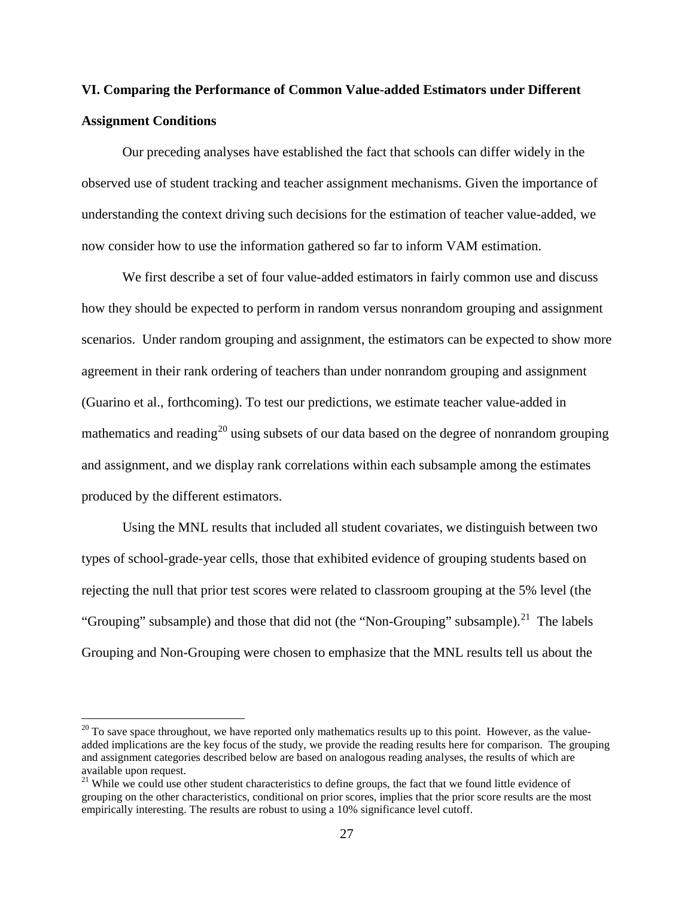## VI. Comparing the Performance of Common Value-added Estimators under Different Assignment Conditions

Our preceding analyses have established the fact that schools can differ widely in the observed use of student tracking and teacher assignment mechanisms. Given the importance of understanding the context driving such decisions for the estimation of teacher value-added, we now consider how to use the information gathered so far to inform VAM estimation.

We first describe a set of four value-added estimators in fairly common use and discuss how they should be expected to perform in random versus nonrandom grouping and assignment scenarios. Under random grouping and assignment, the estimators can be expected to show more agreement in their rank ordering of teachers than under nonrandom grouping and assignment (Guarino et al., forthcoming). To test our predictions, we estimate teacher value-added in mathematics and reading[20] using subsets of our data based on the degree of nonrandom grouping and assignment, and we display rank correlations within each subsample among the estimates produced by the different estimators.

Using the MNL results that included all student covariates, we distinguish between two types of school-grade-year cells, those that exhibited evidence of grouping students based on rejecting the null that prior test scores were related to classroom grouping at the 5% level (the "Grouping" subsample) and those that did not (the "Non-Grouping" subsample).[21] The labels Grouping and Non-Grouping were chosen to emphasize that the MNL results tell us about the

---

[20] To save space throughout, we have reported only mathematics results up to this point. However, as the value-added implications are the key focus of the study, we provide the reading results here for comparison. The grouping and assignment categories described below are based on analogous reading analyses, the results of which are available upon request.

[21] While we could use other student characteristics to define groups, the fact that we found little evidence of grouping on the other characteristics, conditional on prior scores, implies that the prior score results are the most empirically interesting. The results are robust to using a 10% significance level cutoff.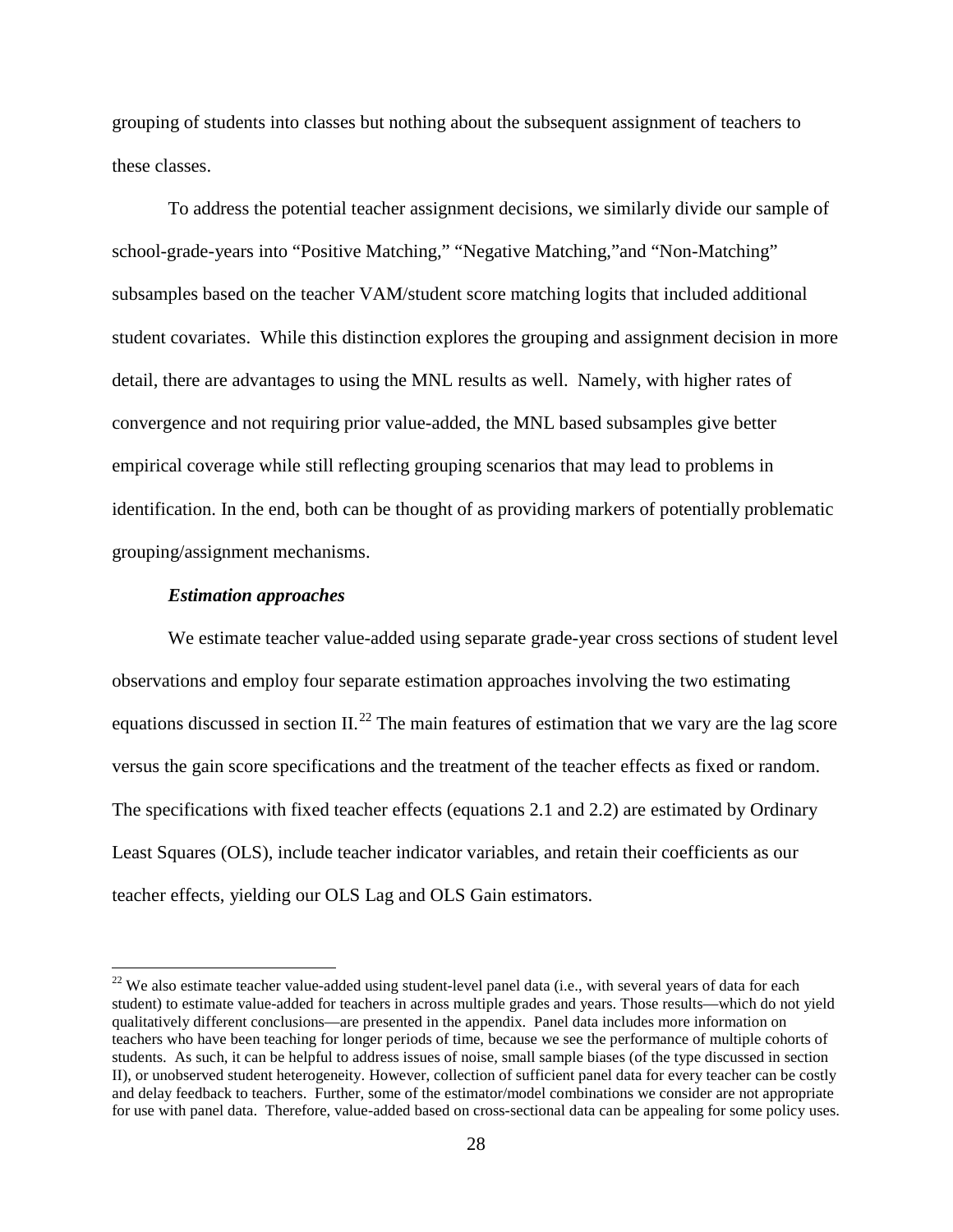grouping of students into classes but nothing about the subsequent assignment of teachers to these classes.

To address the potential teacher assignment decisions, we similarly divide our sample of school-grade-years into "Positive Matching," "Negative Matching,"and "Non-Matching" subsamples based on the teacher VAM/student score matching logits that included additional student covariates. While this distinction explores the grouping and assignment decision in more detail, there are advantages to using the MNL results as well. Namely, with higher rates of convergence and not requiring prior value-added, the MNL based subsamples give better empirical coverage while still reflecting grouping scenarios that may lead to problems in identification. In the end, both can be thought of as providing markers of potentially problematic grouping/assignment mechanisms.

***Estimation approaches***

We estimate teacher value-added using separate grade-year cross sections of student level observations and employ four separate estimation approaches involving the two estimating equations discussed in section II.[22] The main features of estimation that we vary are the lag score versus the gain score specifications and the treatment of the teacher effects as fixed or random. The specifications with fixed teacher effects (equations 2.1 and 2.2) are estimated by Ordinary Least Squares (OLS), include teacher indicator variables, and retain their coefficients as our teacher effects, yielding our OLS Lag and OLS Gain estimators.

---

[22] We also estimate teacher value-added using student-level panel data (i.e., with several years of data for each student) to estimate value-added for teachers in across multiple grades and years. Those results—which do not yield qualitatively different conclusions—are presented in the appendix. Panel data includes more information on teachers who have been teaching for longer periods of time, because we see the performance of multiple cohorts of students. As such, it can be helpful to address issues of noise, small sample biases (of the type discussed in section II), or unobserved student heterogeneity. However, collection of sufficient panel data for every teacher can be costly and delay feedback to teachers. Further, some of the estimator/model combinations we consider are not appropriate for use with panel data. Therefore, value-added based on cross-sectional data can be appealing for some policy uses.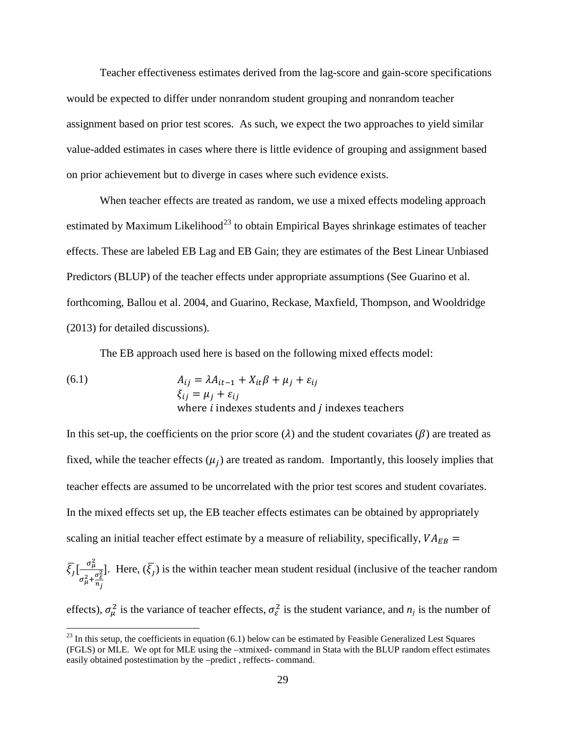Teacher effectiveness estimates derived from the lag-score and gain-score specifications would be expected to differ under nonrandom student grouping and nonrandom teacher assignment based on prior test scores. As such, we expect the two approaches to yield similar value-added estimates in cases where there is little evidence of grouping and assignment based on prior achievement but to diverge in cases where such evidence exists.

When teacher effects are treated as random, we use a mixed effects modeling approach estimated by Maximum Likelihood[23] to obtain Empirical Bayes shrinkage estimates of teacher effects. These are labeled EB Lag and EB Gain; they are estimates of the Best Linear Unbiased Predictors (BLUP) of the teacher effects under appropriate assumptions (See Guarino et al. forthcoming, Ballou et al. 2004, and Guarino, Reckase, Maxfield, Thompson, and Wooldridge (2013) for detailed discussions).

The EB approach used here is based on the following mixed effects model:

$$
\begin{aligned}
(6.1) \qquad & A_{ij} = \lambda A_{it-1} + X_{it}\beta + \mu_j + \varepsilon_{ij} \\
& \xi_{ij} = \mu_j + \varepsilon_{ij} \\
& \text{where } i \text{ indexes students and } j \text{ indexes teachers}
\end{aligned}
$$

In this set-up, the coefficients on the prior score ($\lambda$) and the student covariates ($\beta$) are treated as fixed, while the teacher effects ($\mu_j$) are treated as random. Importantly, this loosely implies that teacher effects are assumed to be uncorrelated with the prior test scores and student covariates. In the mixed effects set up, the EB teacher effects estimates can be obtained by appropriately scaling an initial teacher effect estimate by a measure of reliability, specifically, $VA_{EB} = \bar{\xi}_j\left[\frac{\sigma_\mu^2}{\sigma_\mu^2 + \frac{\sigma_\varepsilon^2}{n_j}}\right]$. Here, ($\bar{\xi}_j$) is the within teacher mean student residual (inclusive of the teacher random effects), $\sigma_\mu^2$ is the variance of teacher effects, $\sigma_\varepsilon^2$ is the student variance, and $n_j$ is the number of

[23] In this setup, the coefficients in equation (6.1) below can be estimated by Feasible Generalized Lest Squares (FGLS) or MLE. We opt for MLE using the –xtmixed- command in Stata with the BLUP random effect estimates easily obtained postestimation by the –predict , reffects- command.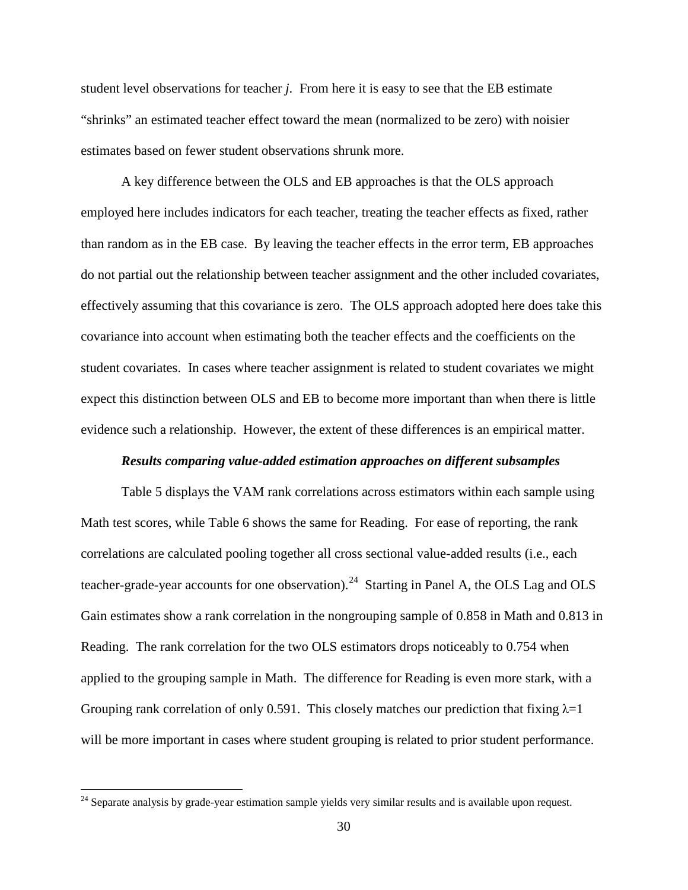student level observations for teacher *j*. From here it is easy to see that the EB estimate "shrinks" an estimated teacher effect toward the mean (normalized to be zero) with noisier estimates based on fewer student observations shrunk more.

A key difference between the OLS and EB approaches is that the OLS approach employed here includes indicators for each teacher, treating the teacher effects as fixed, rather than random as in the EB case. By leaving the teacher effects in the error term, EB approaches do not partial out the relationship between teacher assignment and the other included covariates, effectively assuming that this covariance is zero. The OLS approach adopted here does take this covariance into account when estimating both the teacher effects and the coefficients on the student covariates. In cases where teacher assignment is related to student covariates we might expect this distinction between OLS and EB to become more important than when there is little evidence such a relationship. However, the extent of these differences is an empirical matter.

***Results comparing value-added estimation approaches on different subsamples***

Table 5 displays the VAM rank correlations across estimators within each sample using Math test scores, while Table 6 shows the same for Reading. For ease of reporting, the rank correlations are calculated pooling together all cross sectional value-added results (i.e., each teacher-grade-year accounts for one observation).[24] Starting in Panel A, the OLS Lag and OLS Gain estimates show a rank correlation in the nongrouping sample of 0.858 in Math and 0.813 in Reading. The rank correlation for the two OLS estimators drops noticeably to 0.754 when applied to the grouping sample in Math. The difference for Reading is even more stark, with a Grouping rank correlation of only 0.591. This closely matches our prediction that fixing $\lambda=1$ will be more important in cases where student grouping is related to prior student performance.

[24] Separate analysis by grade-year estimation sample yields very similar results and is available upon request.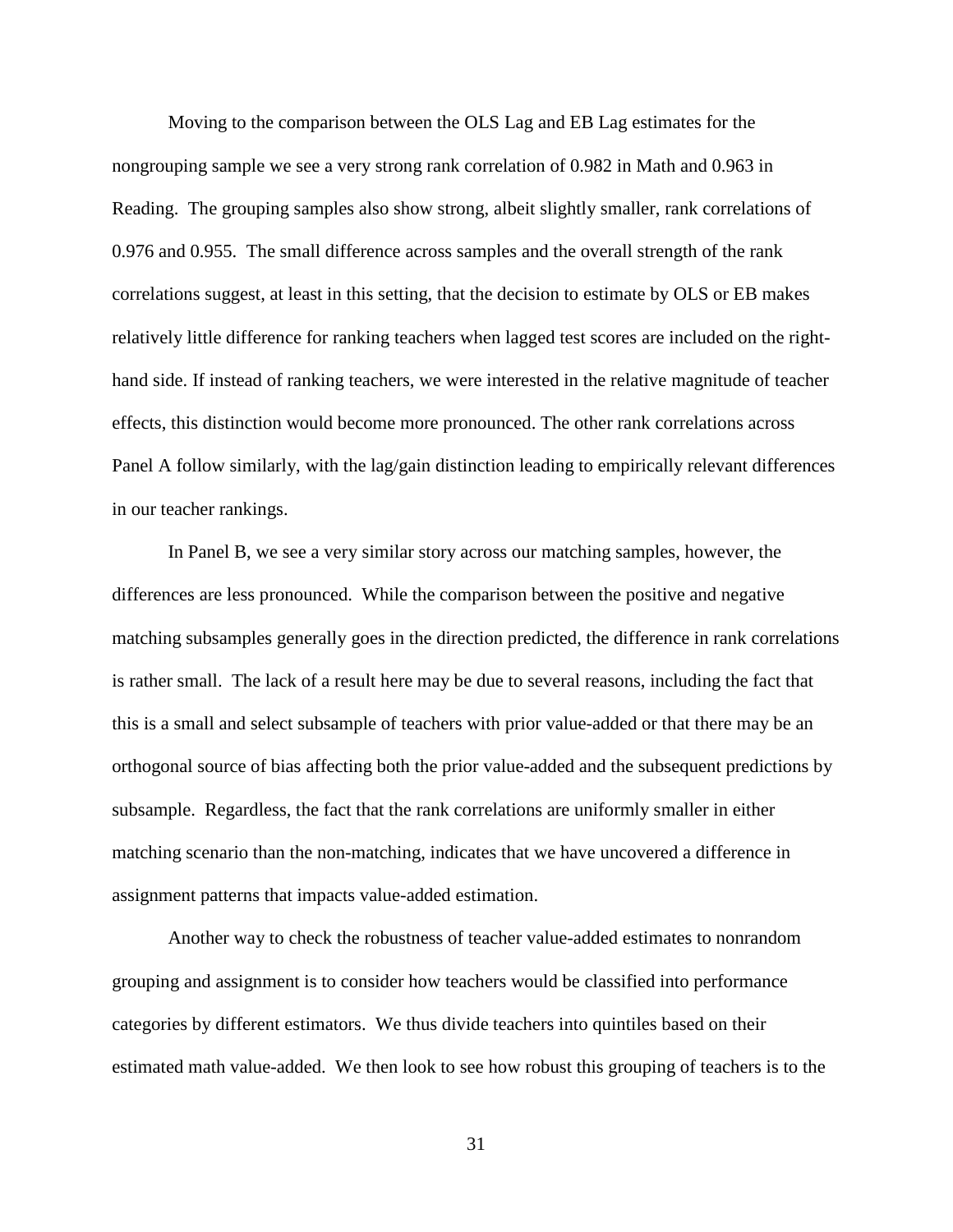Moving to the comparison between the OLS Lag and EB Lag estimates for the nongrouping sample we see a very strong rank correlation of 0.982 in Math and 0.963 in Reading. The grouping samples also show strong, albeit slightly smaller, rank correlations of 0.976 and 0.955. The small difference across samples and the overall strength of the rank correlations suggest, at least in this setting, that the decision to estimate by OLS or EB makes relatively little difference for ranking teachers when lagged test scores are included on the right-hand side. If instead of ranking teachers, we were interested in the relative magnitude of teacher effects, this distinction would become more pronounced. The other rank correlations across Panel A follow similarly, with the lag/gain distinction leading to empirically relevant differences in our teacher rankings.

In Panel B, we see a very similar story across our matching samples, however, the differences are less pronounced. While the comparison between the positive and negative matching subsamples generally goes in the direction predicted, the difference in rank correlations is rather small. The lack of a result here may be due to several reasons, including the fact that this is a small and select subsample of teachers with prior value-added or that there may be an orthogonal source of bias affecting both the prior value-added and the subsequent predictions by subsample. Regardless, the fact that the rank correlations are uniformly smaller in either matching scenario than the non-matching, indicates that we have uncovered a difference in assignment patterns that impacts value-added estimation.

Another way to check the robustness of teacher value-added estimates to nonrandom grouping and assignment is to consider how teachers would be classified into performance categories by different estimators. We thus divide teachers into quintiles based on their estimated math value-added. We then look to see how robust this grouping of teachers is to the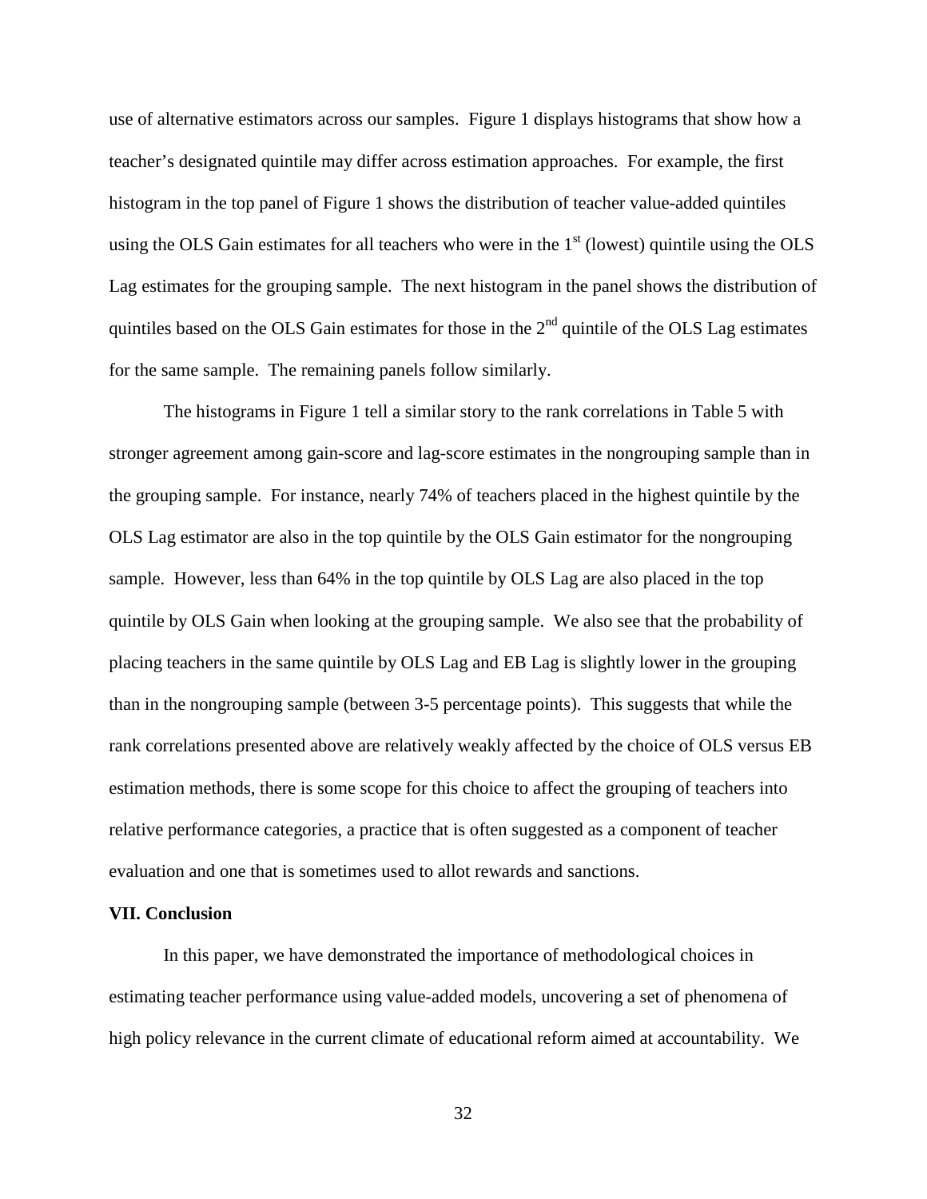use of alternative estimators across our samples. Figure 1 displays histograms that show how a teacher's designated quintile may differ across estimation approaches. For example, the first histogram in the top panel of Figure 1 shows the distribution of teacher value-added quintiles using the OLS Gain estimates for all teachers who were in the 1st (lowest) quintile using the OLS Lag estimates for the grouping sample. The next histogram in the panel shows the distribution of quintiles based on the OLS Gain estimates for those in the 2nd quintile of the OLS Lag estimates for the same sample. The remaining panels follow similarly.

The histograms in Figure 1 tell a similar story to the rank correlations in Table 5 with stronger agreement among gain-score and lag-score estimates in the nongrouping sample than in the grouping sample. For instance, nearly 74% of teachers placed in the highest quintile by the OLS Lag estimator are also in the top quintile by the OLS Gain estimator for the nongrouping sample. However, less than 64% in the top quintile by OLS Lag are also placed in the top quintile by OLS Gain when looking at the grouping sample. We also see that the probability of placing teachers in the same quintile by OLS Lag and EB Lag is slightly lower in the grouping than in the nongrouping sample (between 3-5 percentage points). This suggests that while the rank correlations presented above are relatively weakly affected by the choice of OLS versus EB estimation methods, there is some scope for this choice to affect the grouping of teachers into relative performance categories, a practice that is often suggested as a component of teacher evaluation and one that is sometimes used to allot rewards and sanctions.

## VII. Conclusion

In this paper, we have demonstrated the importance of methodological choices in estimating teacher performance using value-added models, uncovering a set of phenomena of high policy relevance in the current climate of educational reform aimed at accountability. We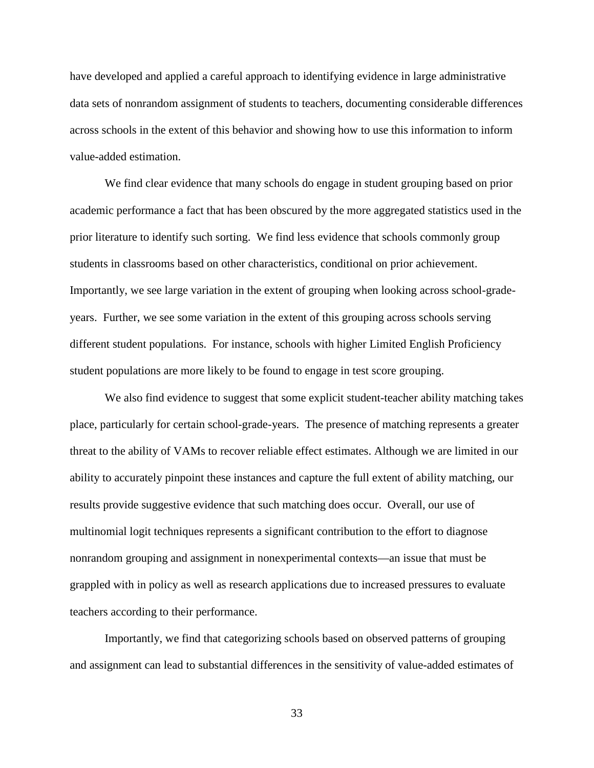have developed and applied a careful approach to identifying evidence in large administrative data sets of nonrandom assignment of students to teachers, documenting considerable differences across schools in the extent of this behavior and showing how to use this information to inform value-added estimation.

We find clear evidence that many schools do engage in student grouping based on prior academic performance a fact that has been obscured by the more aggregated statistics used in the prior literature to identify such sorting. We find less evidence that schools commonly group students in classrooms based on other characteristics, conditional on prior achievement. Importantly, we see large variation in the extent of grouping when looking across school-grade-years. Further, we see some variation in the extent of this grouping across schools serving different student populations. For instance, schools with higher Limited English Proficiency student populations are more likely to be found to engage in test score grouping.

We also find evidence to suggest that some explicit student-teacher ability matching takes place, particularly for certain school-grade-years. The presence of matching represents a greater threat to the ability of VAMs to recover reliable effect estimates. Although we are limited in our ability to accurately pinpoint these instances and capture the full extent of ability matching, our results provide suggestive evidence that such matching does occur. Overall, our use of multinomial logit techniques represents a significant contribution to the effort to diagnose nonrandom grouping and assignment in nonexperimental contexts—an issue that must be grappled with in policy as well as research applications due to increased pressures to evaluate teachers according to their performance.

Importantly, we find that categorizing schools based on observed patterns of grouping and assignment can lead to substantial differences in the sensitivity of value-added estimates of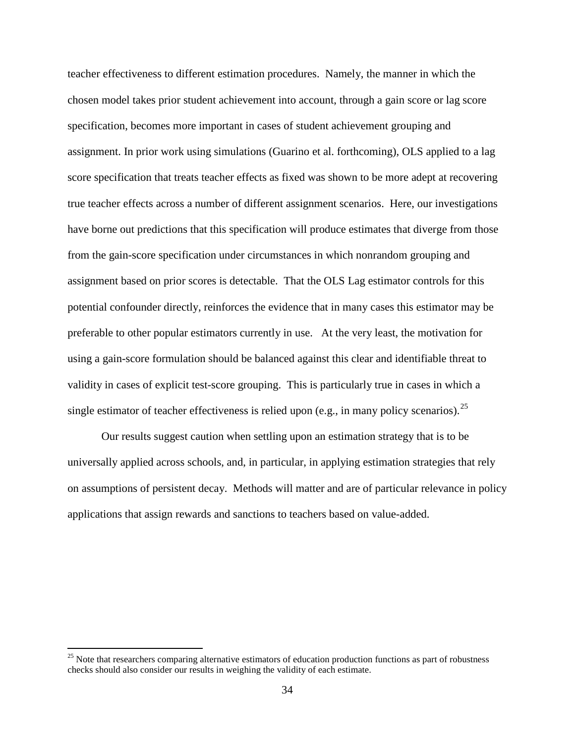teacher effectiveness to different estimation procedures. Namely, the manner in which the chosen model takes prior student achievement into account, through a gain score or lag score specification, becomes more important in cases of student achievement grouping and assignment. In prior work using simulations (Guarino et al. forthcoming), OLS applied to a lag score specification that treats teacher effects as fixed was shown to be more adept at recovering true teacher effects across a number of different assignment scenarios. Here, our investigations have borne out predictions that this specification will produce estimates that diverge from those from the gain-score specification under circumstances in which nonrandom grouping and assignment based on prior scores is detectable. That the OLS Lag estimator controls for this potential confounder directly, reinforces the evidence that in many cases this estimator may be preferable to other popular estimators currently in use. At the very least, the motivation for using a gain-score formulation should be balanced against this clear and identifiable threat to validity in cases of explicit test-score grouping. This is particularly true in cases in which a single estimator of teacher effectiveness is relied upon (e.g., in many policy scenarios).[25]

Our results suggest caution when settling upon an estimation strategy that is to be universally applied across schools, and, in particular, in applying estimation strategies that rely on assumptions of persistent decay. Methods will matter and are of particular relevance in policy applications that assign rewards and sanctions to teachers based on value-added.

[25] Note that researchers comparing alternative estimators of education production functions as part of robustness checks should also consider our results in weighing the validity of each estimate.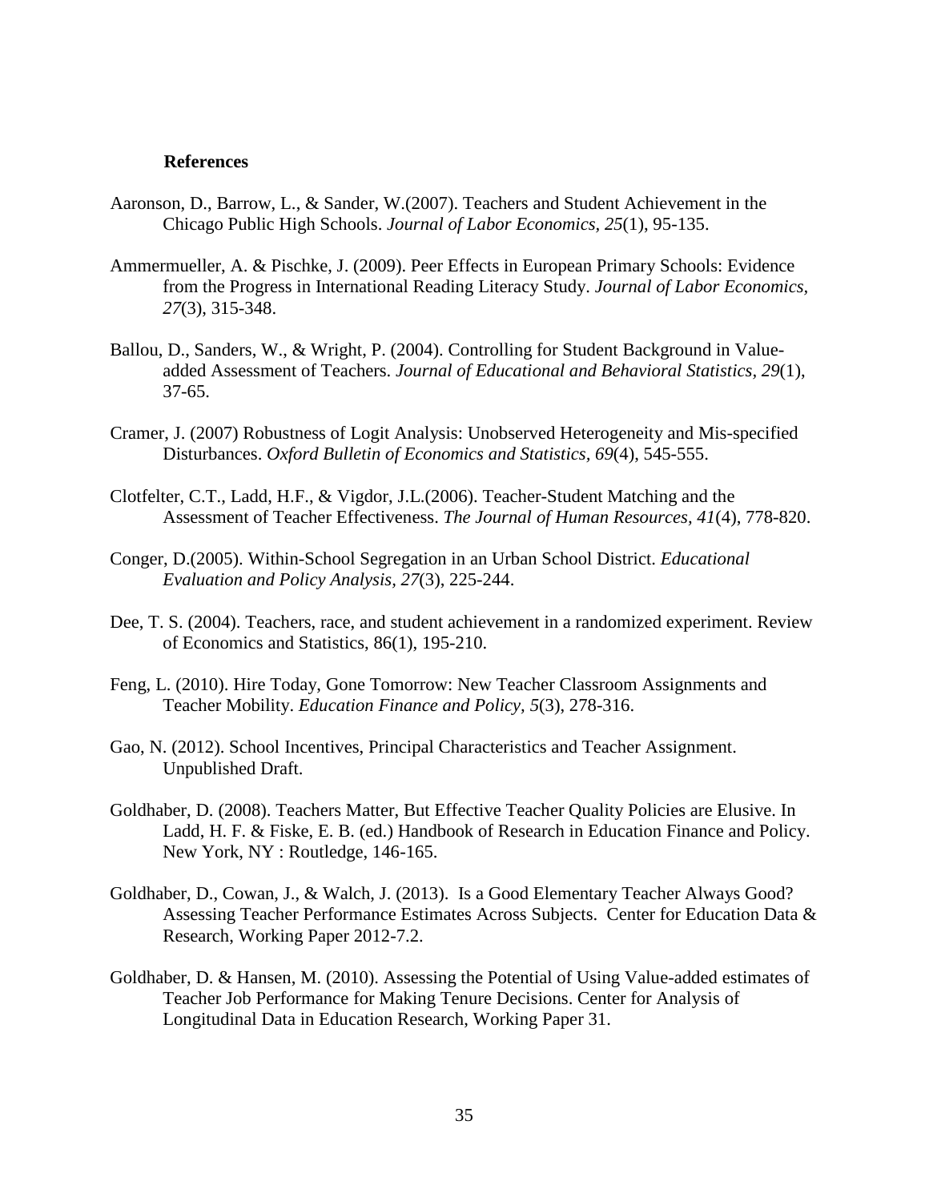## References

Aaronson, D., Barrow, L., & Sander, W.(2007). Teachers and Student Achievement in the Chicago Public High Schools. *Journal of Labor Economics*, *25*(1), 95-135.

Ammermueller, A. & Pischke, J. (2009). Peer Effects in European Primary Schools: Evidence from the Progress in International Reading Literacy Study. *Journal of Labor Economics*, *27*(3), 315-348.

Ballou, D., Sanders, W., & Wright, P. (2004). Controlling for Student Background in Value-added Assessment of Teachers. *Journal of Educational and Behavioral Statistics*, *29*(1), 37-65.

Cramer, J. (2007) Robustness of Logit Analysis: Unobserved Heterogeneity and Mis-specified Disturbances. *Oxford Bulletin of Economics and Statistics*, *69*(4), 545-555.

Clotfelter, C.T., Ladd, H.F., & Vigdor, J.L.(2006). Teacher-Student Matching and the Assessment of Teacher Effectiveness. *The Journal of Human Resources*, *41*(4), 778-820.

Conger, D.(2005). Within-School Segregation in an Urban School District. *Educational Evaluation and Policy Analysis*, *27*(3), 225-244.

Dee, T. S. (2004). Teachers, race, and student achievement in a randomized experiment. Review of Economics and Statistics, 86(1), 195-210.

Feng, L. (2010). Hire Today, Gone Tomorrow: New Teacher Classroom Assignments and Teacher Mobility. *Education Finance and Policy*, *5*(3), 278-316.

Gao, N. (2012). School Incentives, Principal Characteristics and Teacher Assignment. Unpublished Draft.

Goldhaber, D. (2008). Teachers Matter, But Effective Teacher Quality Policies are Elusive. In Ladd, H. F. & Fiske, E. B. (ed.) Handbook of Research in Education Finance and Policy. New York, NY : Routledge, 146-165.

Goldhaber, D., Cowan, J., & Walch, J. (2013). Is a Good Elementary Teacher Always Good? Assessing Teacher Performance Estimates Across Subjects. Center for Education Data & Research, Working Paper 2012-7.2.

Goldhaber, D. & Hansen, M. (2010). Assessing the Potential of Using Value-added estimates of Teacher Job Performance for Making Tenure Decisions. Center for Analysis of Longitudinal Data in Education Research, Working Paper 31.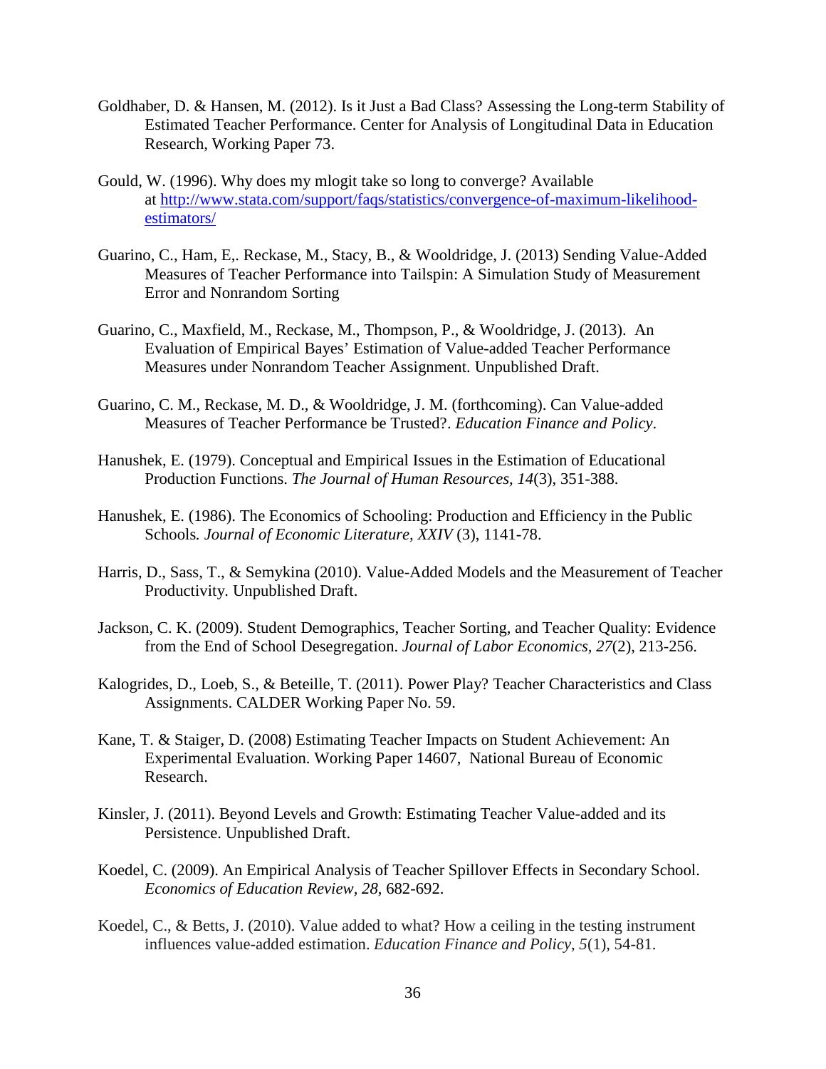Goldhaber, D. & Hansen, M. (2012). Is it Just a Bad Class? Assessing the Long-term Stability of Estimated Teacher Performance. Center for Analysis of Longitudinal Data in Education Research, Working Paper 73.

Gould, W. (1996). Why does my mlogit take so long to converge? Available at [http://www.stata.com/support/faqs/statistics/convergence-of-maximum-likelihood-estimators/](http://www.stata.com/support/faqs/statistics/convergence-of-maximum-likelihood-estimators/)

Guarino, C., Ham, E,. Reckase, M., Stacy, B., & Wooldridge, J. (2013) Sending Value-Added Measures of Teacher Performance into Tailspin: A Simulation Study of Measurement Error and Nonrandom Sorting

Guarino, C., Maxfield, M., Reckase, M., Thompson, P., & Wooldridge, J. (2013). An Evaluation of Empirical Bayes' Estimation of Value-added Teacher Performance Measures under Nonrandom Teacher Assignment. Unpublished Draft.

Guarino, C. M., Reckase, M. D., & Wooldridge, J. M. (forthcoming). Can Value-added Measures of Teacher Performance be Trusted?. *Education Finance and Policy*.

Hanushek, E. (1979). Conceptual and Empirical Issues in the Estimation of Educational Production Functions. *The Journal of Human Resources, 14*(3), 351-388.

Hanushek, E. (1986). The Economics of Schooling: Production and Efficiency in the Public Schools*. Journal of Economic Literature, XXIV* (3), 1141-78.

Harris, D., Sass, T., & Semykina (2010). Value-Added Models and the Measurement of Teacher Productivity. Unpublished Draft.

Jackson, C. K. (2009). Student Demographics, Teacher Sorting, and Teacher Quality: Evidence from the End of School Desegregation. *Journal of Labor Economics, 27*(2), 213-256.

Kalogrides, D., Loeb, S., & Beteille, T. (2011). Power Play? Teacher Characteristics and Class Assignments. CALDER Working Paper No. 59.

Kane, T. & Staiger, D. (2008) Estimating Teacher Impacts on Student Achievement: An Experimental Evaluation. Working Paper 14607, National Bureau of Economic Research.

Kinsler, J. (2011). Beyond Levels and Growth: Estimating Teacher Value-added and its Persistence. Unpublished Draft.

Koedel, C. (2009). An Empirical Analysis of Teacher Spillover Effects in Secondary School. *Economics of Education Review, 28*, 682-692.

Koedel, C., & Betts, J. (2010). Value added to what? How a ceiling in the testing instrument influences value-added estimation. *Education Finance and Policy*, *5*(1), 54-81.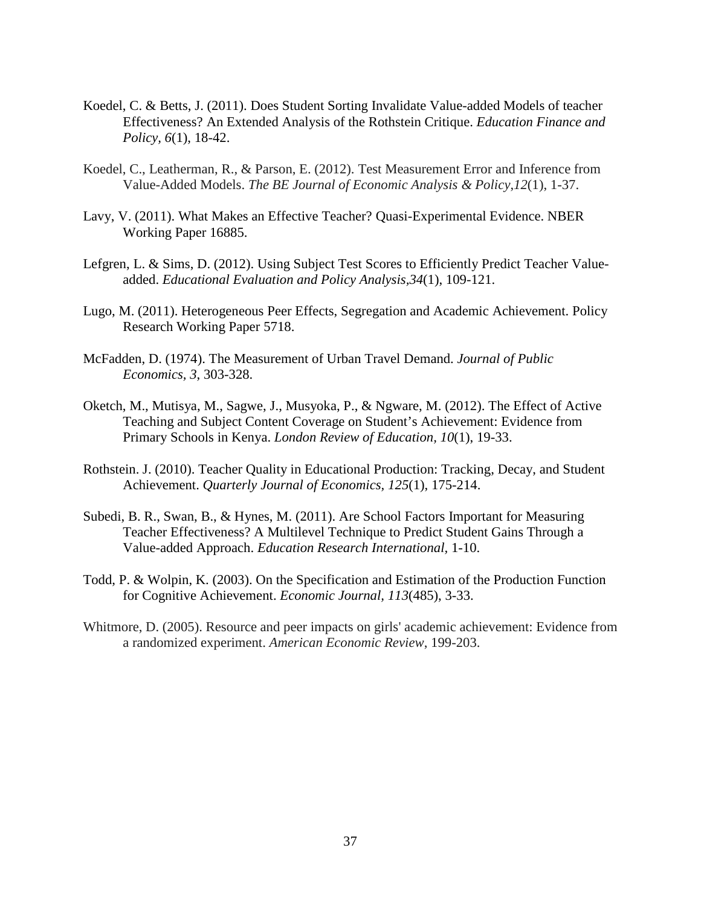Koedel, C. & Betts, J. (2011). Does Student Sorting Invalidate Value-added Models of teacher Effectiveness? An Extended Analysis of the Rothstein Critique. *Education Finance and Policy*, *6*(1), 18-42.

Koedel, C., Leatherman, R., & Parson, E. (2012). Test Measurement Error and Inference from Value-Added Models. *The BE Journal of Economic Analysis & Policy,12*(1), 1-37.

Lavy, V. (2011). What Makes an Effective Teacher? Quasi-Experimental Evidence. NBER Working Paper 16885.

Lefgren, L. & Sims, D. (2012). Using Subject Test Scores to Efficiently Predict Teacher Value-added. *Educational Evaluation and Policy Analysis,34*(1), 109-121.

Lugo, M. (2011). Heterogeneous Peer Effects, Segregation and Academic Achievement. Policy Research Working Paper 5718.

McFadden, D. (1974). The Measurement of Urban Travel Demand. *Journal of Public Economics, 3*, 303-328.

Oketch, M., Mutisya, M., Sagwe, J., Musyoka, P., & Ngware, M. (2012). The Effect of Active Teaching and Subject Content Coverage on Student's Achievement: Evidence from Primary Schools in Kenya. *London Review of Education, 10*(1), 19-33.

Rothstein. J. (2010). Teacher Quality in Educational Production: Tracking, Decay, and Student Achievement. *Quarterly Journal of Economics*, *125*(1), 175-214.

Subedi, B. R., Swan, B., & Hynes, M. (2011). Are School Factors Important for Measuring Teacher Effectiveness? A Multilevel Technique to Predict Student Gains Through a Value-added Approach. *Education Research International,* 1-10.

Todd, P. & Wolpin, K. (2003). On the Specification and Estimation of the Production Function for Cognitive Achievement. *Economic Journal, 113*(485), 3-33.

Whitmore, D. (2005). Resource and peer impacts on girls' academic achievement: Evidence from a randomized experiment. *American Economic Review*, 199-203.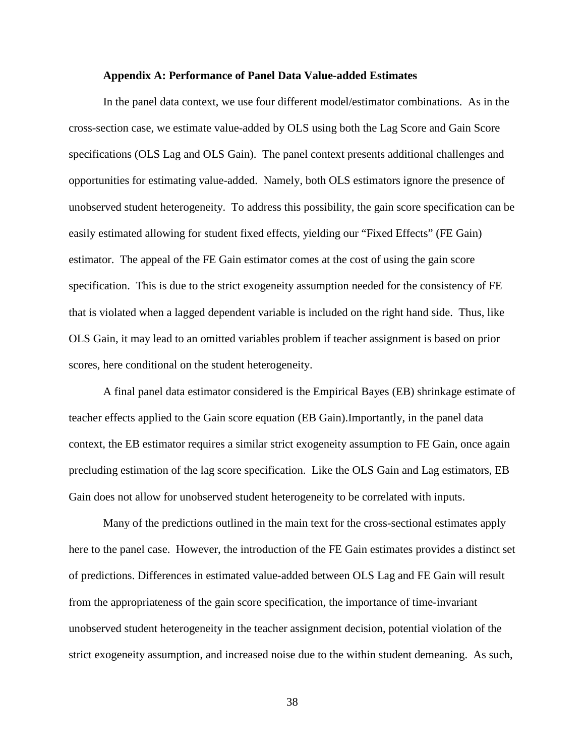### Appendix A: Performance of Panel Data Value-added Estimates

In the panel data context, we use four different model/estimator combinations. As in the cross-section case, we estimate value-added by OLS using both the Lag Score and Gain Score specifications (OLS Lag and OLS Gain). The panel context presents additional challenges and opportunities for estimating value-added. Namely, both OLS estimators ignore the presence of unobserved student heterogeneity. To address this possibility, the gain score specification can be easily estimated allowing for student fixed effects, yielding our "Fixed Effects" (FE Gain) estimator. The appeal of the FE Gain estimator comes at the cost of using the gain score specification. This is due to the strict exogeneity assumption needed for the consistency of FE that is violated when a lagged dependent variable is included on the right hand side. Thus, like OLS Gain, it may lead to an omitted variables problem if teacher assignment is based on prior scores, here conditional on the student heterogeneity.

A final panel data estimator considered is the Empirical Bayes (EB) shrinkage estimate of teacher effects applied to the Gain score equation (EB Gain).Importantly, in the panel data context, the EB estimator requires a similar strict exogeneity assumption to FE Gain, once again precluding estimation of the lag score specification. Like the OLS Gain and Lag estimators, EB Gain does not allow for unobserved student heterogeneity to be correlated with inputs.

Many of the predictions outlined in the main text for the cross-sectional estimates apply here to the panel case. However, the introduction of the FE Gain estimates provides a distinct set of predictions. Differences in estimated value-added between OLS Lag and FE Gain will result from the appropriateness of the gain score specification, the importance of time-invariant unobserved student heterogeneity in the teacher assignment decision, potential violation of the strict exogeneity assumption, and increased noise due to the within student demeaning. As such,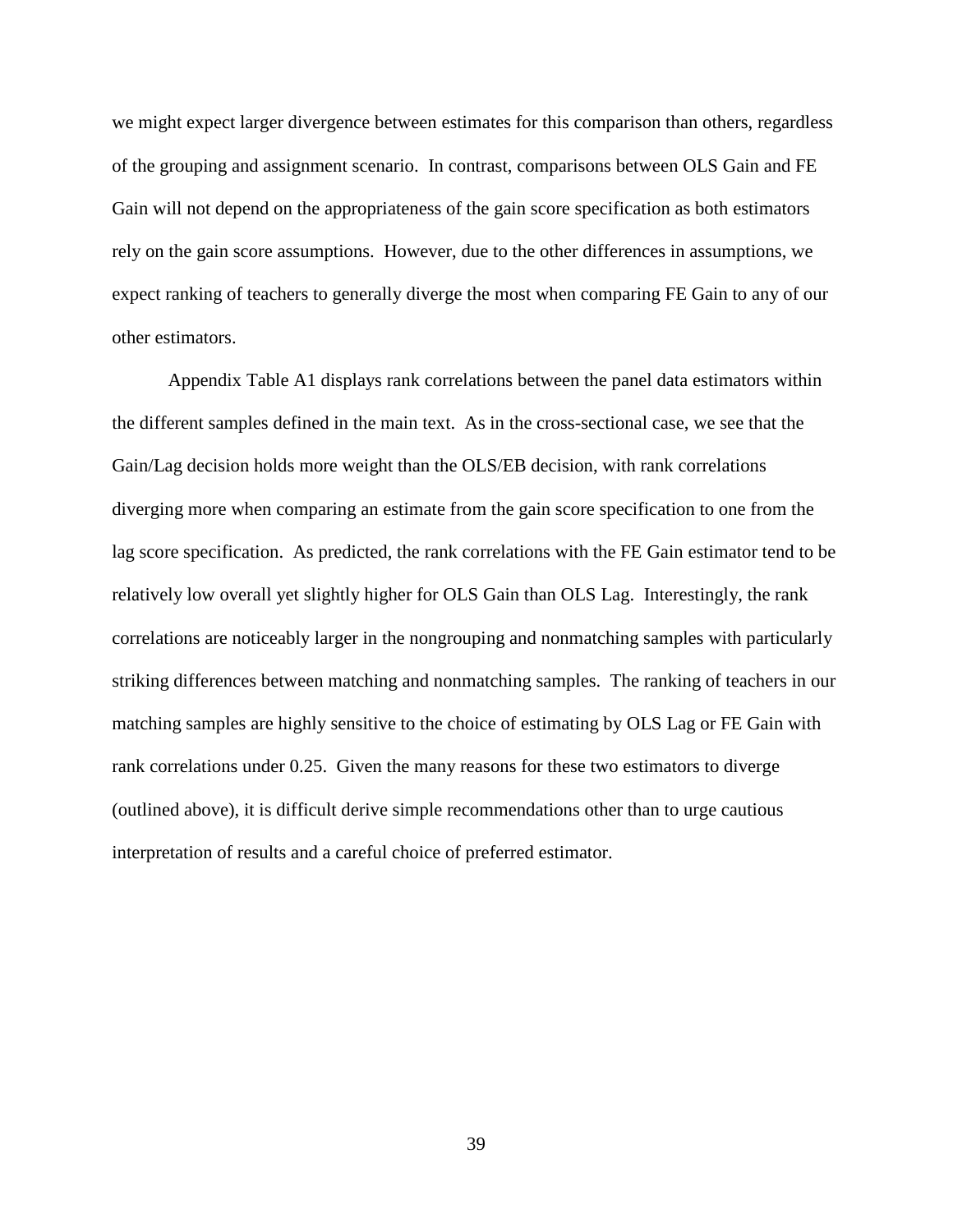we might expect larger divergence between estimates for this comparison than others, regardless of the grouping and assignment scenario. In contrast, comparisons between OLS Gain and FE Gain will not depend on the appropriateness of the gain score specification as both estimators rely on the gain score assumptions. However, due to the other differences in assumptions, we expect ranking of teachers to generally diverge the most when comparing FE Gain to any of our other estimators.

Appendix Table A1 displays rank correlations between the panel data estimators within the different samples defined in the main text. As in the cross-sectional case, we see that the Gain/Lag decision holds more weight than the OLS/EB decision, with rank correlations diverging more when comparing an estimate from the gain score specification to one from the lag score specification. As predicted, the rank correlations with the FE Gain estimator tend to be relatively low overall yet slightly higher for OLS Gain than OLS Lag. Interestingly, the rank correlations are noticeably larger in the nongrouping and nonmatching samples with particularly striking differences between matching and nonmatching samples. The ranking of teachers in our matching samples are highly sensitive to the choice of estimating by OLS Lag or FE Gain with rank correlations under 0.25. Given the many reasons for these two estimators to diverge (outlined above), it is difficult derive simple recommendations other than to urge cautious interpretation of results and a careful choice of preferred estimator.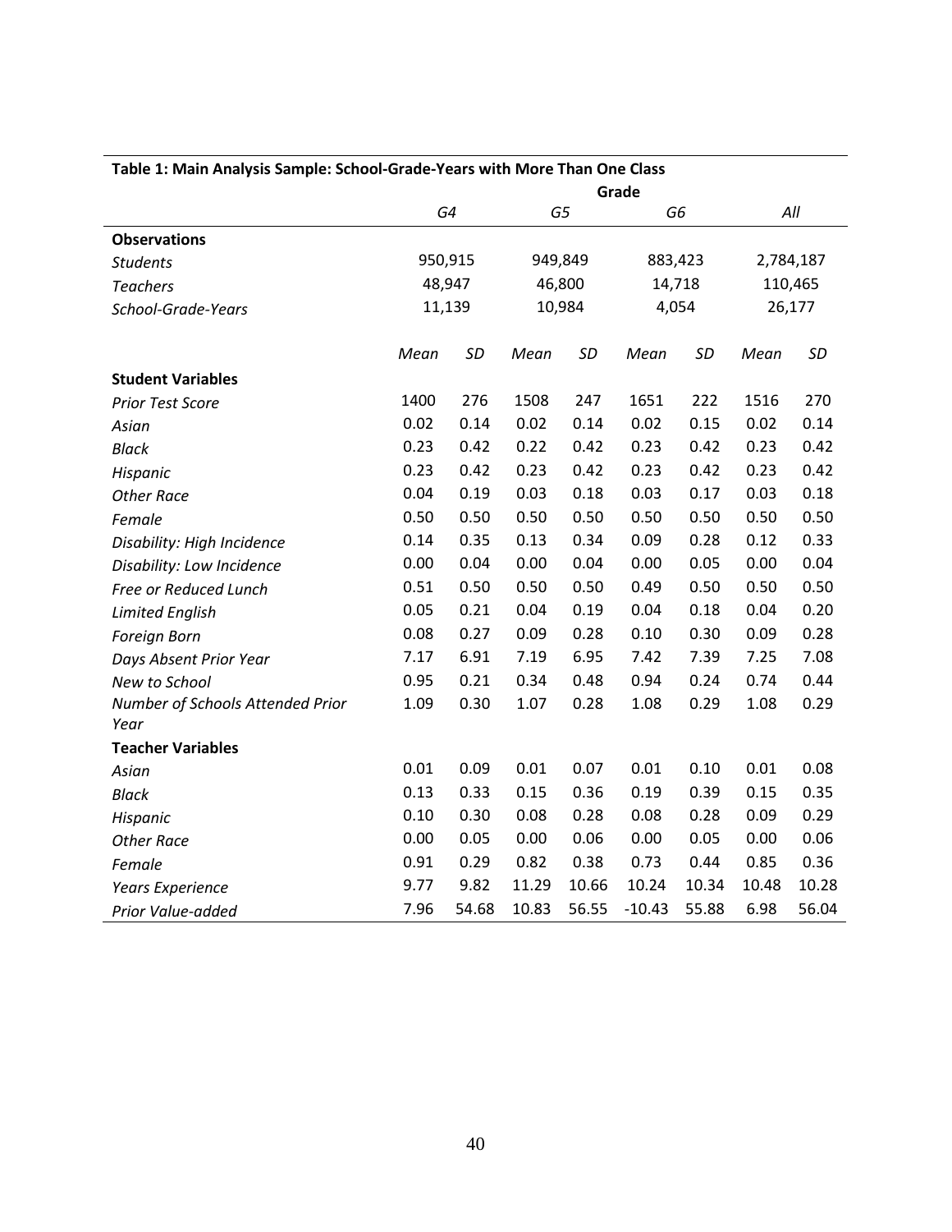**Table 1: Main Analysis Sample: School-Grade-Years with More Than One Class**

| | Grade | | | | | | | |
|---|---|---|---|---|---|---|---|---|
| | *G4* | | *G5* | | *G6* | | *All* | |
| **Observations** | | | | | | | | |
| *Students* | 950,915 | | 949,849 | | 883,423 | | 2,784,187 | |
| *Teachers* | 48,947 | | 46,800 | | 14,718 | | 110,465 | |
| *School-Grade-Years* | 11,139 | | 10,984 | | 4,054 | | 26,177 | |
| | *Mean* | *SD* | *Mean* | *SD* | *Mean* | *SD* | *Mean* | *SD* |
| **Student Variables** | | | | | | | | |
| *Prior Test Score* | 1400 | 276 | 1508 | 247 | 1651 | 222 | 1516 | 270 |
| *Asian* | 0.02 | 0.14 | 0.02 | 0.14 | 0.02 | 0.15 | 0.02 | 0.14 |
| *Black* | 0.23 | 0.42 | 0.22 | 0.42 | 0.23 | 0.42 | 0.23 | 0.42 |
| *Hispanic* | 0.23 | 0.42 | 0.23 | 0.42 | 0.23 | 0.42 | 0.23 | 0.42 |
| *Other Race* | 0.04 | 0.19 | 0.03 | 0.18 | 0.03 | 0.17 | 0.03 | 0.18 |
| *Female* | 0.50 | 0.50 | 0.50 | 0.50 | 0.50 | 0.50 | 0.50 | 0.50 |
| *Disability: High Incidence* | 0.14 | 0.35 | 0.13 | 0.34 | 0.09 | 0.28 | 0.12 | 0.33 |
| *Disability: Low Incidence* | 0.00 | 0.04 | 0.00 | 0.04 | 0.00 | 0.05 | 0.00 | 0.04 |
| *Free or Reduced Lunch* | 0.51 | 0.50 | 0.50 | 0.50 | 0.49 | 0.50 | 0.50 | 0.50 |
| *Limited English* | 0.05 | 0.21 | 0.04 | 0.19 | 0.04 | 0.18 | 0.04 | 0.20 |
| *Foreign Born* | 0.08 | 0.27 | 0.09 | 0.28 | 0.10 | 0.30 | 0.09 | 0.28 |
| *Days Absent Prior Year* | 7.17 | 6.91 | 7.19 | 6.95 | 7.42 | 7.39 | 7.25 | 7.08 |
| *New to School* | 0.95 | 0.21 | 0.34 | 0.48 | 0.94 | 0.24 | 0.74 | 0.44 |
| *Number of Schools Attended Prior Year* | 1.09 | 0.30 | 1.07 | 0.28 | 1.08 | 0.29 | 1.08 | 0.29 |
| **Teacher Variables** | | | | | | | | |
| *Asian* | 0.01 | 0.09 | 0.01 | 0.07 | 0.01 | 0.10 | 0.01 | 0.08 |
| *Black* | 0.13 | 0.33 | 0.15 | 0.36 | 0.19 | 0.39 | 0.15 | 0.35 |
| *Hispanic* | 0.10 | 0.30 | 0.08 | 0.28 | 0.08 | 0.28 | 0.09 | 0.29 |
| *Other Race* | 0.00 | 0.05 | 0.00 | 0.06 | 0.00 | 0.05 | 0.00 | 0.06 |
| *Female* | 0.91 | 0.29 | 0.82 | 0.38 | 0.73 | 0.44 | 0.85 | 0.36 |
| *Years Experience* | 9.77 | 9.82 | 11.29 | 10.66 | 10.24 | 10.34 | 10.48 | 10.28 |
| *Prior Value-added* | 7.96 | 54.68 | 10.83 | 56.55 | -10.43 | 55.88 | 6.98 | 56.04 |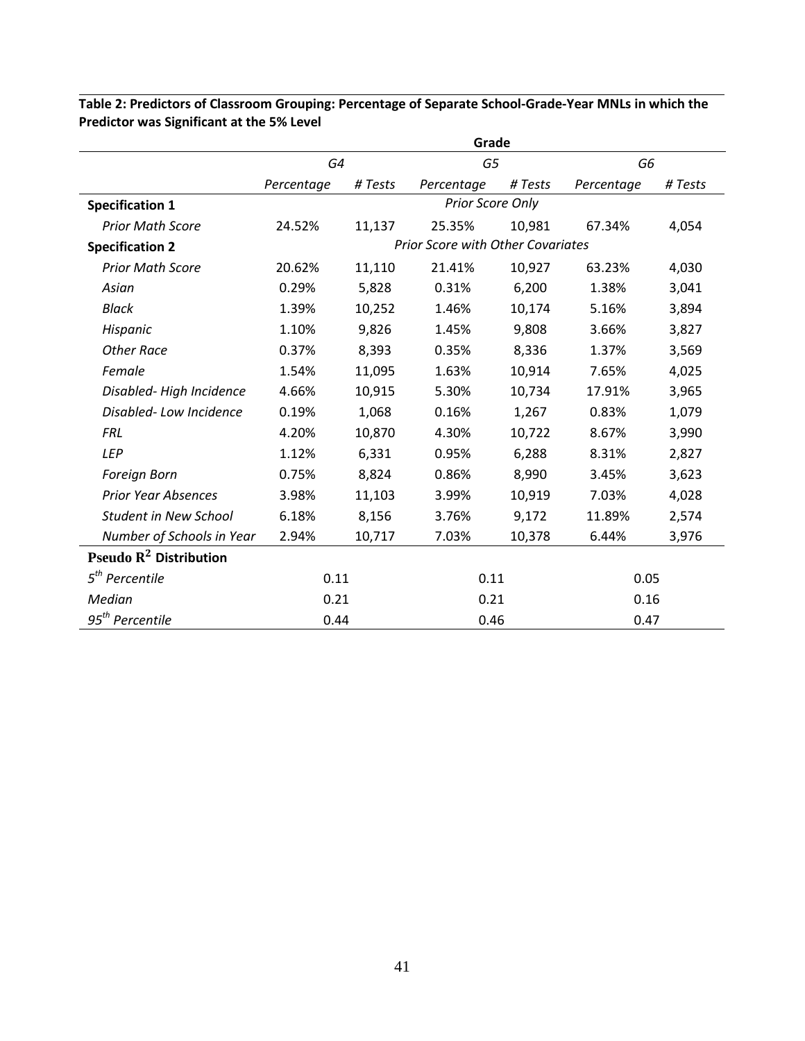**Table 2: Predictors of Classroom Grouping: Percentage of Separate School-Grade-Year MNLs in which the Predictor was Significant at the 5% Level**

| | Grade | | | | | |
|---|---|---|---|---|---|---|
| | *G4* | | *G5* | | *G6* | |
| | *Percentage* | *# Tests* | *Percentage* | *# Tests* | *Percentage* | *# Tests* |
| **Specification 1** | *Prior Score Only* | | | | | |
| *Prior Math Score* | 24.52% | 11,137 | 25.35% | 10,981 | 67.34% | 4,054 |
| **Specification 2** | *Prior Score with Other Covariates* | | | | | |
| *Prior Math Score* | 20.62% | 11,110 | 21.41% | 10,927 | 63.23% | 4,030 |
| *Asian* | 0.29% | 5,828 | 0.31% | 6,200 | 1.38% | 3,041 |
| *Black* | 1.39% | 10,252 | 1.46% | 10,174 | 5.16% | 3,894 |
| *Hispanic* | 1.10% | 9,826 | 1.45% | 9,808 | 3.66% | 3,827 |
| *Other Race* | 0.37% | 8,393 | 0.35% | 8,336 | 1.37% | 3,569 |
| *Female* | 1.54% | 11,095 | 1.63% | 10,914 | 7.65% | 4,025 |
| *Disabled- High Incidence* | 4.66% | 10,915 | 5.30% | 10,734 | 17.91% | 3,965 |
| *Disabled- Low Incidence* | 0.19% | 1,068 | 0.16% | 1,267 | 0.83% | 1,079 |
| *FRL* | 4.20% | 10,870 | 4.30% | 10,722 | 8.67% | 3,990 |
| *LEP* | 1.12% | 6,331 | 0.95% | 6,288 | 8.31% | 2,827 |
| *Foreign Born* | 0.75% | 8,824 | 0.86% | 8,990 | 3.45% | 3,623 |
| *Prior Year Absences* | 3.98% | 11,103 | 3.99% | 10,919 | 7.03% | 4,028 |
| *Student in New School* | 6.18% | 8,156 | 3.76% | 9,172 | 11.89% | 2,574 |
| *Number of Schools in Year* | 2.94% | 10,717 | 7.03% | 10,378 | 6.44% | 3,976 |
| **Pseudo $R^2$ Distribution** | | | | | | |
| *5th Percentile* | 0.11 | | 0.11 | | 0.05 | |
| *Median* | 0.21 | | 0.21 | | 0.16 | |
| *95th Percentile* | 0.44 | | 0.46 | | 0.47 | |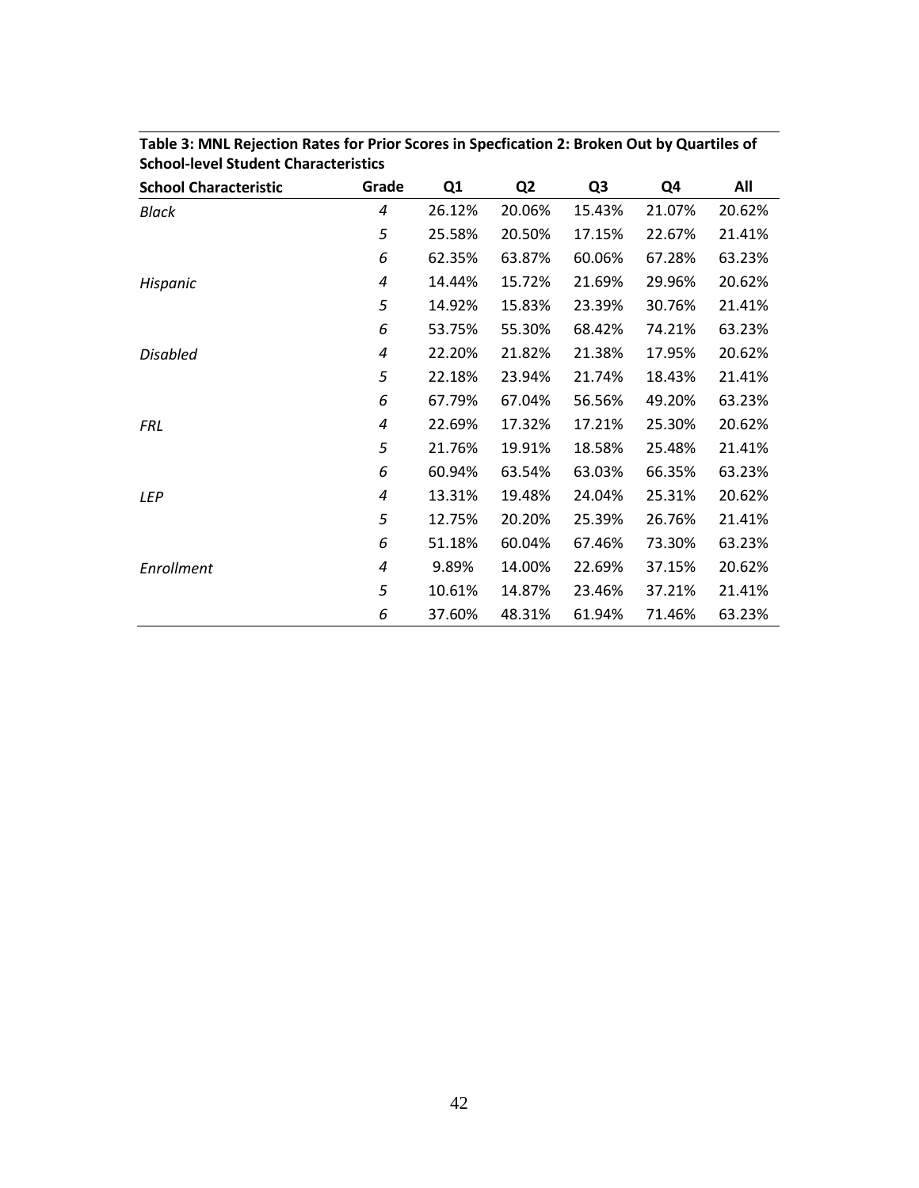**Table 3: MNL Rejection Rates for Prior Scores in Specfication 2: Broken Out by Quartiles of School-level Student Characteristics**

| School Characteristic | Grade | Q1 | Q2 | Q3 | Q4 | All |
|---|---|---|---|---|---|---|
| *Black* | *4* | 26.12% | 20.06% | 15.43% | 21.07% | 20.62% |
| | *5* | 25.58% | 20.50% | 17.15% | 22.67% | 21.41% |
| | *6* | 62.35% | 63.87% | 60.06% | 67.28% | 63.23% |
| *Hispanic* | *4* | 14.44% | 15.72% | 21.69% | 29.96% | 20.62% |
| | *5* | 14.92% | 15.83% | 23.39% | 30.76% | 21.41% |
| | *6* | 53.75% | 55.30% | 68.42% | 74.21% | 63.23% |
| *Disabled* | *4* | 22.20% | 21.82% | 21.38% | 17.95% | 20.62% |
| | *5* | 22.18% | 23.94% | 21.74% | 18.43% | 21.41% |
| | *6* | 67.79% | 67.04% | 56.56% | 49.20% | 63.23% |
| *FRL* | *4* | 22.69% | 17.32% | 17.21% | 25.30% | 20.62% |
| | *5* | 21.76% | 19.91% | 18.58% | 25.48% | 21.41% |
| | *6* | 60.94% | 63.54% | 63.03% | 66.35% | 63.23% |
| *LEP* | *4* | 13.31% | 19.48% | 24.04% | 25.31% | 20.62% |
| | *5* | 12.75% | 20.20% | 25.39% | 26.76% | 21.41% |
| | *6* | 51.18% | 60.04% | 67.46% | 73.30% | 63.23% |
| *Enrollment* | *4* | 9.89% | 14.00% | 22.69% | 37.15% | 20.62% |
| | *5* | 10.61% | 14.87% | 23.46% | 37.21% | 21.41% |
| | *6* | 37.60% | 48.31% | 61.94% | 71.46% | 63.23% |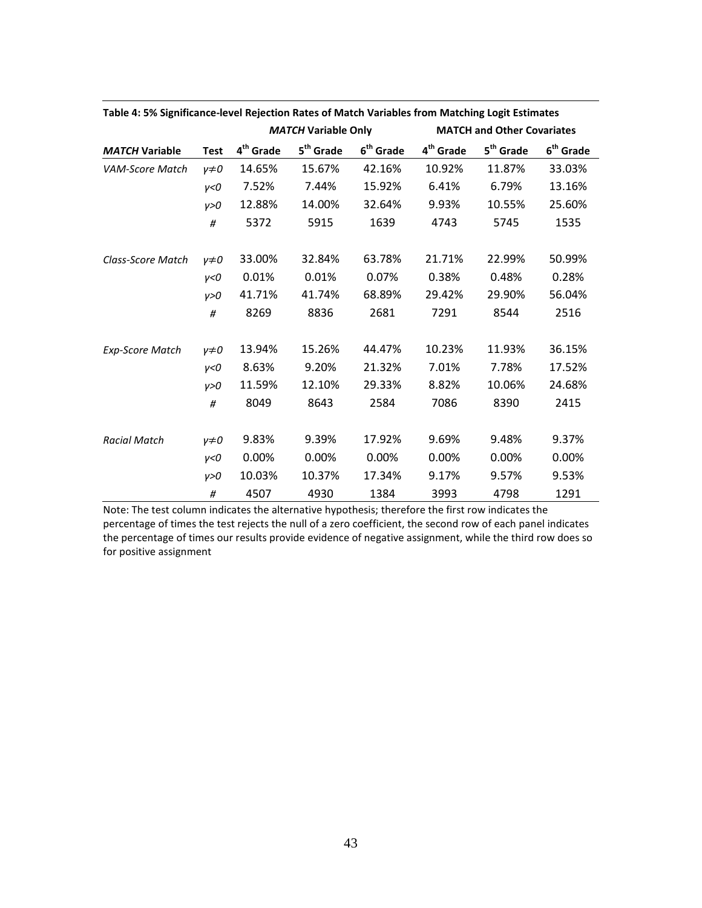**Table 4: 5% Significance-level Rejection Rates of Match Variables from Matching Logit Estimates**

| | | *MATCH* Variable Only | | | MATCH and Other Covariates | | |
|---|---|---|---|---|---|---|---|
| ***MATCH* Variable** | **Test** | **4th Grade** | **5th Grade** | **6th Grade** | **4th Grade** | **5th Grade** | **6th Grade** |
| *VAM-Score Match* | $\gamma \neq 0$ | 14.65% | 15.67% | 42.16% | 10.92% | 11.87% | 33.03% |
| | $\gamma < 0$ | 7.52% | 7.44% | 15.92% | 6.41% | 6.79% | 13.16% |
| | $\gamma > 0$ | 12.88% | 14.00% | 32.64% | 9.93% | 10.55% | 25.60% |
| | # | 5372 | 5915 | 1639 | 4743 | 5745 | 1535 |
| *Class-Score Match* | $\gamma \neq 0$ | 33.00% | 32.84% | 63.78% | 21.71% | 22.99% | 50.99% |
| | $\gamma < 0$ | 0.01% | 0.01% | 0.07% | 0.38% | 0.48% | 0.28% |
| | $\gamma > 0$ | 41.71% | 41.74% | 68.89% | 29.42% | 29.90% | 56.04% |
| | # | 8269 | 8836 | 2681 | 7291 | 8544 | 2516 |
| *Exp-Score Match* | $\gamma \neq 0$ | 13.94% | 15.26% | 44.47% | 10.23% | 11.93% | 36.15% |
| | $\gamma < 0$ | 8.63% | 9.20% | 21.32% | 7.01% | 7.78% | 17.52% |
| | $\gamma > 0$ | 11.59% | 12.10% | 29.33% | 8.82% | 10.06% | 24.68% |
| | # | 8049 | 8643 | 2584 | 7086 | 8390 | 2415 |
| *Racial Match* | $\gamma \neq 0$ | 9.83% | 9.39% | 17.92% | 9.69% | 9.48% | 9.37% |
| | $\gamma < 0$ | 0.00% | 0.00% | 0.00% | 0.00% | 0.00% | 0.00% |
| | $\gamma > 0$ | 10.03% | 10.37% | 17.34% | 9.17% | 9.57% | 9.53% |
| | # | 4507 | 4930 | 1384 | 3993 | 4798 | 1291 |

Note: The test column indicates the alternative hypothesis; therefore the first row indicates the percentage of times the test rejects the null of a zero coefficient, the second row of each panel indicates the percentage of times our results provide evidence of negative assignment, while the third row does so for positive assignment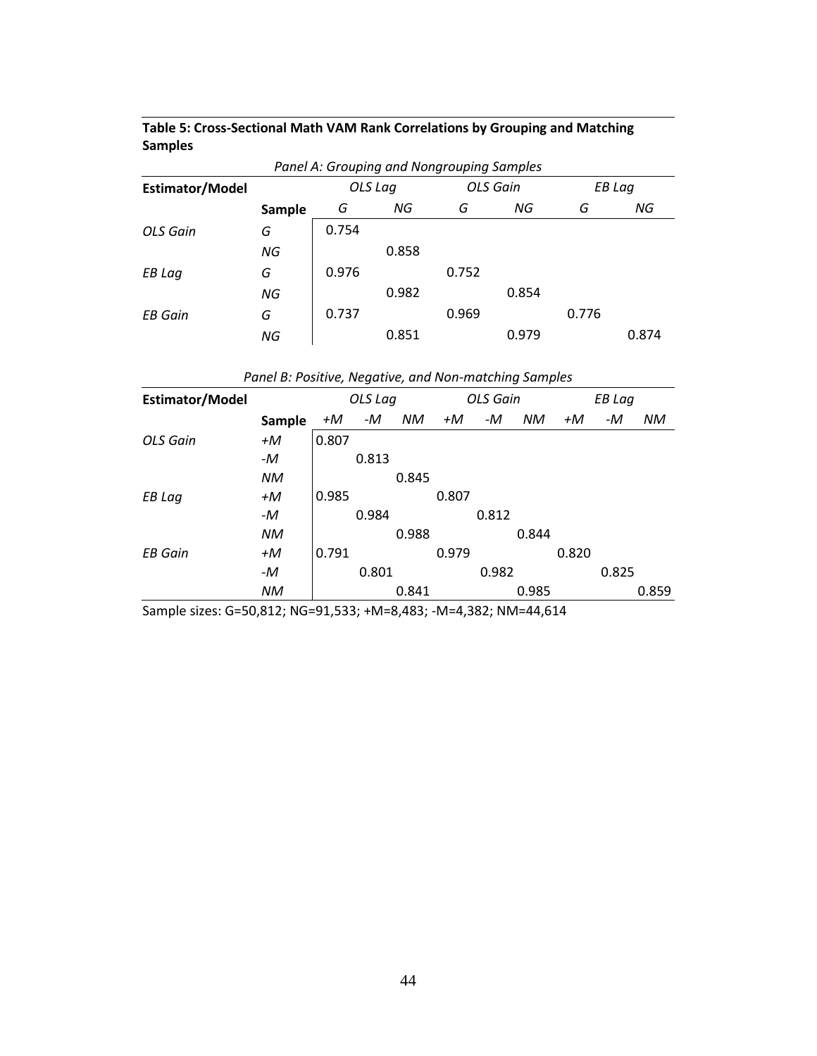**Table 5: Cross-Sectional Math VAM Rank Correlations by Grouping and Matching Samples**

*Panel A: Grouping and Nongrouping Samples*

| Estimator/Model | | *OLS Lag* | | *OLS Gain* | | *EB Lag* | |
|---|---|---|---|---|---|---|---|
| | **Sample** | *G* | *NG* | *G* | *NG* | *G* | *NG* |
| *OLS Gain* | *G* | 0.754 | | | | | |
| | *NG* | | 0.858 | | | | |
| *EB Lag* | *G* | 0.976 | | 0.752 | | | |
| | *NG* | | 0.982 | | 0.854 | | |
| *EB Gain* | *G* | 0.737 | | 0.969 | | 0.776 | |
| | *NG* | | 0.851 | | 0.979 | | 0.874 |

*Panel B: Positive, Negative, and Non-matching Samples*

| Estimator/Model | | *OLS Lag* | | | *OLS Gain* | | | *EB Lag* | | |
|---|---|---|---|---|---|---|---|---|---|---|
| | **Sample** | *+M* | *-M* | *NM* | *+M* | *-M* | *NM* | *+M* | *-M* | *NM* |
| *OLS Gain* | *+M* | 0.807 | | | | | | | | |
| | *-M* | | 0.813 | | | | | | | |
| | *NM* | | | 0.845 | | | | | | |
| *EB Lag* | *+M* | 0.985 | | | 0.807 | | | | | |
| | *-M* | | 0.984 | | | 0.812 | | | | |
| | *NM* | | | 0.988 | | | 0.844 | | | |
| *EB Gain* | *+M* | 0.791 | | | 0.979 | | | 0.820 | | |
| | *-M* | | 0.801 | | | 0.982 | | | 0.825 | |
| | *NM* | | | 0.841 | | | 0.985 | | | 0.859 |

Sample sizes: G=50,812; NG=91,533; +M=8,483; -M=4,382; NM=44,614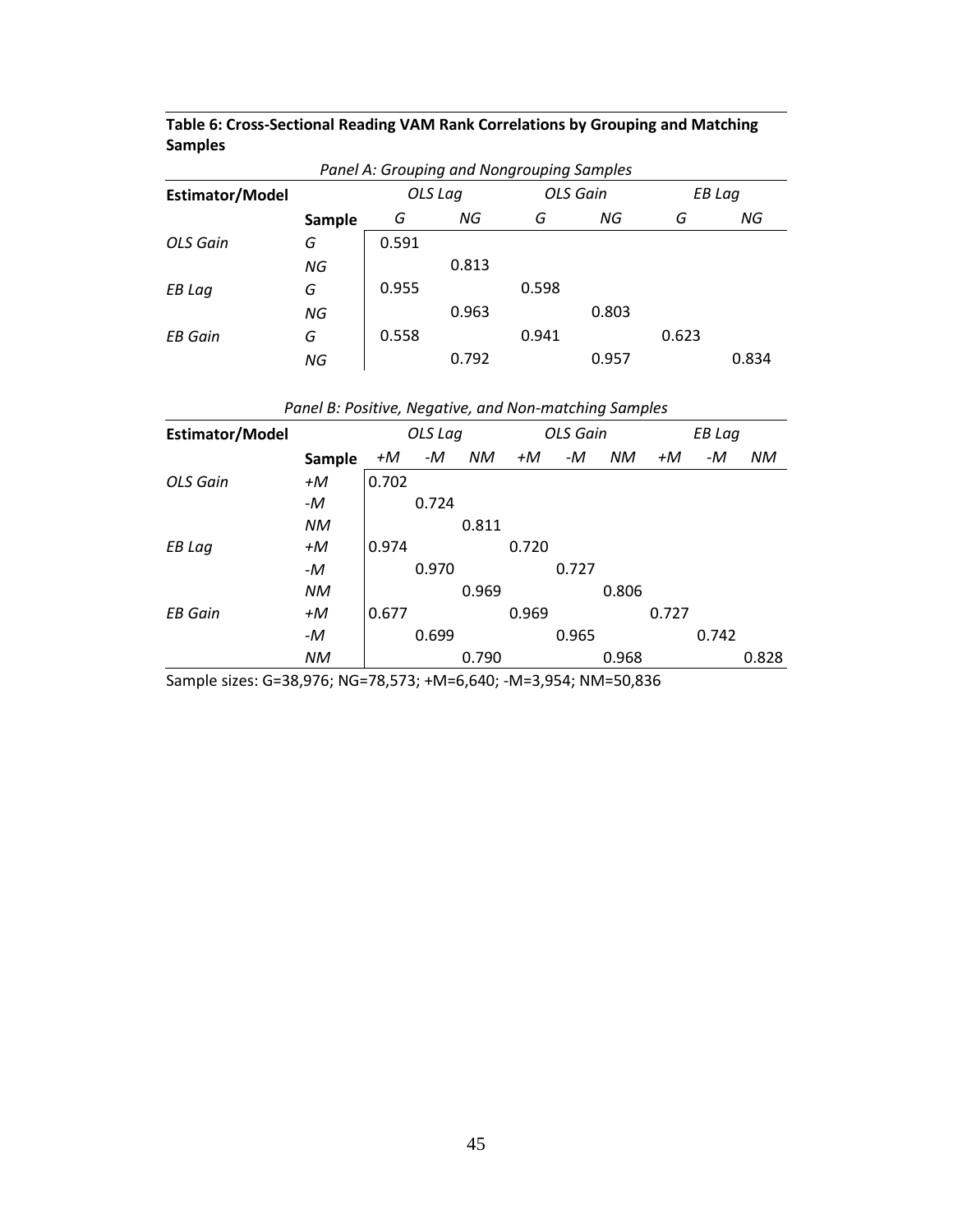**Table 6: Cross-Sectional Reading VAM Rank Correlations by Grouping and Matching Samples**

*Panel A: Grouping and Nongrouping Samples*

| **Estimator/Model** | | *OLS Lag* | | *OLS Gain* | | *EB Lag* | |
|---|---|---|---|---|---|---|---|
| | **Sample** | *G* | *NG* | *G* | *NG* | *G* | *NG* |
| *OLS Gain* | *G* | 0.591 | | | | | |
| | *NG* | | 0.813 | | | | |
| *EB Lag* | *G* | 0.955 | | 0.598 | | | |
| | *NG* | | 0.963 | | 0.803 | | |
| *EB Gain* | *G* | 0.558 | | 0.941 | | 0.623 | |
| | *NG* | | 0.792 | | 0.957 | | 0.834 |

*Panel B: Positive, Negative, and Non-matching Samples*

| **Estimator/Model** | | *OLS Lag* | | | *OLS Gain* | | | *EB Lag* | | |
|---|---|---|---|---|---|---|---|---|---|---|
| | **Sample** | *+M* | *-M* | *NM* | *+M* | *-M* | *NM* | *+M* | *-M* | *NM* |
| *OLS Gain* | *+M* | 0.702 | | | | | | | | |
| | *-M* | | 0.724 | | | | | | | |
| | *NM* | | | 0.811 | | | | | | |
| *EB Lag* | *+M* | 0.974 | | | 0.720 | | | | | |
| | *-M* | | 0.970 | | | 0.727 | | | | |
| | *NM* | | | 0.969 | | | 0.806 | | | |
| *EB Gain* | *+M* | 0.677 | | | 0.969 | | | 0.727 | | |
| | *-M* | | 0.699 | | | 0.965 | | | 0.742 | |
| | *NM* | | | 0.790 | | | 0.968 | | | 0.828 |

Sample sizes: G=38,976; NG=78,573; +M=6,640; -M=3,954; NM=50,836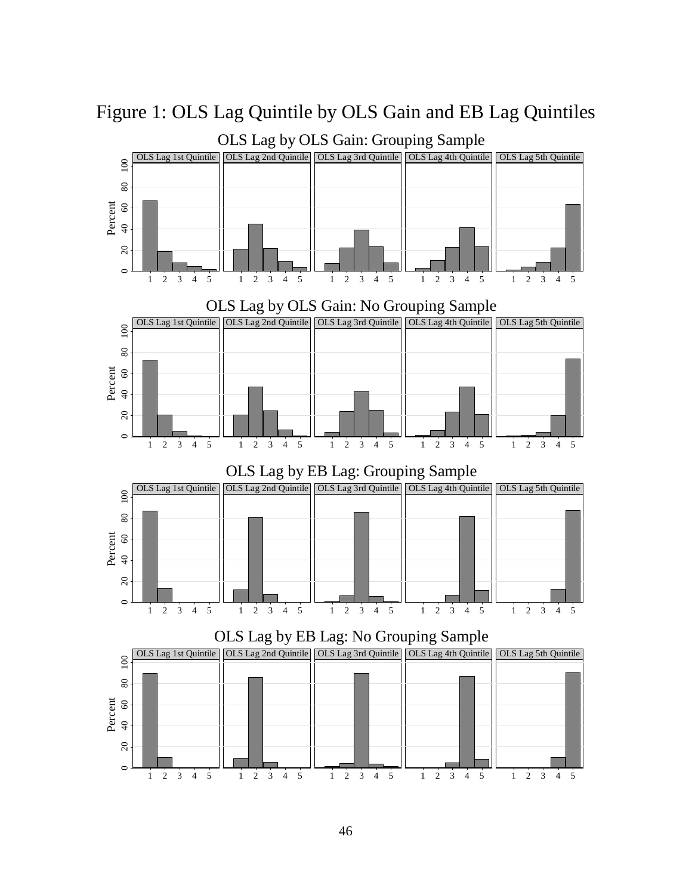# Figure 1: OLS Lag Quintile by OLS Gain and EB Lag Quintiles

OLS Lag by OLS Gain: Grouping Sample

OLS Lag by OLS Gain: No Grouping Sample

OLS Lag by EB Lag: Grouping Sample

OLS Lag by EB Lag: No Grouping Sample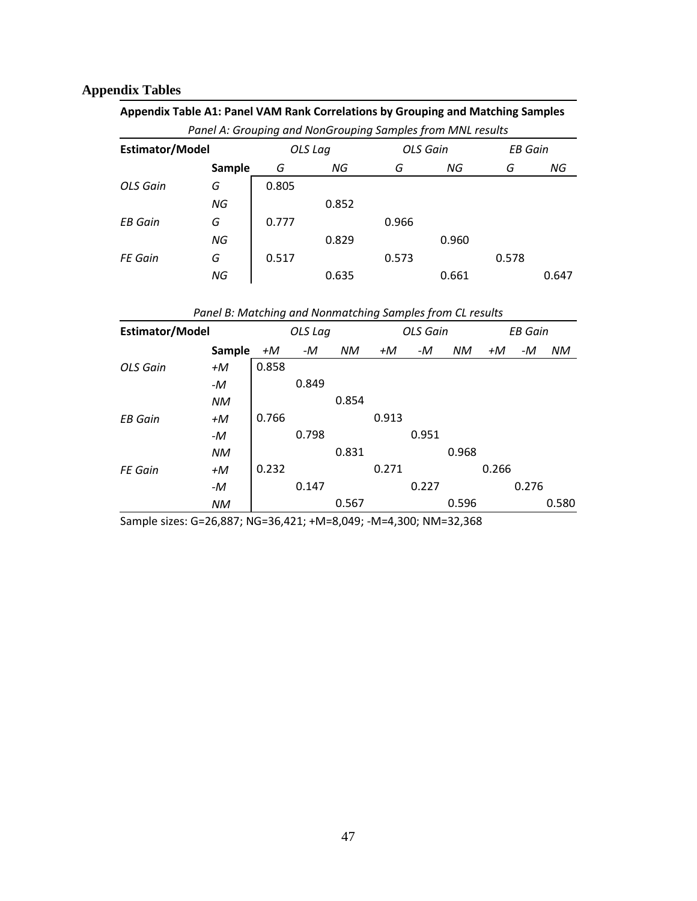## Appendix Tables

**Appendix Table A1: Panel VAM Rank Correlations by Grouping and Matching Samples**

*Panel A: Grouping and NonGrouping Samples from MNL results*

| Estimator/Model | | *OLS Lag* | | *OLS Gain* | | *EB Gain* | |
|---|---|---|---|---|---|---|---|
| | **Sample** | *G* | *NG* | *G* | *NG* | *G* | *NG* |
| *OLS Gain* | *G* | 0.805 | | | | | |
| | *NG* | | 0.852 | | | | |
| *EB Gain* | *G* | 0.777 | | 0.966 | | | |
| | *NG* | | 0.829 | | 0.960 | | |
| *FE Gain* | *G* | 0.517 | | 0.573 | | 0.578 | |
| | *NG* | | 0.635 | | 0.661 | | 0.647 |

*Panel B: Matching and Nonmatching Samples from CL results*

| Estimator/Model | | *OLS Lag* | | | *OLS Gain* | | | *EB Gain* | | |
|---|---|---|---|---|---|---|---|---|---|---|
| | **Sample** | *+M* | *-M* | *NM* | *+M* | *-M* | *NM* | *+M* | *-M* | *NM* |
| *OLS Gain* | *+M* | 0.858 | | | | | | | | |
| | *-M* | | 0.849 | | | | | | | |
| | *NM* | | | 0.854 | | | | | | |
| *EB Gain* | *+M* | 0.766 | | | 0.913 | | | | | |
| | *-M* | | 0.798 | | | 0.951 | | | | |
| | *NM* | | | 0.831 | | | 0.968 | | | |
| *FE Gain* | *+M* | 0.232 | | | 0.271 | | | 0.266 | | |
| | *-M* | | 0.147 | | | 0.227 | | | 0.276 | |
| | *NM* | | | 0.567 | | | 0.596 | | | 0.580 |

Sample sizes: G=26,887; NG=36,421; +M=8,049; -M=4,300; NM=32,368